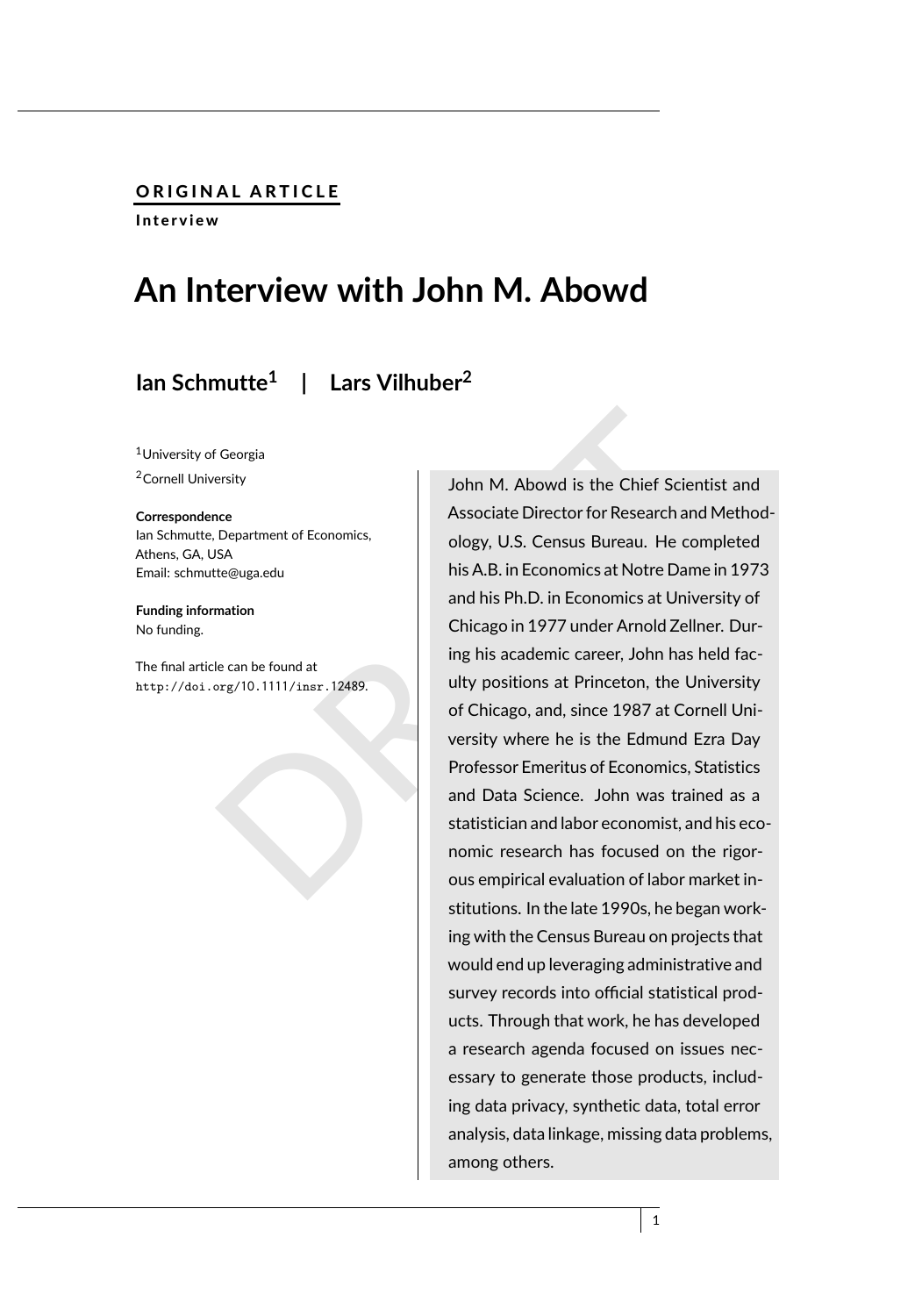**ORIGINAL ARTICLE**

**Interview**

# An Interview with John M. Abowd

**Ian Schmutte[1] | Lars Vilhuber[2]**

[1]University of Georgia

[2]Cornell University

**Correspondence**
Ian Schmutte, Department of Economics, Athens, GA, USA
Email: schmutte@uga.edu

**Funding information**
No funding.

The final article can be found at http://doi.org/10.1111/insr.12489.

John M. Abowd is the Chief Scientist and Associate Director for Research and Methodology, U.S. Census Bureau. He completed his A.B. in Economics at Notre Dame in 1973 and his Ph.D. in Economics at University of Chicago in 1977 under Arnold Zellner. During his academic career, John has held faculty positions at Princeton, the University of Chicago, and, since 1987 at Cornell University where he is the Edmund Ezra Day Professor Emeritus of Economics, Statistics and Data Science. John was trained as a statistician and labor economist, and his economic research has focused on the rigorous empirical evaluation of labor market institutions. In the late 1990s, he began working with the Census Bureau on projects that would end up leveraging administrative and survey records into official statistical products. Through that work, he has developed a research agenda focused on issues necessary to generate those products, including data privacy, synthetic data, total error analysis, data linkage, missing data problems, among others.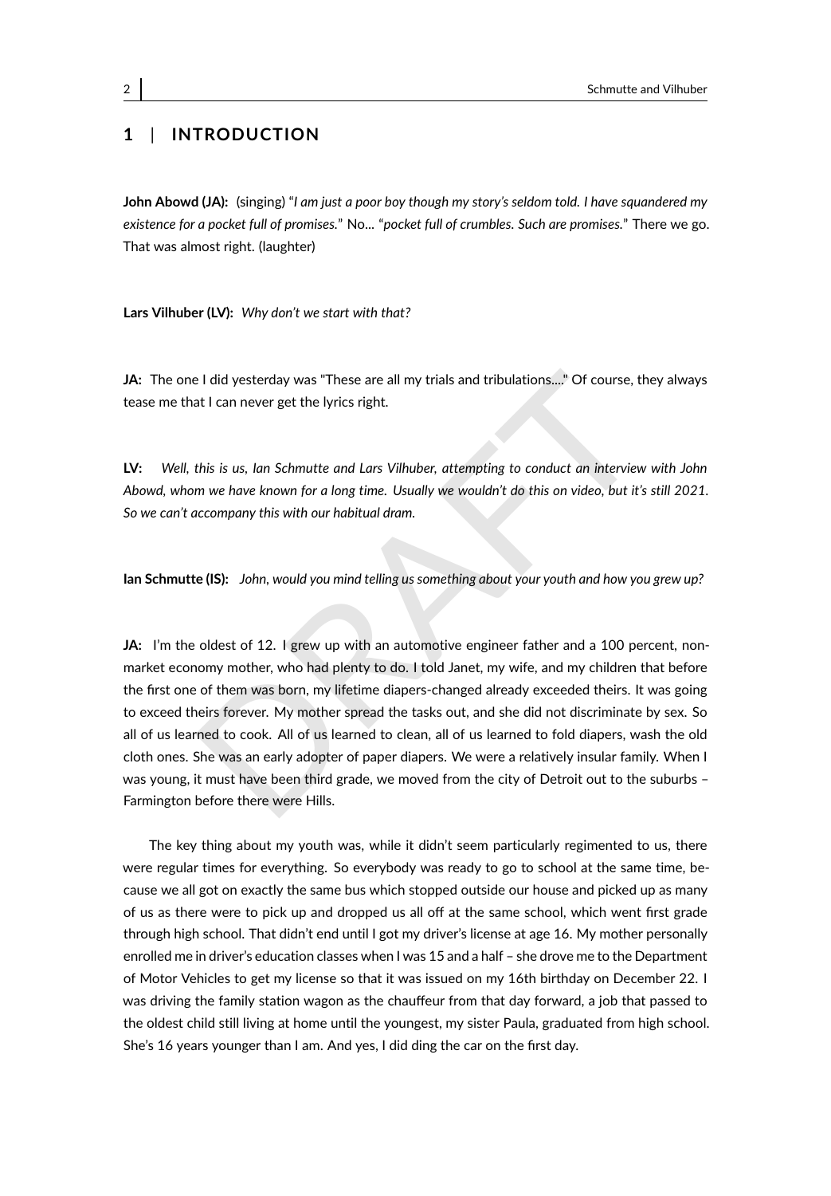# 1 | INTRODUCTION

**John Abowd (JA):** (singing) "*I am just a poor boy though my story's seldom told. I have squandered my existence for a pocket full of promises.*" No... "*pocket full of crumbles. Such are promises.*" There we go. That was almost right. (laughter)

**Lars Vilhuber (LV):** *Why don't we start with that?*

**JA:** The one I did yesterday was "These are all my trials and tribulations...." Of course, they always tease me that I can never get the lyrics right.

**LV:** *Well, this is us, Ian Schmutte and Lars Vilhuber, attempting to conduct an interview with John Abowd, whom we have known for a long time. Usually we wouldn't do this on video, but it's still 2021. So we can't accompany this with our habitual dram.*

**Ian Schmutte (IS):** *John, would you mind telling us something about your youth and how you grew up?*

**JA:** I'm the oldest of 12. I grew up with an automotive engineer father and a 100 percent, non-market economy mother, who had plenty to do. I told Janet, my wife, and my children that before the first one of them was born, my lifetime diapers-changed already exceeded theirs. It was going to exceed theirs forever. My mother spread the tasks out, and she did not discriminate by sex. So all of us learned to cook. All of us learned to clean, all of us learned to fold diapers, wash the old cloth ones. She was an early adopter of paper diapers. We were a relatively insular family. When I was young, it must have been third grade, we moved from the city of Detroit out to the suburbs – Farmington before there were Hills.

The key thing about my youth was, while it didn't seem particularly regimented to us, there were regular times for everything. So everybody was ready to go to school at the same time, because we all got on exactly the same bus which stopped outside our house and picked up as many of us as there were to pick up and dropped us all off at the same school, which went first grade through high school. That didn't end until I got my driver's license at age 16. My mother personally enrolled me in driver's education classes when I was 15 and a half – she drove me to the Department of Motor Vehicles to get my license so that it was issued on my 16th birthday on December 22. I was driving the family station wagon as the chauffeur from that day forward, a job that passed to the oldest child still living at home until the youngest, my sister Paula, graduated from high school. She's 16 years younger than I am. And yes, I did ding the car on the first day.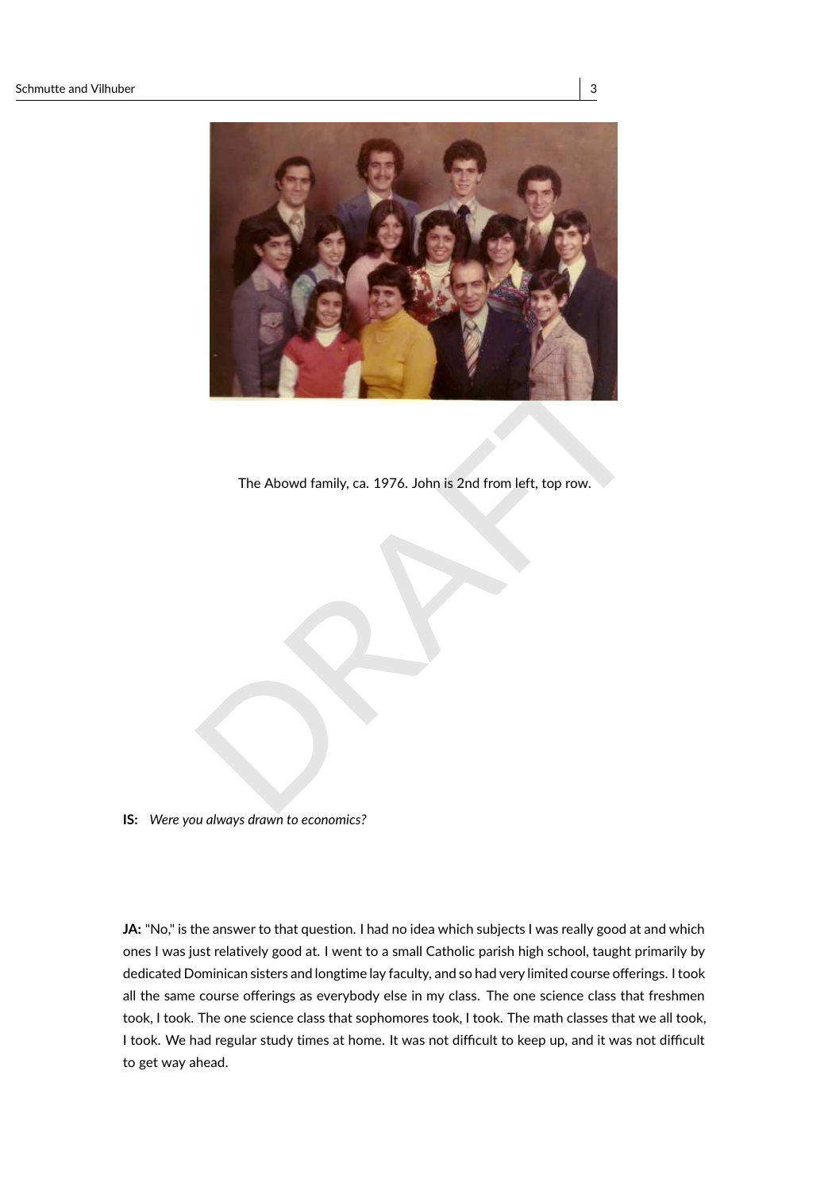The Abowd family, ca. 1976. John is 2nd from left, top row.

**IS:** *Were you always drawn to economics?*

**JA:** "No," is the answer to that question. I had no idea which subjects I was really good at and which ones I was just relatively good at. I went to a small Catholic parish high school, taught primarily by dedicated Dominican sisters and longtime lay faculty, and so had very limited course offerings. I took all the same course offerings as everybody else in my class. The one science class that freshmen took, I took. The one science class that sophomores took, I took. The math classes that we all took, I took. We had regular study times at home. It was not difficult to keep up, and it was not difficult to get way ahead.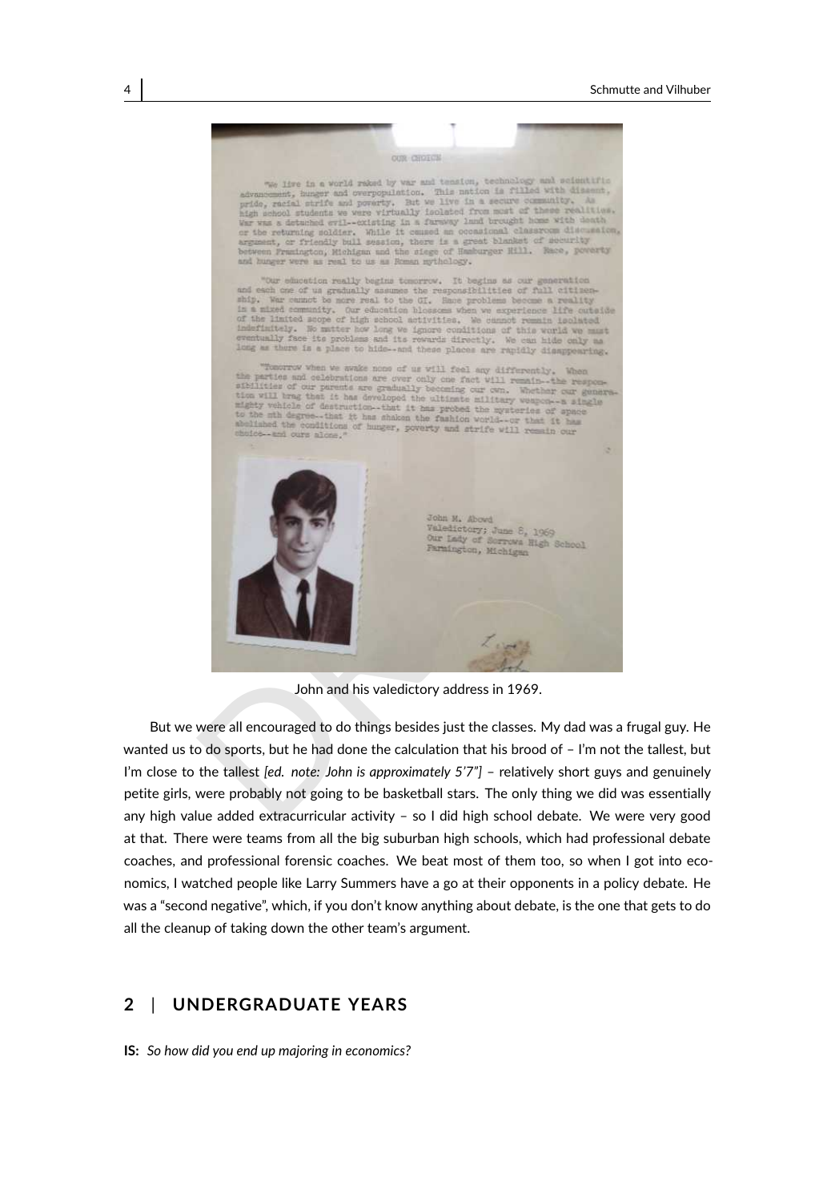John and his valedictory address in 1969.

But we were all encouraged to do things besides just the classes. My dad was a frugal guy. He wanted us to do sports, but he had done the calculation that his brood of – I'm not the tallest, but I'm close to the tallest *[ed. note: John is approximately 5'7"]* – relatively short guys and genuinely petite girls, were probably not going to be basketball stars. The only thing we did was essentially any high value added extracurricular activity – so I did high school debate. We were very good at that. There were teams from all the big suburban high schools, which had professional debate coaches, and professional forensic coaches. We beat most of them too, so when I got into economics, I watched people like Larry Summers have a go at their opponents in a policy debate. He was a "second negative", which, if you don't know anything about debate, is the one that gets to do all the cleanup of taking down the other team's argument.

## 2 | UNDERGRADUATE YEARS

**IS:** *So how did you end up majoring in economics?*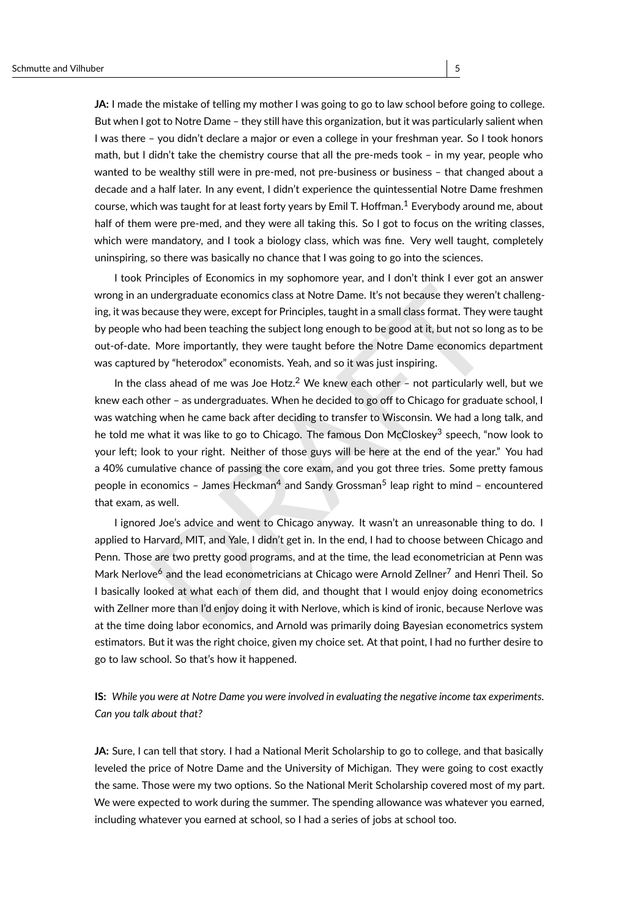**JA:** I made the mistake of telling my mother I was going to go to law school before going to college. But when I got to Notre Dame – they still have this organization, but it was particularly salient when I was there – you didn't declare a major or even a college in your freshman year. So I took honors math, but I didn't take the chemistry course that all the pre-meds took – in my year, people who wanted to be wealthy still were in pre-med, not pre-business or business – that changed about a decade and a half later. In any event, I didn't experience the quintessential Notre Dame freshmen course, which was taught for at least forty years by Emil T. Hoffman.[1] Everybody around me, about half of them were pre-med, and they were all taking this. So I got to focus on the writing classes, which were mandatory, and I took a biology class, which was fine. Very well taught, completely uninspiring, so there was basically no chance that I was going to go into the sciences.

I took Principles of Economics in my sophomore year, and I don't think I ever got an answer wrong in an undergraduate economics class at Notre Dame. It's not because they weren't challenging, it was because they were, except for Principles, taught in a small class format. They were taught by people who had been teaching the subject long enough to be good at it, but not so long as to be out-of-date. More importantly, they were taught before the Notre Dame economics department was captured by "heterodox" economists. Yeah, and so it was just inspiring.

In the class ahead of me was Joe Hotz.[2] We knew each other – not particularly well, but we knew each other – as undergraduates. When he decided to go off to Chicago for graduate school, I was watching when he came back after deciding to transfer to Wisconsin. We had a long talk, and he told me what it was like to go to Chicago. The famous Don McCloskey[3] speech, "now look to your left; look to your right. Neither of those guys will be here at the end of the year." You had a 40% cumulative chance of passing the core exam, and you got three tries. Some pretty famous people in economics – James Heckman[4] and Sandy Grossman[5] leap right to mind – encountered that exam, as well.

I ignored Joe's advice and went to Chicago anyway. It wasn't an unreasonable thing to do. I applied to Harvard, MIT, and Yale, I didn't get in. In the end, I had to choose between Chicago and Penn. Those are two pretty good programs, and at the time, the lead econometrician at Penn was Mark Nerlove[6] and the lead econometricians at Chicago were Arnold Zellner[7] and Henri Theil. So I basically looked at what each of them did, and thought that I would enjoy doing econometrics with Zellner more than I'd enjoy doing it with Nerlove, which is kind of ironic, because Nerlove was at the time doing labor economics, and Arnold was primarily doing Bayesian econometrics system estimators. But it was the right choice, given my choice set. At that point, I had no further desire to go to law school. So that's how it happened.

**IS:** *While you were at Notre Dame you were involved in evaluating the negative income tax experiments. Can you talk about that?*

**JA:** Sure, I can tell that story. I had a National Merit Scholarship to go to college, and that basically leveled the price of Notre Dame and the University of Michigan. They were going to cost exactly the same. Those were my two options. So the National Merit Scholarship covered most of my part. We were expected to work during the summer. The spending allowance was whatever you earned, including whatever you earned at school, so I had a series of jobs at school too.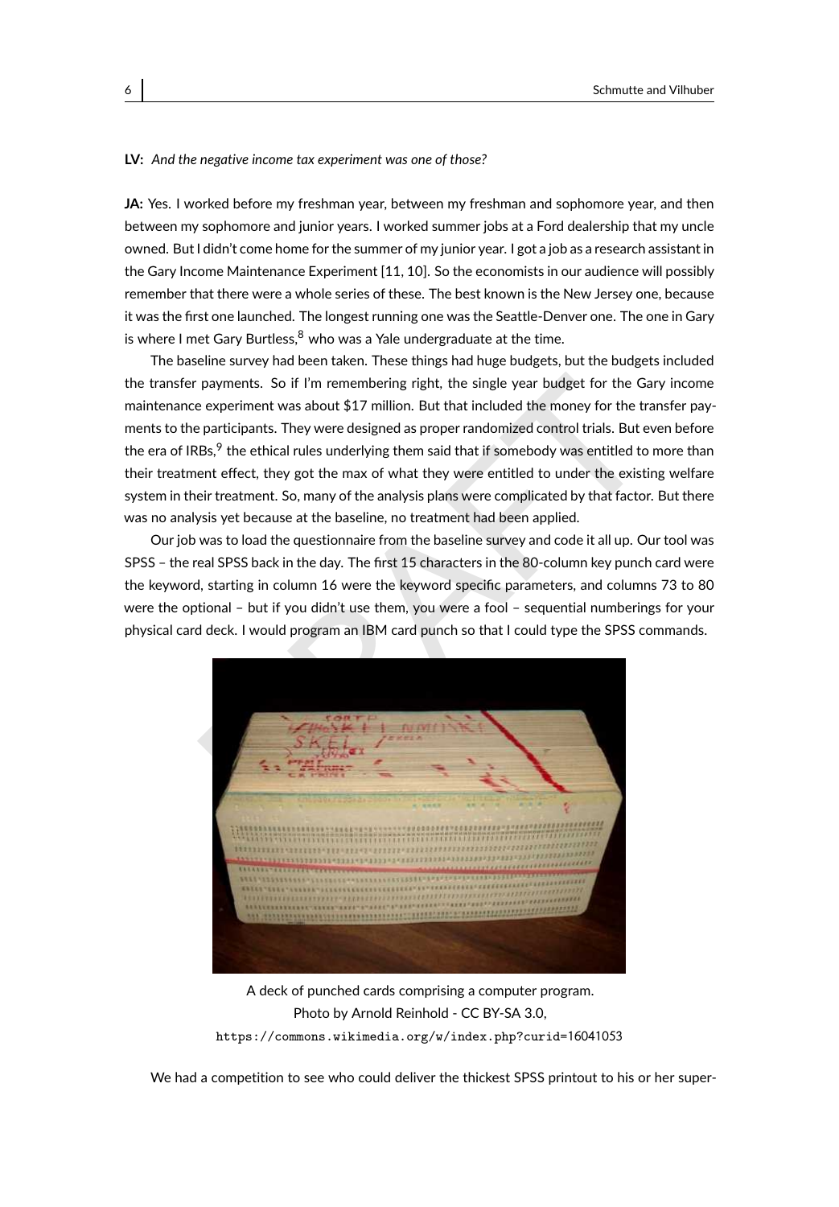**LV:** *And the negative income tax experiment was one of those?*

**JA:** Yes. I worked before my freshman year, between my freshman and sophomore year, and then between my sophomore and junior years. I worked summer jobs at a Ford dealership that my uncle owned. But I didn't come home for the summer of my junior year. I got a job as a research assistant in the Gary Income Maintenance Experiment [11, 10]. So the economists in our audience will possibly remember that there were a whole series of these. The best known is the New Jersey one, because it was the first one launched. The longest running one was the Seattle-Denver one. The one in Gary is where I met Gary Burtless,[8] who was a Yale undergraduate at the time.

The baseline survey had been taken. These things had huge budgets, but the budgets included the transfer payments. So if I'm remembering right, the single year budget for the Gary income maintenance experiment was about $17 million. But that included the money for the transfer payments to the participants. They were designed as proper randomized control trials. But even before the era of IRBs,[9] the ethical rules underlying them said that if somebody was entitled to more than their treatment effect, they got the max of what they were entitled to under the existing welfare system in their treatment. So, many of the analysis plans were complicated by that factor. But there was no analysis yet because at the baseline, no treatment had been applied.

Our job was to load the questionnaire from the baseline survey and code it all up. Our tool was SPSS – the real SPSS back in the day. The first 15 characters in the 80-column key punch card were the keyword, starting in column 16 were the keyword specific parameters, and columns 73 to 80 were the optional – but if you didn't use them, you were a fool – sequential numberings for your physical card deck. I would program an IBM card punch so that I could type the SPSS commands.

A deck of punched cards comprising a computer program.
Photo by Arnold Reinhold - CC BY-SA 3.0,
https://commons.wikimedia.org/w/index.php?curid=16041053

We had a competition to see who could deliver the thickest SPSS printout to his or her super-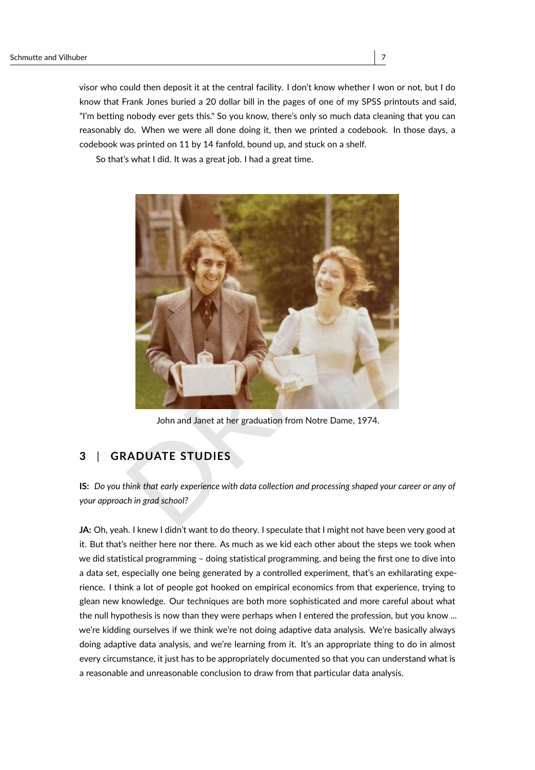visor who could then deposit it at the central facility. I don't know whether I won or not, but I do know that Frank Jones buried a 20 dollar bill in the pages of one of my SPSS printouts and said, "I'm betting nobody ever gets this." So you know, there's only so much data cleaning that you can reasonably do. When we were all done doing it, then we printed a codebook. In those days, a codebook was printed on 11 by 14 fanfold, bound up, and stuck on a shelf.

So that's what I did. It was a great job. I had a great time.

John and Janet at her graduation from Notre Dame, 1974.

## 3 | GRADUATE STUDIES

**IS:** *Do you think that early experience with data collection and processing shaped your career or any of your approach in grad school?*

**JA:** Oh, yeah. I knew I didn't want to do theory. I speculate that I might not have been very good at it. But that's neither here nor there. As much as we kid each other about the steps we took when we did statistical programming – doing statistical programming, and being the first one to dive into a data set, especially one being generated by a controlled experiment, that's an exhilarating experience. I think a lot of people got hooked on empirical economics from that experience, trying to glean new knowledge. Our techniques are both more sophisticated and more careful about what the null hypothesis is now than they were perhaps when I entered the profession, but you know ... we're kidding ourselves if we think we're not doing adaptive data analysis. We're basically always doing adaptive data analysis, and we're learning from it. It's an appropriate thing to do in almost every circumstance, it just has to be appropriately documented so that you can understand what is a reasonable and unreasonable conclusion to draw from that particular data analysis.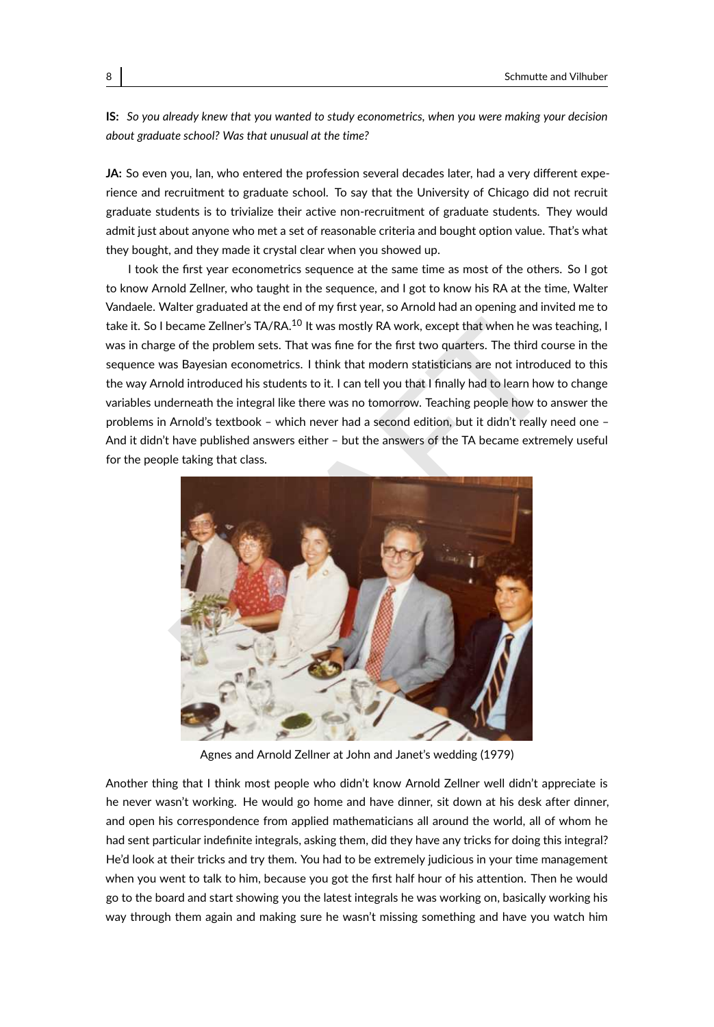**IS:** *So you already knew that you wanted to study econometrics, when you were making your decision about graduate school? Was that unusual at the time?*

**JA:** So even you, Ian, who entered the profession several decades later, had a very different experience and recruitment to graduate school. To say that the University of Chicago did not recruit graduate students is to trivialize their active non-recruitment of graduate students. They would admit just about anyone who met a set of reasonable criteria and bought option value. That's what they bought, and they made it crystal clear when you showed up.

I took the first year econometrics sequence at the same time as most of the others. So I got to know Arnold Zellner, who taught in the sequence, and I got to know his RA at the time, Walter Vandaele. Walter graduated at the end of my first year, so Arnold had an opening and invited me to take it. So I became Zellner's TA/RA.[10] It was mostly RA work, except that when he was teaching, I was in charge of the problem sets. That was fine for the first two quarters. The third course in the sequence was Bayesian econometrics. I think that modern statisticians are not introduced to this the way Arnold introduced his students to it. I can tell you that I finally had to learn how to change variables underneath the integral like there was no tomorrow. Teaching people how to answer the problems in Arnold's textbook – which never had a second edition, but it didn't really need one – And it didn't have published answers either – but the answers of the TA became extremely useful for the people taking that class.

Agnes and Arnold Zellner at John and Janet's wedding (1979)

Another thing that I think most people who didn't know Arnold Zellner well didn't appreciate is he never wasn't working. He would go home and have dinner, sit down at his desk after dinner, and open his correspondence from applied mathematicians all around the world, all of whom he had sent particular indefinite integrals, asking them, did they have any tricks for doing this integral? He'd look at their tricks and try them. You had to be extremely judicious in your time management when you went to talk to him, because you got the first half hour of his attention. Then he would go to the board and start showing you the latest integrals he was working on, basically working his way through them again and making sure he wasn't missing something and have you watch him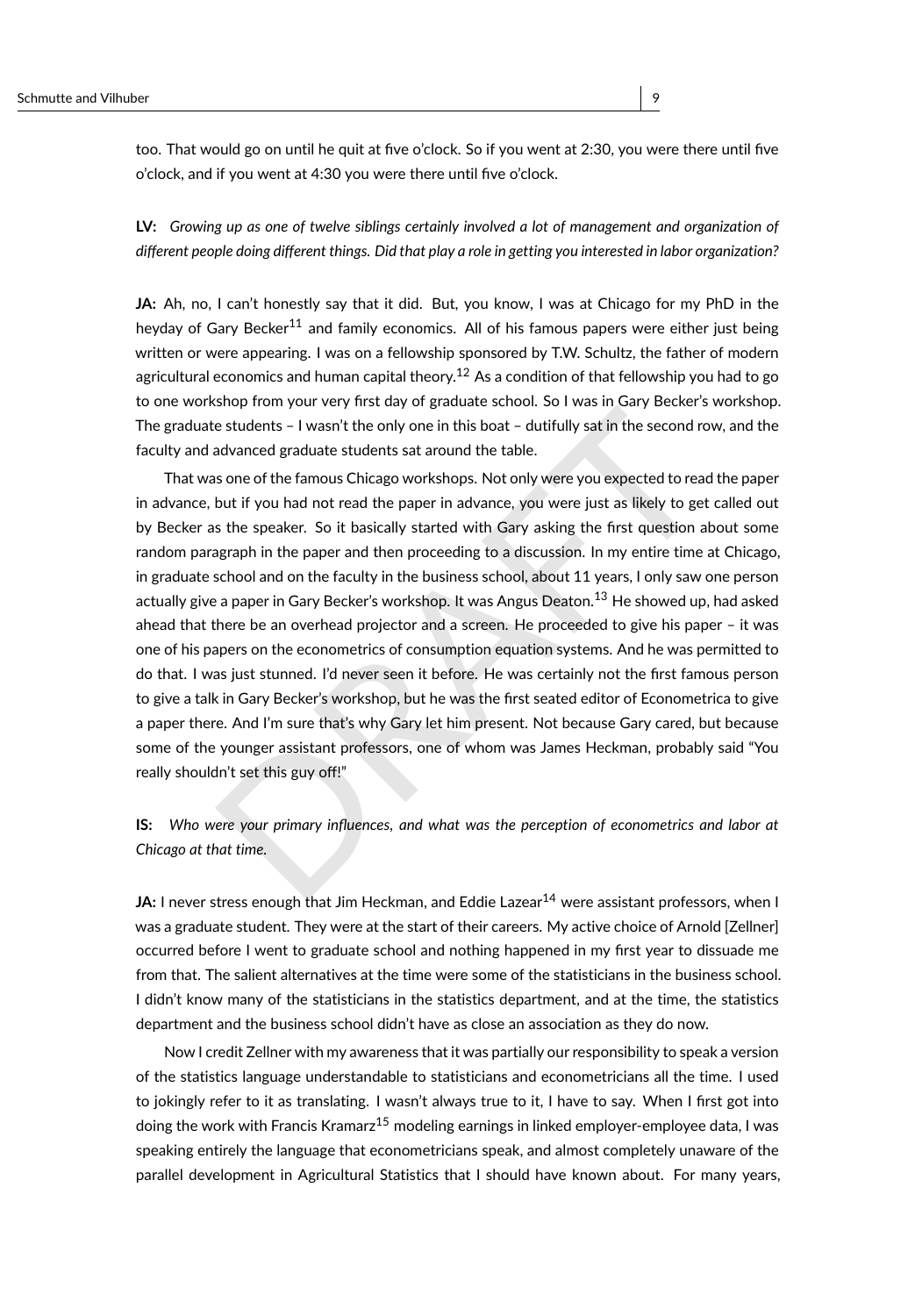too. That would go on until he quit at five o'clock. So if you went at 2:30, you were there until five o'clock, and if you went at 4:30 you were there until five o'clock.

**LV:** *Growing up as one of twelve siblings certainly involved a lot of management and organization of different people doing different things. Did that play a role in getting you interested in labor organization?*

**JA:** Ah, no, I can't honestly say that it did. But, you know, I was at Chicago for my PhD in the heyday of Gary Becker[11] and family economics. All of his famous papers were either just being written or were appearing. I was on a fellowship sponsored by T.W. Schultz, the father of modern agricultural economics and human capital theory.[12] As a condition of that fellowship you had to go to one workshop from your very first day of graduate school. So I was in Gary Becker's workshop. The graduate students – I wasn't the only one in this boat – dutifully sat in the second row, and the faculty and advanced graduate students sat around the table.

That was one of the famous Chicago workshops. Not only were you expected to read the paper in advance, but if you had not read the paper in advance, you were just as likely to get called out by Becker as the speaker. So it basically started with Gary asking the first question about some random paragraph in the paper and then proceeding to a discussion. In my entire time at Chicago, in graduate school and on the faculty in the business school, about 11 years, I only saw one person actually give a paper in Gary Becker's workshop. It was Angus Deaton.[13] He showed up, had asked ahead that there be an overhead projector and a screen. He proceeded to give his paper – it was one of his papers on the econometrics of consumption equation systems. And he was permitted to do that. I was just stunned. I'd never seen it before. He was certainly not the first famous person to give a talk in Gary Becker's workshop, but he was the first seated editor of Econometrica to give a paper there. And I'm sure that's why Gary let him present. Not because Gary cared, but because some of the younger assistant professors, one of whom was James Heckman, probably said "You really shouldn't set this guy off!"

**IS:** *Who were your primary influences, and what was the perception of econometrics and labor at Chicago at that time.*

**JA:** I never stress enough that Jim Heckman, and Eddie Lazear[14] were assistant professors, when I was a graduate student. They were at the start of their careers. My active choice of Arnold [Zellner] occurred before I went to graduate school and nothing happened in my first year to dissuade me from that. The salient alternatives at the time were some of the statisticians in the business school. I didn't know many of the statisticians in the statistics department, and at the time, the statistics department and the business school didn't have as close an association as they do now.

Now I credit Zellner with my awareness that it was partially our responsibility to speak a version of the statistics language understandable to statisticians and econometricians all the time. I used to jokingly refer to it as translating. I wasn't always true to it, I have to say. When I first got into doing the work with Francis Kramarz[15] modeling earnings in linked employer-employee data, I was speaking entirely the language that econometricians speak, and almost completely unaware of the parallel development in Agricultural Statistics that I should have known about. For many years,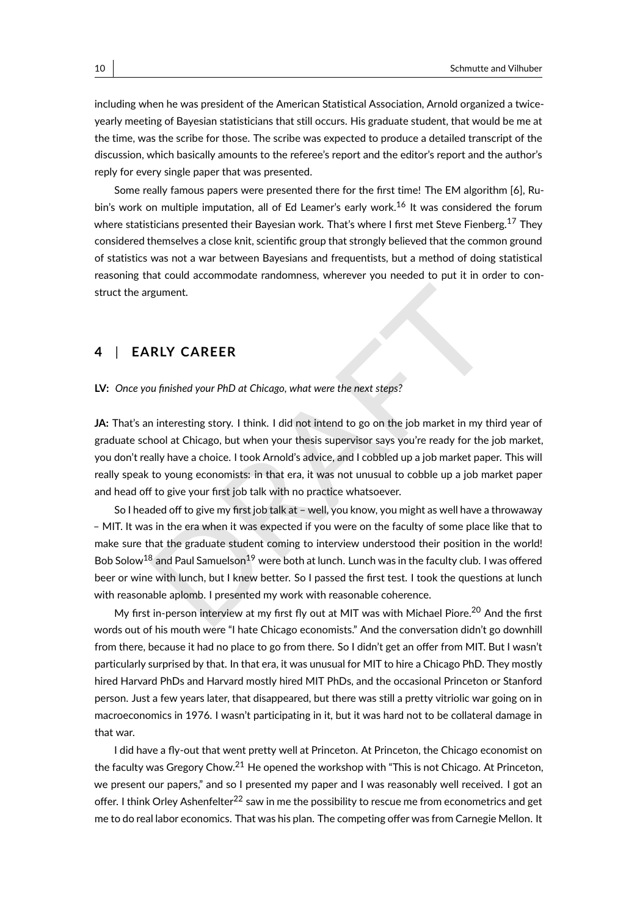including when he was president of the American Statistical Association, Arnold organized a twice-yearly meeting of Bayesian statisticians that still occurs. His graduate student, that would be me at the time, was the scribe for those. The scribe was expected to produce a detailed transcript of the discussion, which basically amounts to the referee's report and the editor's report and the author's reply for every single paper that was presented.

Some really famous papers were presented there for the first time! The EM algorithm [6], Rubin's work on multiple imputation, all of Ed Leamer's early work.[16] It was considered the forum where statisticians presented their Bayesian work. That's where I first met Steve Fienberg.[17] They considered themselves a close knit, scientific group that strongly believed that the common ground of statistics was not a war between Bayesians and frequentists, but a method of doing statistical reasoning that could accommodate randomness, wherever you needed to put it in order to construct the argument.

## 4 | EARLY CAREER

**LV:** *Once you finished your PhD at Chicago, what were the next steps?*

**JA:** That's an interesting story. I think. I did not intend to go on the job market in my third year of graduate school at Chicago, but when your thesis supervisor says you're ready for the job market, you don't really have a choice. I took Arnold's advice, and I cobbled up a job market paper. This will really speak to young economists: in that era, it was not unusual to cobble up a job market paper and head off to give your first job talk with no practice whatsoever.

So I headed off to give my first job talk at – well, you know, you might as well have a throwaway – MIT. It was in the era when it was expected if you were on the faculty of some place like that to make sure that the graduate student coming to interview understood their position in the world! Bob Solow[18] and Paul Samuelson[19] were both at lunch. Lunch was in the faculty club. I was offered beer or wine with lunch, but I knew better. So I passed the first test. I took the questions at lunch with reasonable aplomb. I presented my work with reasonable coherence.

My first in-person interview at my first fly out at MIT was with Michael Piore.[20] And the first words out of his mouth were "I hate Chicago economists." And the conversation didn't go downhill from there, because it had no place to go from there. So I didn't get an offer from MIT. But I wasn't particularly surprised by that. In that era, it was unusual for MIT to hire a Chicago PhD. They mostly hired Harvard PhDs and Harvard mostly hired MIT PhDs, and the occasional Princeton or Stanford person. Just a few years later, that disappeared, but there was still a pretty vitriolic war going on in macroeconomics in 1976. I wasn't participating in it, but it was hard not to be collateral damage in that war.

I did have a fly-out that went pretty well at Princeton. At Princeton, the Chicago economist on the faculty was Gregory Chow.[21] He opened the workshop with "This is not Chicago. At Princeton, we present our papers," and so I presented my paper and I was reasonably well received. I got an offer. I think Orley Ashenfelter[22] saw in me the possibility to rescue me from econometrics and get me to do real labor economics. That was his plan. The competing offer was from Carnegie Mellon. It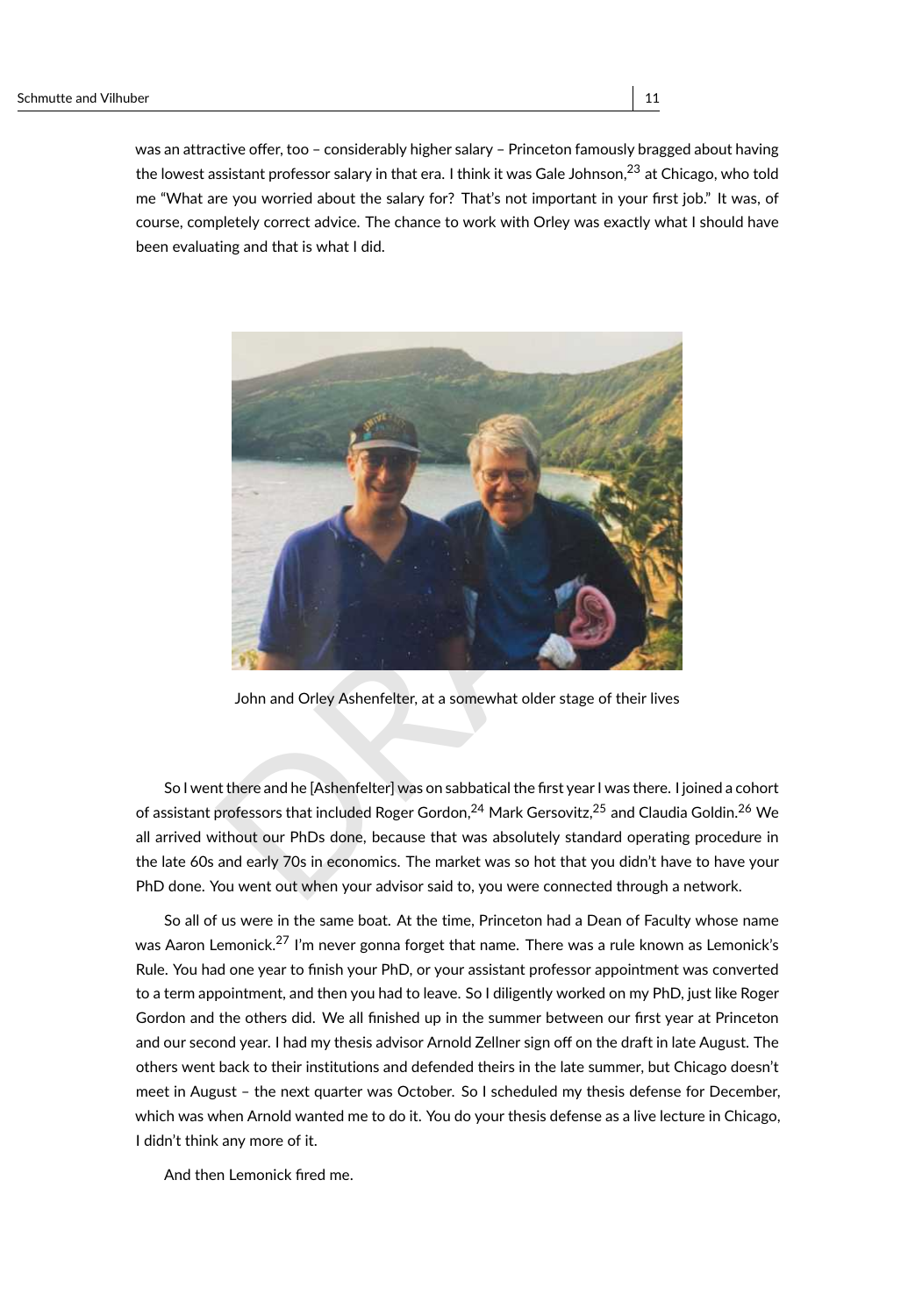was an attractive offer, too – considerably higher salary – Princeton famously bragged about having the lowest assistant professor salary in that era. I think it was Gale Johnson,[23] at Chicago, who told me "What are you worried about the salary for? That's not important in your first job." It was, of course, completely correct advice. The chance to work with Orley was exactly what I should have been evaluating and that is what I did.

John and Orley Ashenfelter, at a somewhat older stage of their lives

So I went there and he [Ashenfelter] was on sabbatical the first year I was there. I joined a cohort of assistant professors that included Roger Gordon,[24] Mark Gersovitz,[25] and Claudia Goldin.[26] We all arrived without our PhDs done, because that was absolutely standard operating procedure in the late 60s and early 70s in economics. The market was so hot that you didn't have to have your PhD done. You went out when your advisor said to, you were connected through a network.

So all of us were in the same boat. At the time, Princeton had a Dean of Faculty whose name was Aaron Lemonick.[27] I'm never gonna forget that name. There was a rule known as Lemonick's Rule. You had one year to finish your PhD, or your assistant professor appointment was converted to a term appointment, and then you had to leave. So I diligently worked on my PhD, just like Roger Gordon and the others did. We all finished up in the summer between our first year at Princeton and our second year. I had my thesis advisor Arnold Zellner sign off on the draft in late August. The others went back to their institutions and defended theirs in the late summer, but Chicago doesn't meet in August – the next quarter was October. So I scheduled my thesis defense for December, which was when Arnold wanted me to do it. You do your thesis defense as a live lecture in Chicago, I didn't think any more of it.

And then Lemonick fired me.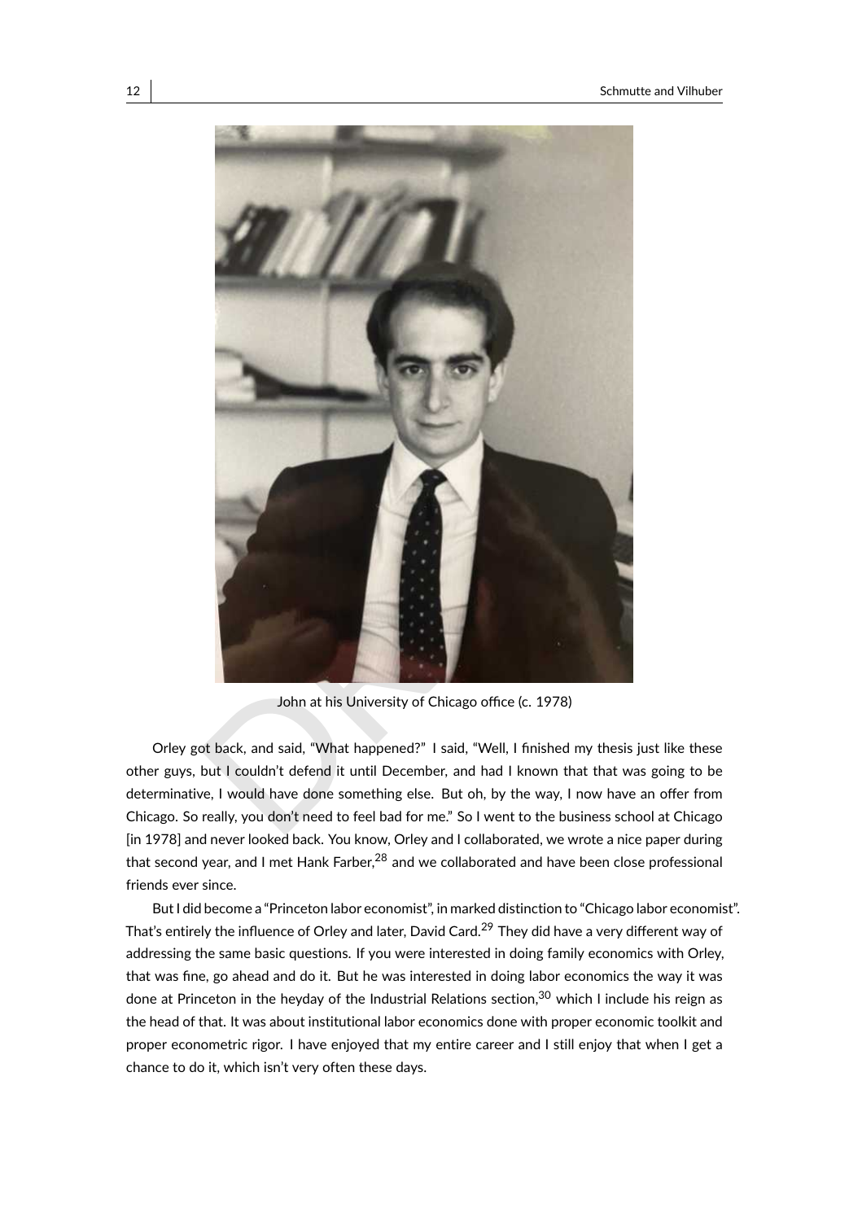John at his University of Chicago office (c. 1978)

Orley got back, and said, "What happened?" I said, "Well, I finished my thesis just like these other guys, but I couldn't defend it until December, and had I known that that was going to be determinative, I would have done something else. But oh, by the way, I now have an offer from Chicago. So really, you don't need to feel bad for me." So I went to the business school at Chicago [in 1978] and never looked back. You know, Orley and I collaborated, we wrote a nice paper during that second year, and I met Hank Farber,[28] and we collaborated and have been close professional friends ever since.

But I did become a "Princeton labor economist", in marked distinction to "Chicago labor economist". That's entirely the influence of Orley and later, David Card.[29] They did have a very different way of addressing the same basic questions. If you were interested in doing family economics with Orley, that was fine, go ahead and do it. But he was interested in doing labor economics the way it was done at Princeton in the heyday of the Industrial Relations section,[30] which I include his reign as the head of that. It was about institutional labor economics done with proper economic toolkit and proper econometric rigor. I have enjoyed that my entire career and I still enjoy that when I get a chance to do it, which isn't very often these days.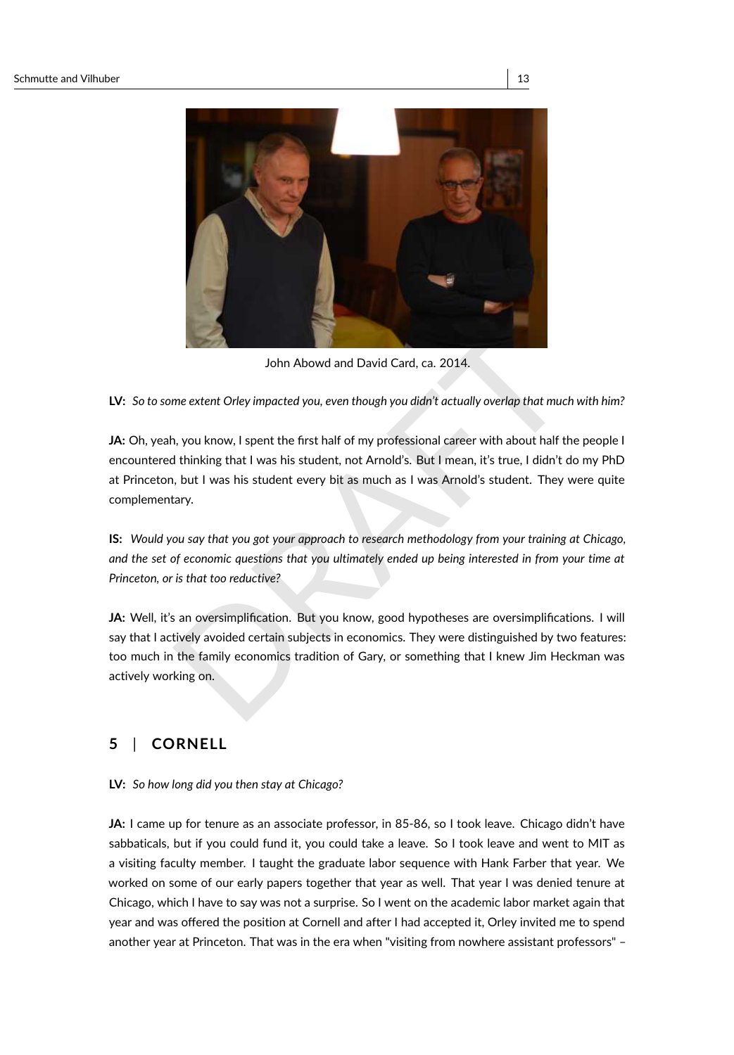John Abowd and David Card, ca. 2014.

**LV:** *So to some extent Orley impacted you, even though you didn't actually overlap that much with him?*

**JA:** Oh, yeah, you know, I spent the first half of my professional career with about half the people I encountered thinking that I was his student, not Arnold's. But I mean, it's true, I didn't do my PhD at Princeton, but I was his student every bit as much as I was Arnold's student. They were quite complementary.

**IS:** *Would you say that you got your approach to research methodology from your training at Chicago, and the set of economic questions that you ultimately ended up being interested in from your time at Princeton, or is that too reductive?*

**JA:** Well, it's an oversimplification. But you know, good hypotheses are oversimplifications. I will say that I actively avoided certain subjects in economics. They were distinguished by two features: too much in the family economics tradition of Gary, or something that I knew Jim Heckman was actively working on.

## 5 | CORNELL

**LV:** *So how long did you then stay at Chicago?*

**JA:** I came up for tenure as an associate professor, in 85-86, so I took leave. Chicago didn't have sabbaticals, but if you could fund it, you could take a leave. So I took leave and went to MIT as a visiting faculty member. I taught the graduate labor sequence with Hank Farber that year. We worked on some of our early papers together that year as well. That year I was denied tenure at Chicago, which I have to say was not a surprise. So I went on the academic labor market again that year and was offered the position at Cornell and after I had accepted it, Orley invited me to spend another year at Princeton. That was in the era when "visiting from nowhere assistant professors" –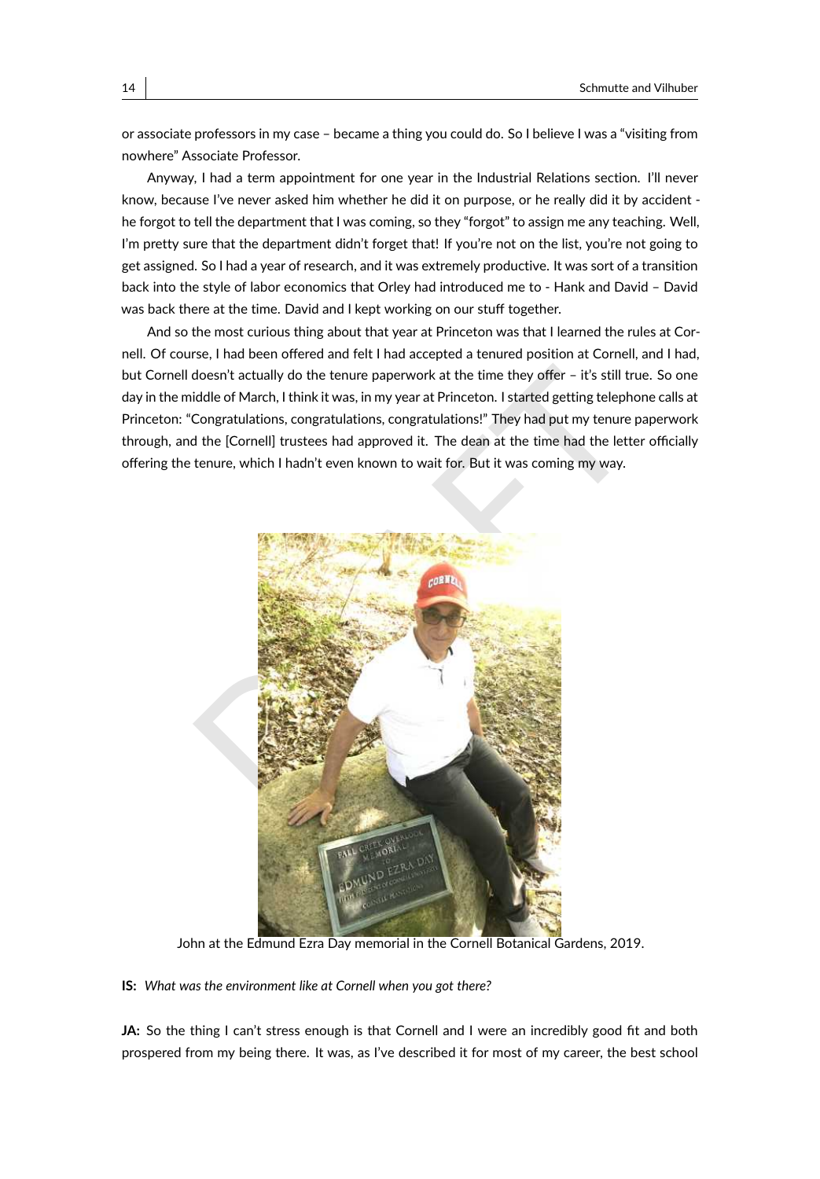or associate professors in my case – became a thing you could do. So I believe I was a "visiting from nowhere" Associate Professor.

Anyway, I had a term appointment for one year in the Industrial Relations section. I'll never know, because I've never asked him whether he did it on purpose, or he really did it by accident - he forgot to tell the department that I was coming, so they "forgot" to assign me any teaching. Well, I'm pretty sure that the department didn't forget that! If you're not on the list, you're not going to get assigned. So I had a year of research, and it was extremely productive. It was sort of a transition back into the style of labor economics that Orley had introduced me to - Hank and David – David was back there at the time. David and I kept working on our stuff together.

And so the most curious thing about that year at Princeton was that I learned the rules at Cornell. Of course, I had been offered and felt I had accepted a tenured position at Cornell, and I had, but Cornell doesn't actually do the tenure paperwork at the time they offer – it's still true. So one day in the middle of March, I think it was, in my year at Princeton. I started getting telephone calls at Princeton: "Congratulations, congratulations, congratulations!" They had put my tenure paperwork through, and the [Cornell] trustees had approved it. The dean at the time had the letter officially offering the tenure, which I hadn't even known to wait for. But it was coming my way.

John at the Edmund Ezra Day memorial in the Cornell Botanical Gardens, 2019.

**IS:** *What was the environment like at Cornell when you got there?*

**JA:** So the thing I can't stress enough is that Cornell and I were an incredibly good fit and both prospered from my being there. It was, as I've described it for most of my career, the best school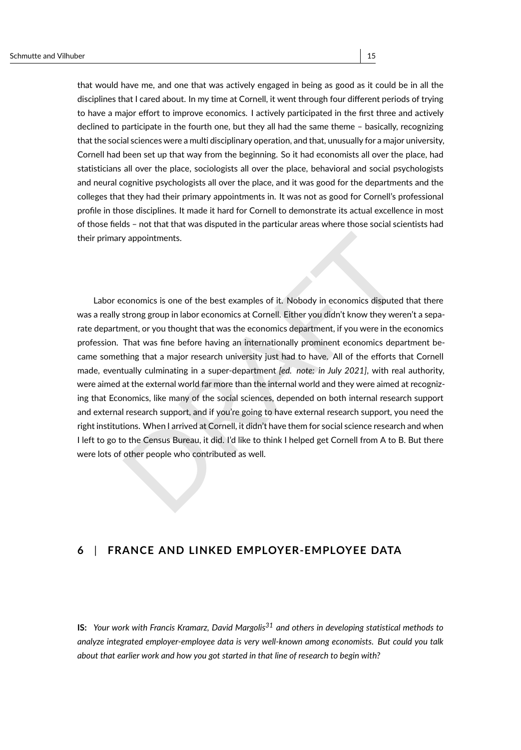that would have me, and one that was actively engaged in being as good as it could be in all the disciplines that I cared about. In my time at Cornell, it went through four different periods of trying to have a major effort to improve economics. I actively participated in the first three and actively declined to participate in the fourth one, but they all had the same theme – basically, recognizing that the social sciences were a multi disciplinary operation, and that, unusually for a major university, Cornell had been set up that way from the beginning. So it had economists all over the place, had statisticians all over the place, sociologists all over the place, behavioral and social psychologists and neural cognitive psychologists all over the place, and it was good for the departments and the colleges that they had their primary appointments in. It was not as good for Cornell's professional profile in those disciplines. It made it hard for Cornell to demonstrate its actual excellence in most of those fields – not that that was disputed in the particular areas where those social scientists had their primary appointments.

Labor economics is one of the best examples of it. Nobody in economics disputed that there was a really strong group in labor economics at Cornell. Either you didn't know they weren't a separate department, or you thought that was the economics department, if you were in the economics profession. That was fine before having an internationally prominent economics department became something that a major research university just had to have. All of the efforts that Cornell made, eventually culminating in a super-department *[ed. note: in July 2021]*, with real authority, were aimed at the external world far more than the internal world and they were aimed at recognizing that Economics, like many of the social sciences, depended on both internal research support and external research support, and if you're going to have external research support, you need the right institutions. When I arrived at Cornell, it didn't have them for social science research and when I left to go to the Census Bureau, it did. I'd like to think I helped get Cornell from A to B. But there were lots of other people who contributed as well.

## 6 | FRANCE AND LINKED EMPLOYER-EMPLOYEE DATA

**IS:** *Your work with Francis Kramarz, David Margolis[31] and others in developing statistical methods to analyze integrated employer-employee data is very well-known among economists. But could you talk about that earlier work and how you got started in that line of research to begin with?*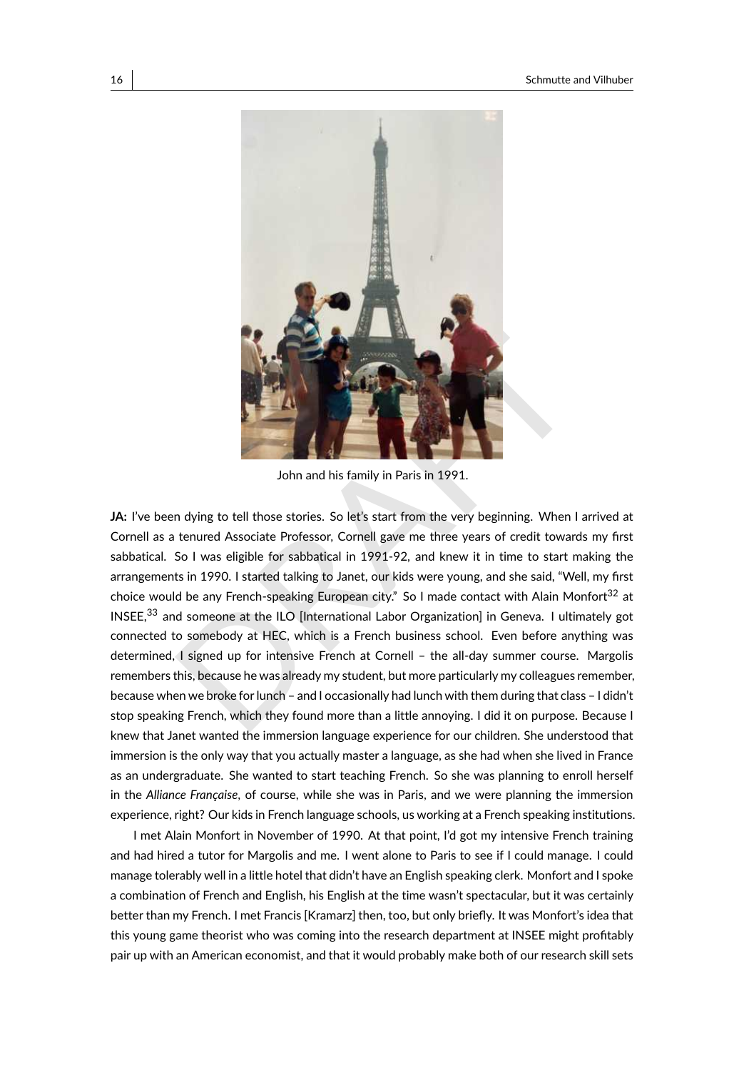John and his family in Paris in 1991.

**JA:** I've been dying to tell those stories. So let's start from the very beginning. When I arrived at Cornell as a tenured Associate Professor, Cornell gave me three years of credit towards my first sabbatical. So I was eligible for sabbatical in 1991-92, and knew it in time to start making the arrangements in 1990. I started talking to Janet, our kids were young, and she said, "Well, my first choice would be any French-speaking European city." So I made contact with Alain Monfort[32] at INSEE,[33] and someone at the ILO [International Labor Organization] in Geneva. I ultimately got connected to somebody at HEC, which is a French business school. Even before anything was determined, I signed up for intensive French at Cornell – the all-day summer course. Margolis remembers this, because he was already my student, but more particularly my colleagues remember, because when we broke for lunch – and I occasionally had lunch with them during that class – I didn't stop speaking French, which they found more than a little annoying. I did it on purpose. Because I knew that Janet wanted the immersion language experience for our children. She understood that immersion is the only way that you actually master a language, as she had when she lived in France as an undergraduate. She wanted to start teaching French. So she was planning to enroll herself in the *Alliance Française*, of course, while she was in Paris, and we were planning the immersion experience, right? Our kids in French language schools, us working at a French speaking institutions.

I met Alain Monfort in November of 1990. At that point, I'd got my intensive French training and had hired a tutor for Margolis and me. I went alone to Paris to see if I could manage. I could manage tolerably well in a little hotel that didn't have an English speaking clerk. Monfort and I spoke a combination of French and English, his English at the time wasn't spectacular, but it was certainly better than my French. I met Francis [Kramarz] then, too, but only briefly. It was Monfort's idea that this young game theorist who was coming into the research department at INSEE might profitably pair up with an American economist, and that it would probably make both of our research skill sets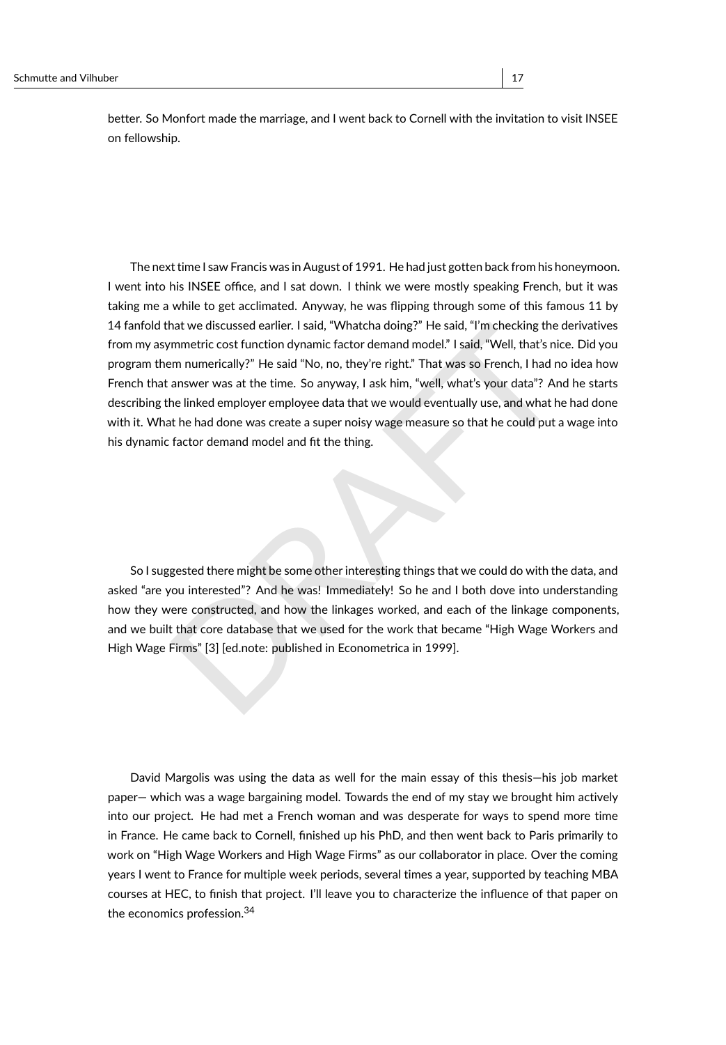better. So Monfort made the marriage, and I went back to Cornell with the invitation to visit INSEE on fellowship.

The next time I saw Francis was in August of 1991. He had just gotten back from his honeymoon. I went into his INSEE office, and I sat down. I think we were mostly speaking French, but it was taking me a while to get acclimated. Anyway, he was flipping through some of this famous 11 by 14 fanfold that we discussed earlier. I said, "Whatcha doing?" He said, "I'm checking the derivatives from my asymmetric cost function dynamic factor demand model." I said, "Well, that's nice. Did you program them numerically?" He said "No, no, they're right." That was so French, I had no idea how French that answer was at the time. So anyway, I ask him, "well, what's your data"? And he starts describing the linked employer employee data that we would eventually use, and what he had done with it. What he had done was create a super noisy wage measure so that he could put a wage into his dynamic factor demand model and fit the thing.

So I suggested there might be some other interesting things that we could do with the data, and asked "are you interested"? And he was! Immediately! So he and I both dove into understanding how they were constructed, and how the linkages worked, and each of the linkage components, and we built that core database that we used for the work that became "High Wage Workers and High Wage Firms" [3] [ed.note: published in Econometrica in 1999].

David Margolis was using the data as well for the main essay of this thesis—his job market paper— which was a wage bargaining model. Towards the end of my stay we brought him actively into our project. He had met a French woman and was desperate for ways to spend more time in France. He came back to Cornell, finished up his PhD, and then went back to Paris primarily to work on "High Wage Workers and High Wage Firms" as our collaborator in place. Over the coming years I went to France for multiple week periods, several times a year, supported by teaching MBA courses at HEC, to finish that project. I'll leave you to characterize the influence of that paper on the economics profession.[34]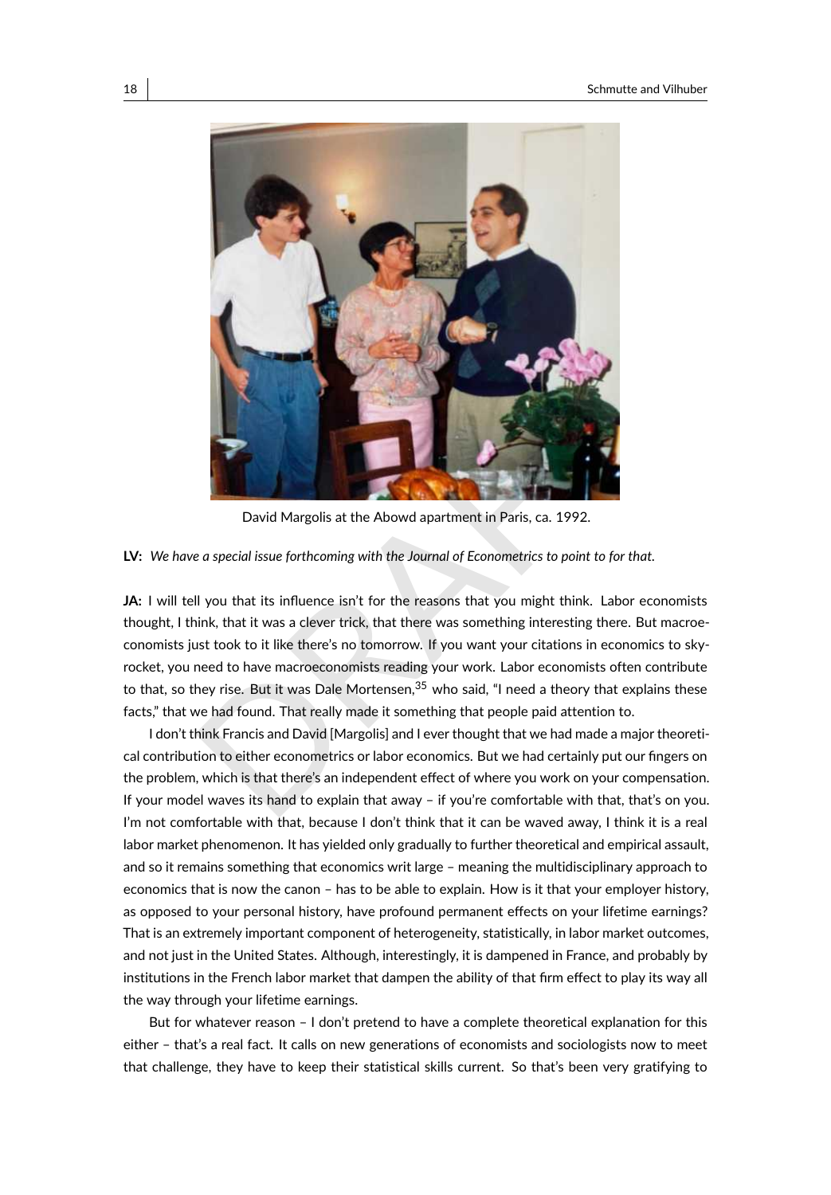David Margolis at the Abowd apartment in Paris, ca. 1992.

**LV:** *We have a special issue forthcoming with the Journal of Econometrics to point to for that.*

**JA:** I will tell you that its influence isn't for the reasons that you might think. Labor economists thought, I think, that it was a clever trick, that there was something interesting there. But macroeconomists just took to it like there's no tomorrow. If you want your citations in economics to skyrocket, you need to have macroeconomists reading your work. Labor economists often contribute to that, so they rise. But it was Dale Mortensen,[35] who said, "I need a theory that explains these facts," that we had found. That really made it something that people paid attention to.

I don't think Francis and David [Margolis] and I ever thought that we had made a major theoretical contribution to either econometrics or labor economics. But we had certainly put our fingers on the problem, which is that there's an independent effect of where you work on your compensation. If your model waves its hand to explain that away – if you're comfortable with that, that's on you. I'm not comfortable with that, because I don't think that it can be waved away, I think it is a real labor market phenomenon. It has yielded only gradually to further theoretical and empirical assault, and so it remains something that economics writ large – meaning the multidisciplinary approach to economics that is now the canon – has to be able to explain. How is it that your employer history, as opposed to your personal history, have profound permanent effects on your lifetime earnings? That is an extremely important component of heterogeneity, statistically, in labor market outcomes, and not just in the United States. Although, interestingly, it is dampened in France, and probably by institutions in the French labor market that dampen the ability of that firm effect to play its way all the way through your lifetime earnings.

But for whatever reason – I don't pretend to have a complete theoretical explanation for this either – that's a real fact. It calls on new generations of economists and sociologists now to meet that challenge, they have to keep their statistical skills current. So that's been very gratifying to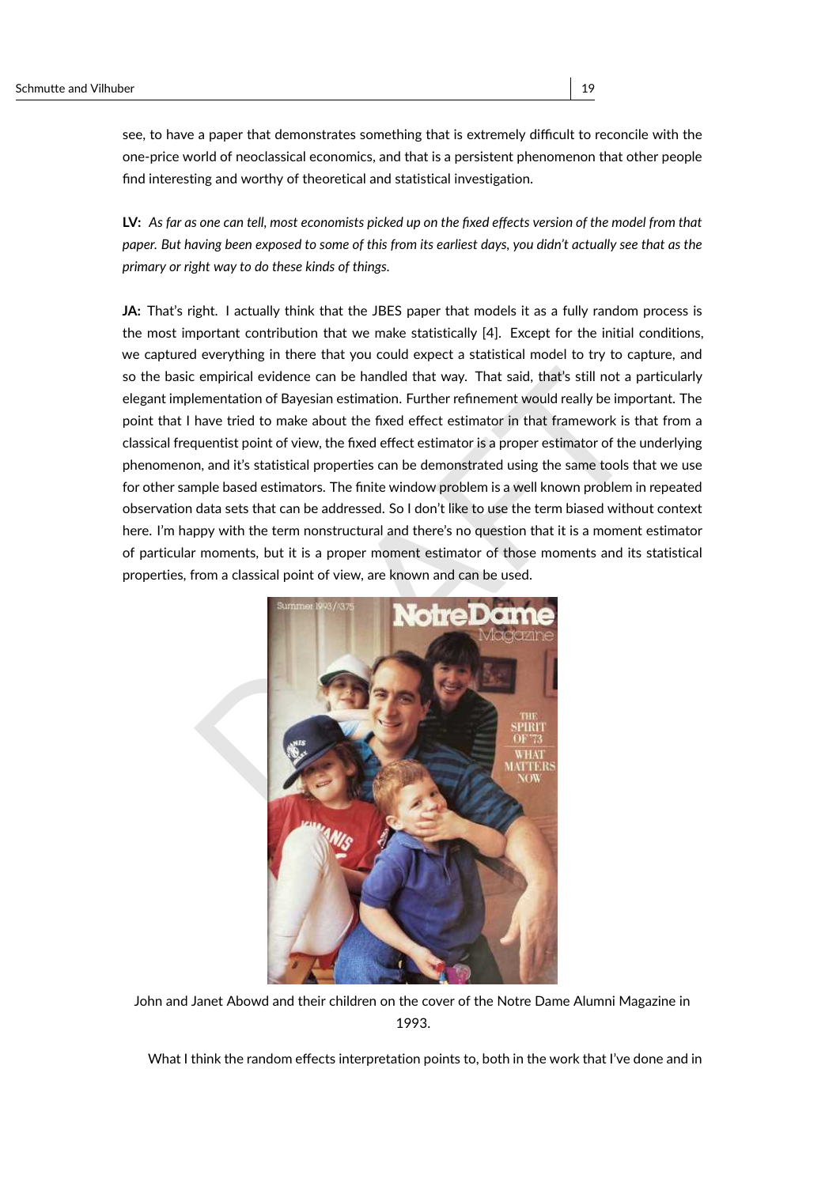see, to have a paper that demonstrates something that is extremely difficult to reconcile with the one-price world of neoclassical economics, and that is a persistent phenomenon that other people find interesting and worthy of theoretical and statistical investigation.

**LV:** *As far as one can tell, most economists picked up on the fixed effects version of the model from that paper. But having been exposed to some of this from its earliest days, you didn't actually see that as the primary or right way to do these kinds of things.*

**JA:** That's right. I actually think that the JBES paper that models it as a fully random process is the most important contribution that we make statistically [4]. Except for the initial conditions, we captured everything in there that you could expect a statistical model to try to capture, and so the basic empirical evidence can be handled that way. That said, that's still not a particularly elegant implementation of Bayesian estimation. Further refinement would really be important. The point that I have tried to make about the fixed effect estimator in that framework is that from a classical frequentist point of view, the fixed effect estimator is a proper estimator of the underlying phenomenon, and it's statistical properties can be demonstrated using the same tools that we use for other sample based estimators. The finite window problem is a well known problem in repeated observation data sets that can be addressed. So I don't like to use the term biased without context here. I'm happy with the term nonstructural and there's no question that it is a moment estimator of particular moments, but it is a proper moment estimator of those moments and its statistical properties, from a classical point of view, are known and can be used.

John and Janet Abowd and their children on the cover of the Notre Dame Alumni Magazine in 1993.

What I think the random effects interpretation points to, both in the work that I've done and in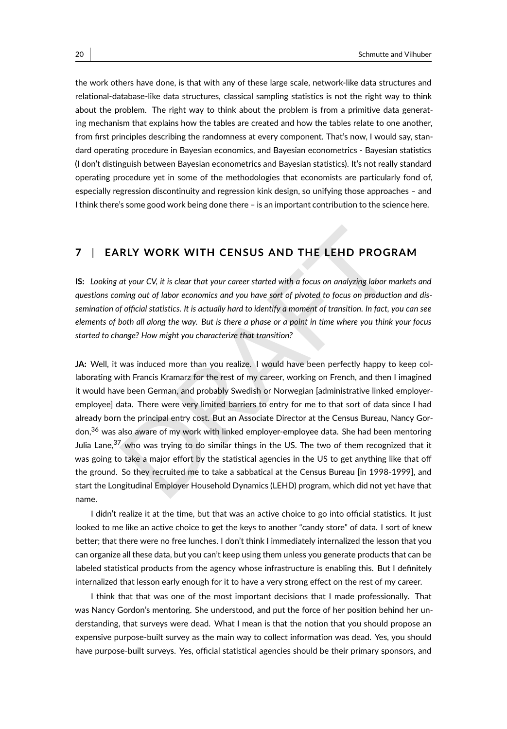the work others have done, is that with any of these large scale, network-like data structures and relational-database-like data structures, classical sampling statistics is not the right way to think about the problem. The right way to think about the problem is from a primitive data generating mechanism that explains how the tables are created and how the tables relate to one another, from first principles describing the randomness at every component. That's now, I would say, standard operating procedure in Bayesian economics, and Bayesian econometrics - Bayesian statistics (I don't distinguish between Bayesian econometrics and Bayesian statistics). It's not really standard operating procedure yet in some of the methodologies that economists are particularly fond of, especially regression discontinuity and regression kink design, so unifying those approaches – and I think there's some good work being done there – is an important contribution to the science here.

## 7 | EARLY WORK WITH CENSUS AND THE LEHD PROGRAM

**IS:** *Looking at your CV, it is clear that your career started with a focus on analyzing labor markets and questions coming out of labor economics and you have sort of pivoted to focus on production and dissemination of official statistics. It is actually hard to identify a moment of transition. In fact, you can see elements of both all along the way. But is there a phase or a point in time where you think your focus started to change? How might you characterize that transition?*

**JA:** Well, it was induced more than you realize. I would have been perfectly happy to keep collaborating with Francis Kramarz for the rest of my career, working on French, and then I imagined it would have been German, and probably Swedish or Norwegian [administrative linked employer-employee] data. There were very limited barriers to entry for me to that sort of data since I had already born the principal entry cost. But an Associate Director at the Census Bureau, Nancy Gordon,[36] was also aware of my work with linked employer-employee data. She had been mentoring Julia Lane,[37] who was trying to do similar things in the US. The two of them recognized that it was going to take a major effort by the statistical agencies in the US to get anything like that off the ground. So they recruited me to take a sabbatical at the Census Bureau [in 1998-1999], and start the Longitudinal Employer Household Dynamics (LEHD) program, which did not yet have that name.

I didn't realize it at the time, but that was an active choice to go into official statistics. It just looked to me like an active choice to get the keys to another "candy store" of data. I sort of knew better; that there were no free lunches. I don't think I immediately internalized the lesson that you can organize all these data, but you can't keep using them unless you generate products that can be labeled statistical products from the agency whose infrastructure is enabling this. But I definitely internalized that lesson early enough for it to have a very strong effect on the rest of my career.

I think that that was one of the most important decisions that I made professionally. That was Nancy Gordon's mentoring. She understood, and put the force of her position behind her understanding, that surveys were dead. What I mean is that the notion that you should propose an expensive purpose-built survey as the main way to collect information was dead. Yes, you should have purpose-built surveys. Yes, official statistical agencies should be their primary sponsors, and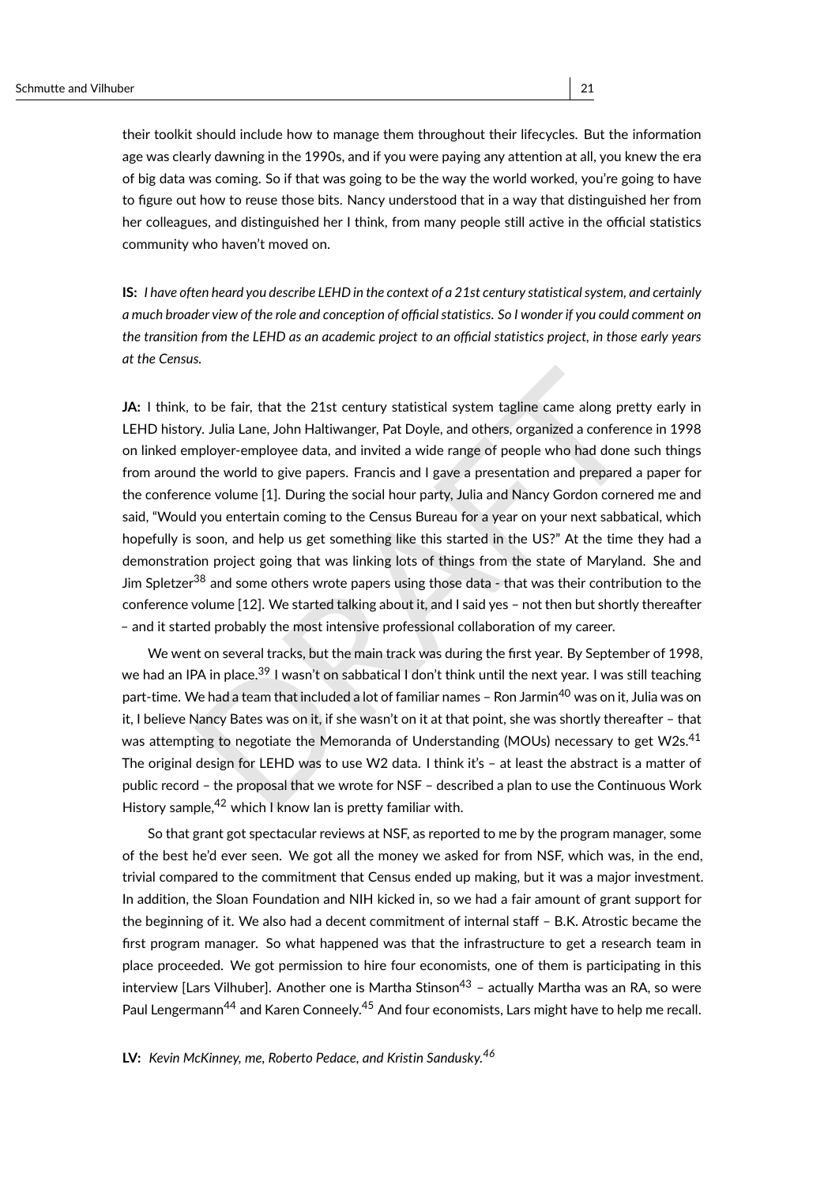their toolkit should include how to manage them throughout their lifecycles. But the information age was clearly dawning in the 1990s, and if you were paying any attention at all, you knew the era of big data was coming. So if that was going to be the way the world worked, you're going to have to figure out how to reuse those bits. Nancy understood that in a way that distinguished her from her colleagues, and distinguished her I think, from many people still active in the official statistics community who haven't moved on.

**IS:** *I have often heard you describe LEHD in the context of a 21st century statistical system, and certainly a much broader view of the role and conception of official statistics. So I wonder if you could comment on the transition from the LEHD as an academic project to an official statistics project, in those early years at the Census.*

**JA:** I think, to be fair, that the 21st century statistical system tagline came along pretty early in LEHD history. Julia Lane, John Haltiwanger, Pat Doyle, and others, organized a conference in 1998 on linked employer-employee data, and invited a wide range of people who had done such things from around the world to give papers. Francis and I gave a presentation and prepared a paper for the conference volume [1]. During the social hour party, Julia and Nancy Gordon cornered me and said, "Would you entertain coming to the Census Bureau for a year on your next sabbatical, which hopefully is soon, and help us get something like this started in the US?" At the time they had a demonstration project going that was linking lots of things from the state of Maryland. She and Jim Spletzer[38] and some others wrote papers using those data - that was their contribution to the conference volume [12]. We started talking about it, and I said yes – not then but shortly thereafter – and it started probably the most intensive professional collaboration of my career.

We went on several tracks, but the main track was during the first year. By September of 1998, we had an IPA in place.[39] I wasn't on sabbatical I don't think until the next year. I was still teaching part-time. We had a team that included a lot of familiar names – Ron Jarmin[40] was on it, Julia was on it, I believe Nancy Bates was on it, if she wasn't on it at that point, she was shortly thereafter – that was attempting to negotiate the Memoranda of Understanding (MOUs) necessary to get W2s.[41] The original design for LEHD was to use W2 data. I think it's – at least the abstract is a matter of public record – the proposal that we wrote for NSF – described a plan to use the Continuous Work History sample,[42] which I know Ian is pretty familiar with.

So that grant got spectacular reviews at NSF, as reported to me by the program manager, some of the best he'd ever seen. We got all the money we asked for from NSF, which was, in the end, trivial compared to the commitment that Census ended up making, but it was a major investment. In addition, the Sloan Foundation and NIH kicked in, so we had a fair amount of grant support for the beginning of it. We also had a decent commitment of internal staff – B.K. Atrostic became the first program manager. So what happened was that the infrastructure to get a research team in place proceeded. We got permission to hire four economists, one of them is participating in this interview [Lars Vilhuber]. Another one is Martha Stinson[43] – actually Martha was an RA, so were Paul Lengermann[44] and Karen Conneely.[45] And four economists, Lars might have to help me recall.

**LV:** *Kevin McKinney, me, Roberto Pedace, and Kristin Sandusky.[46]*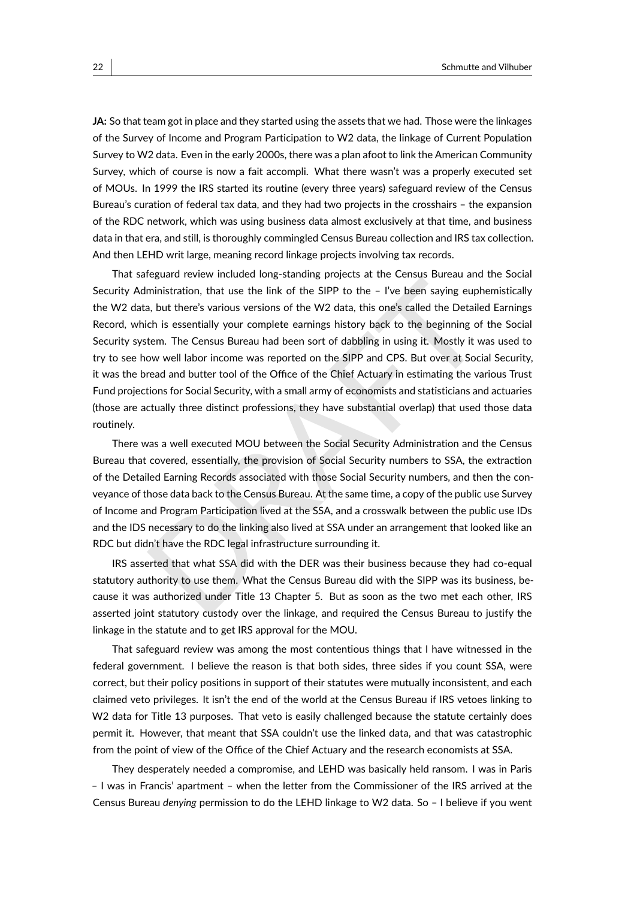**JA:** So that team got in place and they started using the assets that we had. Those were the linkages of the Survey of Income and Program Participation to W2 data, the linkage of Current Population Survey to W2 data. Even in the early 2000s, there was a plan afoot to link the American Community Survey, which of course is now a fait accompli. What there wasn't was a properly executed set of MOUs. In 1999 the IRS started its routine (every three years) safeguard review of the Census Bureau's curation of federal tax data, and they had two projects in the crosshairs – the expansion of the RDC network, which was using business data almost exclusively at that time, and business data in that era, and still, is thoroughly commingled Census Bureau collection and IRS tax collection. And then LEHD writ large, meaning record linkage projects involving tax records.

That safeguard review included long-standing projects at the Census Bureau and the Social Security Administration, that use the link of the SIPP to the – I've been saying euphemistically the W2 data, but there's various versions of the W2 data, this one's called the Detailed Earnings Record, which is essentially your complete earnings history back to the beginning of the Social Security system. The Census Bureau had been sort of dabbling in using it. Mostly it was used to try to see how well labor income was reported on the SIPP and CPS. But over at Social Security, it was the bread and butter tool of the Office of the Chief Actuary in estimating the various Trust Fund projections for Social Security, with a small army of economists and statisticians and actuaries (those are actually three distinct professions, they have substantial overlap) that used those data routinely.

There was a well executed MOU between the Social Security Administration and the Census Bureau that covered, essentially, the provision of Social Security numbers to SSA, the extraction of the Detailed Earning Records associated with those Social Security numbers, and then the conveyance of those data back to the Census Bureau. At the same time, a copy of the public use Survey of Income and Program Participation lived at the SSA, and a crosswalk between the public use IDs and the IDS necessary to do the linking also lived at SSA under an arrangement that looked like an RDC but didn't have the RDC legal infrastructure surrounding it.

IRS asserted that what SSA did with the DER was their business because they had co-equal statutory authority to use them. What the Census Bureau did with the SIPP was its business, because it was authorized under Title 13 Chapter 5. But as soon as the two met each other, IRS asserted joint statutory custody over the linkage, and required the Census Bureau to justify the linkage in the statute and to get IRS approval for the MOU.

That safeguard review was among the most contentious things that I have witnessed in the federal government. I believe the reason is that both sides, three sides if you count SSA, were correct, but their policy positions in support of their statutes were mutually inconsistent, and each claimed veto privileges. It isn't the end of the world at the Census Bureau if IRS vetoes linking to W2 data for Title 13 purposes. That veto is easily challenged because the statute certainly does permit it. However, that meant that SSA couldn't use the linked data, and that was catastrophic from the point of view of the Office of the Chief Actuary and the research economists at SSA.

They desperately needed a compromise, and LEHD was basically held ransom. I was in Paris – I was in Francis' apartment – when the letter from the Commissioner of the IRS arrived at the Census Bureau *denying* permission to do the LEHD linkage to W2 data. So – I believe if you went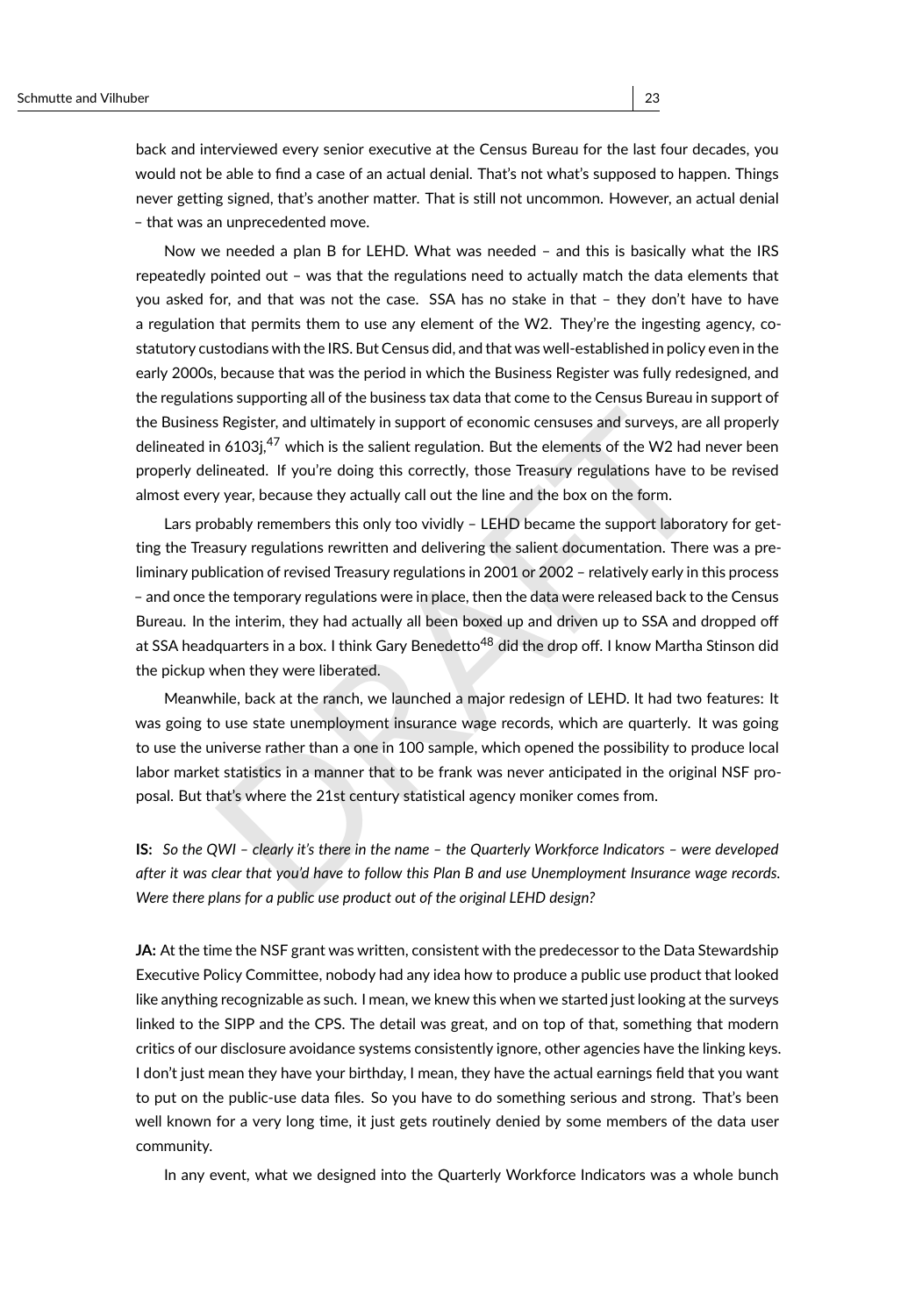back and interviewed every senior executive at the Census Bureau for the last four decades, you would not be able to find a case of an actual denial. That's not what's supposed to happen. Things never getting signed, that's another matter. That is still not uncommon. However, an actual denial – that was an unprecedented move.

Now we needed a plan B for LEHD. What was needed – and this is basically what the IRS repeatedly pointed out – was that the regulations need to actually match the data elements that you asked for, and that was not the case. SSA has no stake in that – they don't have to have a regulation that permits them to use any element of the W2. They're the ingesting agency, co-statutory custodians with the IRS. But Census did, and that was well-established in policy even in the early 2000s, because that was the period in which the Business Register was fully redesigned, and the regulations supporting all of the business tax data that come to the Census Bureau in support of the Business Register, and ultimately in support of economic censuses and surveys, are all properly delineated in 6103j,[47] which is the salient regulation. But the elements of the W2 had never been properly delineated. If you're doing this correctly, those Treasury regulations have to be revised almost every year, because they actually call out the line and the box on the form.

Lars probably remembers this only too vividly – LEHD became the support laboratory for getting the Treasury regulations rewritten and delivering the salient documentation. There was a preliminary publication of revised Treasury regulations in 2001 or 2002 – relatively early in this process – and once the temporary regulations were in place, then the data were released back to the Census Bureau. In the interim, they had actually all been boxed up and driven up to SSA and dropped off at SSA headquarters in a box. I think Gary Benedetto[48] did the drop off. I know Martha Stinson did the pickup when they were liberated.

Meanwhile, back at the ranch, we launched a major redesign of LEHD. It had two features: It was going to use state unemployment insurance wage records, which are quarterly. It was going to use the universe rather than a one in 100 sample, which opened the possibility to produce local labor market statistics in a manner that to be frank was never anticipated in the original NSF proposal. But that's where the 21st century statistical agency moniker comes from.

**IS:** *So the QWI – clearly it's there in the name – the Quarterly Workforce Indicators – were developed after it was clear that you'd have to follow this Plan B and use Unemployment Insurance wage records. Were there plans for a public use product out of the original LEHD design?*

**JA:** At the time the NSF grant was written, consistent with the predecessor to the Data Stewardship Executive Policy Committee, nobody had any idea how to produce a public use product that looked like anything recognizable as such. I mean, we knew this when we started just looking at the surveys linked to the SIPP and the CPS. The detail was great, and on top of that, something that modern critics of our disclosure avoidance systems consistently ignore, other agencies have the linking keys. I don't just mean they have your birthday, I mean, they have the actual earnings field that you want to put on the public-use data files. So you have to do something serious and strong. That's been well known for a very long time, it just gets routinely denied by some members of the data user community.

In any event, what we designed into the Quarterly Workforce Indicators was a whole bunch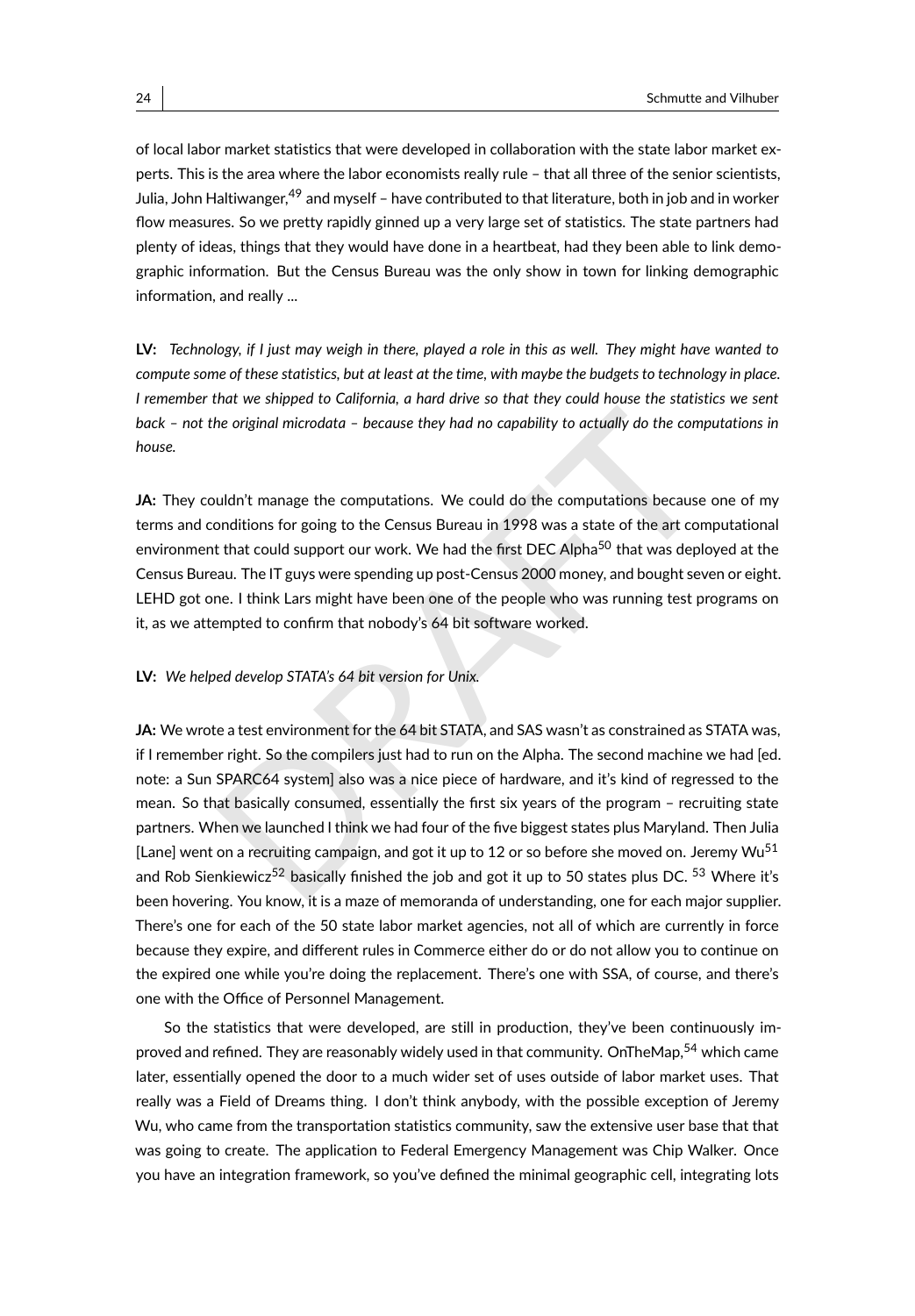of local labor market statistics that were developed in collaboration with the state labor market experts. This is the area where the labor economists really rule – that all three of the senior scientists, Julia, John Haltiwanger,[49] and myself – have contributed to that literature, both in job and in worker flow measures. So we pretty rapidly ginned up a very large set of statistics. The state partners had plenty of ideas, things that they would have done in a heartbeat, had they been able to link demographic information. But the Census Bureau was the only show in town for linking demographic information, and really ...

**LV:** *Technology, if I just may weigh in there, played a role in this as well. They might have wanted to compute some of these statistics, but at least at the time, with maybe the budgets to technology in place. I remember that we shipped to California, a hard drive so that they could house the statistics we sent back – not the original microdata – because they had no capability to actually do the computations in house.*

**JA:** They couldn't manage the computations. We could do the computations because one of my terms and conditions for going to the Census Bureau in 1998 was a state of the art computational environment that could support our work. We had the first DEC Alpha[50] that was deployed at the Census Bureau. The IT guys were spending up post-Census 2000 money, and bought seven or eight. LEHD got one. I think Lars might have been one of the people who was running test programs on it, as we attempted to confirm that nobody's 64 bit software worked.

**LV:** *We helped develop STATA's 64 bit version for Unix.*

**JA:** We wrote a test environment for the 64 bit STATA, and SAS wasn't as constrained as STATA was, if I remember right. So the compilers just had to run on the Alpha. The second machine we had [ed. note: a Sun SPARC64 system] also was a nice piece of hardware, and it's kind of regressed to the mean. So that basically consumed, essentially the first six years of the program – recruiting state partners. When we launched I think we had four of the five biggest states plus Maryland. Then Julia [Lane] went on a recruiting campaign, and got it up to 12 or so before she moved on. Jeremy Wu[51] and Rob Sienkiewicz[52] basically finished the job and got it up to 50 states plus DC. [53] Where it's been hovering. You know, it is a maze of memoranda of understanding, one for each major supplier. There's one for each of the 50 state labor market agencies, not all of which are currently in force because they expire, and different rules in Commerce either do or do not allow you to continue on the expired one while you're doing the replacement. There's one with SSA, of course, and there's one with the Office of Personnel Management.

So the statistics that were developed, are still in production, they've been continuously improved and refined. They are reasonably widely used in that community. OnTheMap,[54] which came later, essentially opened the door to a much wider set of uses outside of labor market uses. That really was a Field of Dreams thing. I don't think anybody, with the possible exception of Jeremy Wu, who came from the transportation statistics community, saw the extensive user base that that was going to create. The application to Federal Emergency Management was Chip Walker. Once you have an integration framework, so you've defined the minimal geographic cell, integrating lots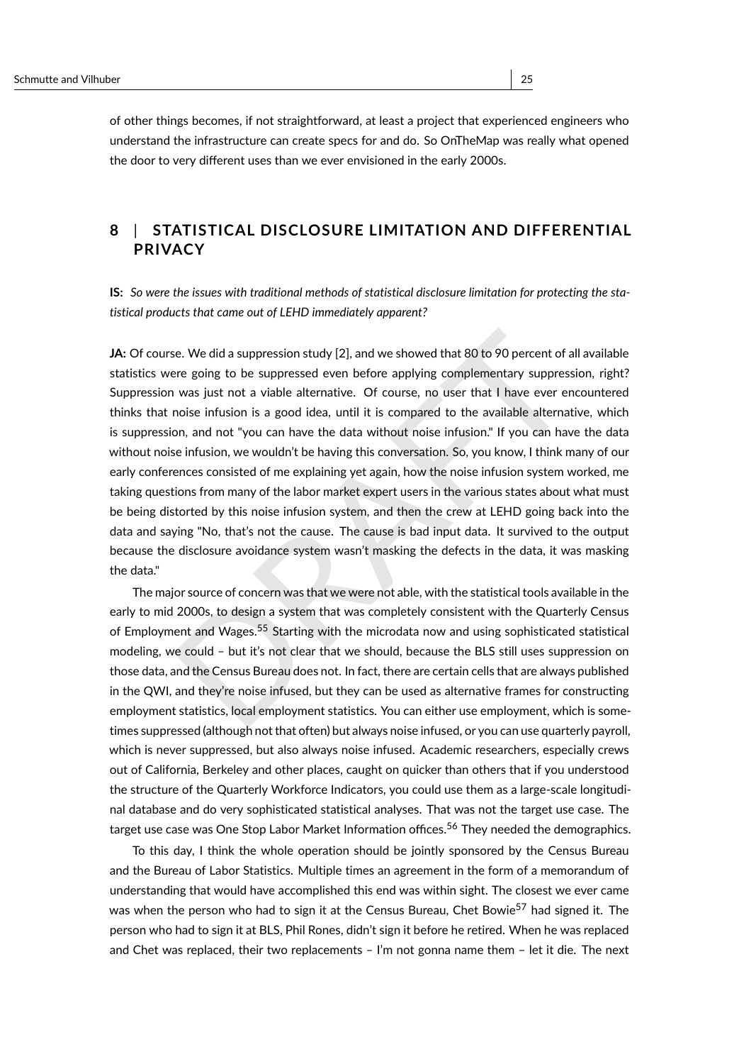of other things becomes, if not straightforward, at least a project that experienced engineers who understand the infrastructure can create specs for and do. So OnTheMap was really what opened the door to very different uses than we ever envisioned in the early 2000s.

## 8 | STATISTICAL DISCLOSURE LIMITATION AND DIFFERENTIAL PRIVACY

**IS:** *So were the issues with traditional methods of statistical disclosure limitation for protecting the statistical products that came out of LEHD immediately apparent?*

**JA:** Of course. We did a suppression study [2], and we showed that 80 to 90 percent of all available statistics were going to be suppressed even before applying complementary suppression, right? Suppression was just not a viable alternative. Of course, no user that I have ever encountered thinks that noise infusion is a good idea, until it is compared to the available alternative, which is suppression, and not "you can have the data without noise infusion." If you can have the data without noise infusion, we wouldn't be having this conversation. So, you know, I think many of our early conferences consisted of me explaining yet again, how the noise infusion system worked, me taking questions from many of the labor market expert users in the various states about what must be being distorted by this noise infusion system, and then the crew at LEHD going back into the data and saying "No, that's not the cause. The cause is bad input data. It survived to the output because the disclosure avoidance system wasn't masking the defects in the data, it was masking the data."

The major source of concern was that we were not able, with the statistical tools available in the early to mid 2000s, to design a system that was completely consistent with the Quarterly Census of Employment and Wages.[55] Starting with the microdata now and using sophisticated statistical modeling, we could – but it's not clear that we should, because the BLS still uses suppression on those data, and the Census Bureau does not. In fact, there are certain cells that are always published in the QWI, and they're noise infused, but they can be used as alternative frames for constructing employment statistics, local employment statistics. You can either use employment, which is sometimes suppressed (although not that often) but always noise infused, or you can use quarterly payroll, which is never suppressed, but also always noise infused. Academic researchers, especially crews out of California, Berkeley and other places, caught on quicker than others that if you understood the structure of the Quarterly Workforce Indicators, you could use them as a large-scale longitudinal database and do very sophisticated statistical analyses. That was not the target use case. The target use case was One Stop Labor Market Information offices.[56] They needed the demographics.

To this day, I think the whole operation should be jointly sponsored by the Census Bureau and the Bureau of Labor Statistics. Multiple times an agreement in the form of a memorandum of understanding that would have accomplished this end was within sight. The closest we ever came was when the person who had to sign it at the Census Bureau, Chet Bowie[57] had signed it. The person who had to sign it at BLS, Phil Rones, didn't sign it before he retired. When he was replaced and Chet was replaced, their two replacements – I'm not gonna name them – let it die. The next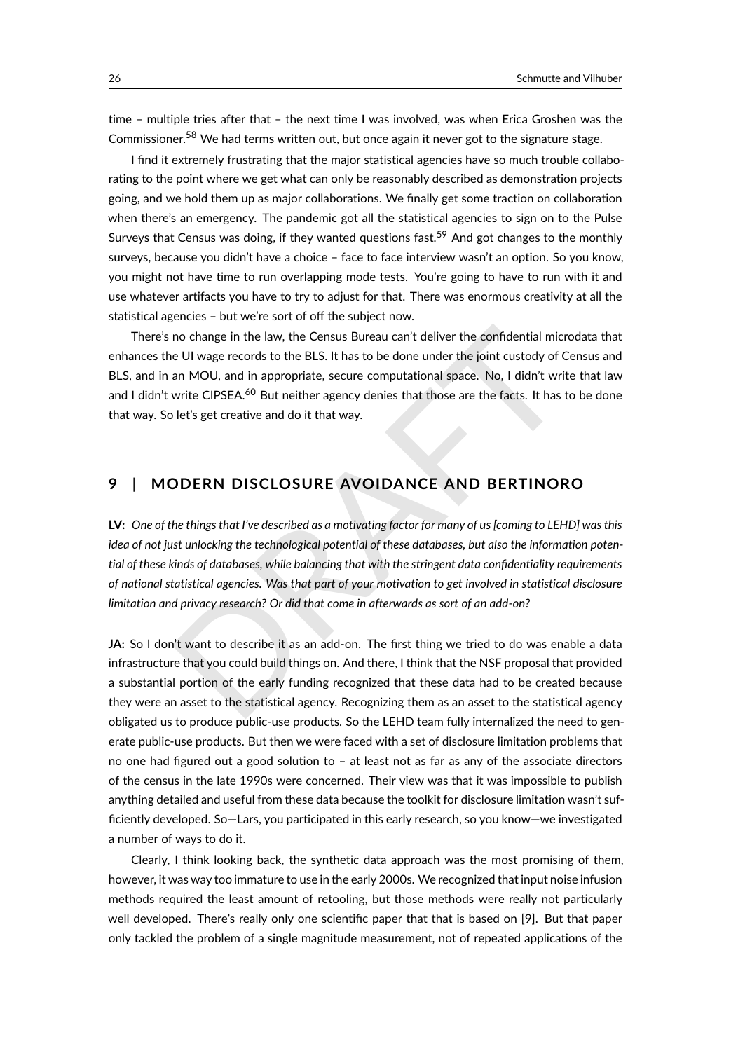time – multiple tries after that – the next time I was involved, was when Erica Groshen was the Commissioner.[58] We had terms written out, but once again it never got to the signature stage.

I find it extremely frustrating that the major statistical agencies have so much trouble collaborating to the point where we get what can only be reasonably described as demonstration projects going, and we hold them up as major collaborations. We finally get some traction on collaboration when there's an emergency. The pandemic got all the statistical agencies to sign on to the Pulse Surveys that Census was doing, if they wanted questions fast.[59] And got changes to the monthly surveys, because you didn't have a choice – face to face interview wasn't an option. So you know, you might not have time to run overlapping mode tests. You're going to have to run with it and use whatever artifacts you have to try to adjust for that. There was enormous creativity at all the statistical agencies – but we're sort of off the subject now.

There's no change in the law, the Census Bureau can't deliver the confidential microdata that enhances the UI wage records to the BLS. It has to be done under the joint custody of Census and BLS, and in an MOU, and in appropriate, secure computational space. No, I didn't write that law and I didn't write CIPSEA.[60] But neither agency denies that those are the facts. It has to be done that way. So let's get creative and do it that way.

# 9 | MODERN DISCLOSURE AVOIDANCE AND BERTINORO

**LV:** *One of the things that I've described as a motivating factor for many of us [coming to LEHD] was this idea of not just unlocking the technological potential of these databases, but also the information potential of these kinds of databases, while balancing that with the stringent data confidentiality requirements of national statistical agencies. Was that part of your motivation to get involved in statistical disclosure limitation and privacy research? Or did that come in afterwards as sort of an add-on?*

**JA:** So I don't want to describe it as an add-on. The first thing we tried to do was enable a data infrastructure that you could build things on. And there, I think that the NSF proposal that provided a substantial portion of the early funding recognized that these data had to be created because they were an asset to the statistical agency. Recognizing them as an asset to the statistical agency obligated us to produce public-use products. So the LEHD team fully internalized the need to generate public-use products. But then we were faced with a set of disclosure limitation problems that no one had figured out a good solution to – at least not as far as any of the associate directors of the census in the late 1990s were concerned. Their view was that it was impossible to publish anything detailed and useful from these data because the toolkit for disclosure limitation wasn't sufficiently developed. So—Lars, you participated in this early research, so you know—we investigated a number of ways to do it.

Clearly, I think looking back, the synthetic data approach was the most promising of them, however, it was way too immature to use in the early 2000s. We recognized that input noise infusion methods required the least amount of retooling, but those methods were really not particularly well developed. There's really only one scientific paper that that is based on [9]. But that paper only tackled the problem of a single magnitude measurement, not of repeated applications of the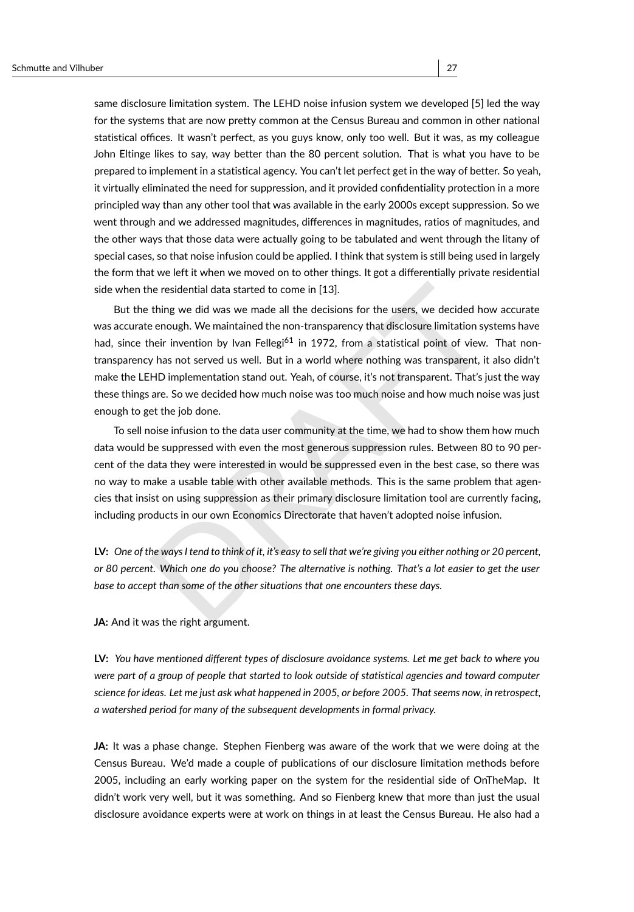same disclosure limitation system. The LEHD noise infusion system we developed [5] led the way for the systems that are now pretty common at the Census Bureau and common in other national statistical offices. It wasn't perfect, as you guys know, only too well. But it was, as my colleague John Eltinge likes to say, way better than the 80 percent solution. That is what you have to be prepared to implement in a statistical agency. You can't let perfect get in the way of better. So yeah, it virtually eliminated the need for suppression, and it provided confidentiality protection in a more principled way than any other tool that was available in the early 2000s except suppression. So we went through and we addressed magnitudes, differences in magnitudes, ratios of magnitudes, and the other ways that those data were actually going to be tabulated and went through the litany of special cases, so that noise infusion could be applied. I think that system is still being used in largely the form that we left it when we moved on to other things. It got a differentially private residential side when the residential data started to come in [13].

But the thing we did was we made all the decisions for the users, we decided how accurate was accurate enough. We maintained the non-transparency that disclosure limitation systems have had, since their invention by Ivan Fellegi[61] in 1972, from a statistical point of view. That non-transparency has not served us well. But in a world where nothing was transparent, it also didn't make the LEHD implementation stand out. Yeah, of course, it's not transparent. That's just the way these things are. So we decided how much noise was too much noise and how much noise was just enough to get the job done.

To sell noise infusion to the data user community at the time, we had to show them how much data would be suppressed with even the most generous suppression rules. Between 80 to 90 percent of the data they were interested in would be suppressed even in the best case, so there was no way to make a usable table with other available methods. This is the same problem that agencies that insist on using suppression as their primary disclosure limitation tool are currently facing, including products in our own Economics Directorate that haven't adopted noise infusion.

**LV:** *One of the ways I tend to think of it, it's easy to sell that we're giving you either nothing or 20 percent, or 80 percent. Which one do you choose? The alternative is nothing. That's a lot easier to get the user base to accept than some of the other situations that one encounters these days.*

**JA:** And it was the right argument.

**LV:** *You have mentioned different types of disclosure avoidance systems. Let me get back to where you were part of a group of people that started to look outside of statistical agencies and toward computer science for ideas. Let me just ask what happened in 2005, or before 2005. That seems now, in retrospect, a watershed period for many of the subsequent developments in formal privacy.*

**JA:** It was a phase change. Stephen Fienberg was aware of the work that we were doing at the Census Bureau. We'd made a couple of publications of our disclosure limitation methods before 2005, including an early working paper on the system for the residential side of OnTheMap. It didn't work very well, but it was something. And so Fienberg knew that more than just the usual disclosure avoidance experts were at work on things in at least the Census Bureau. He also had a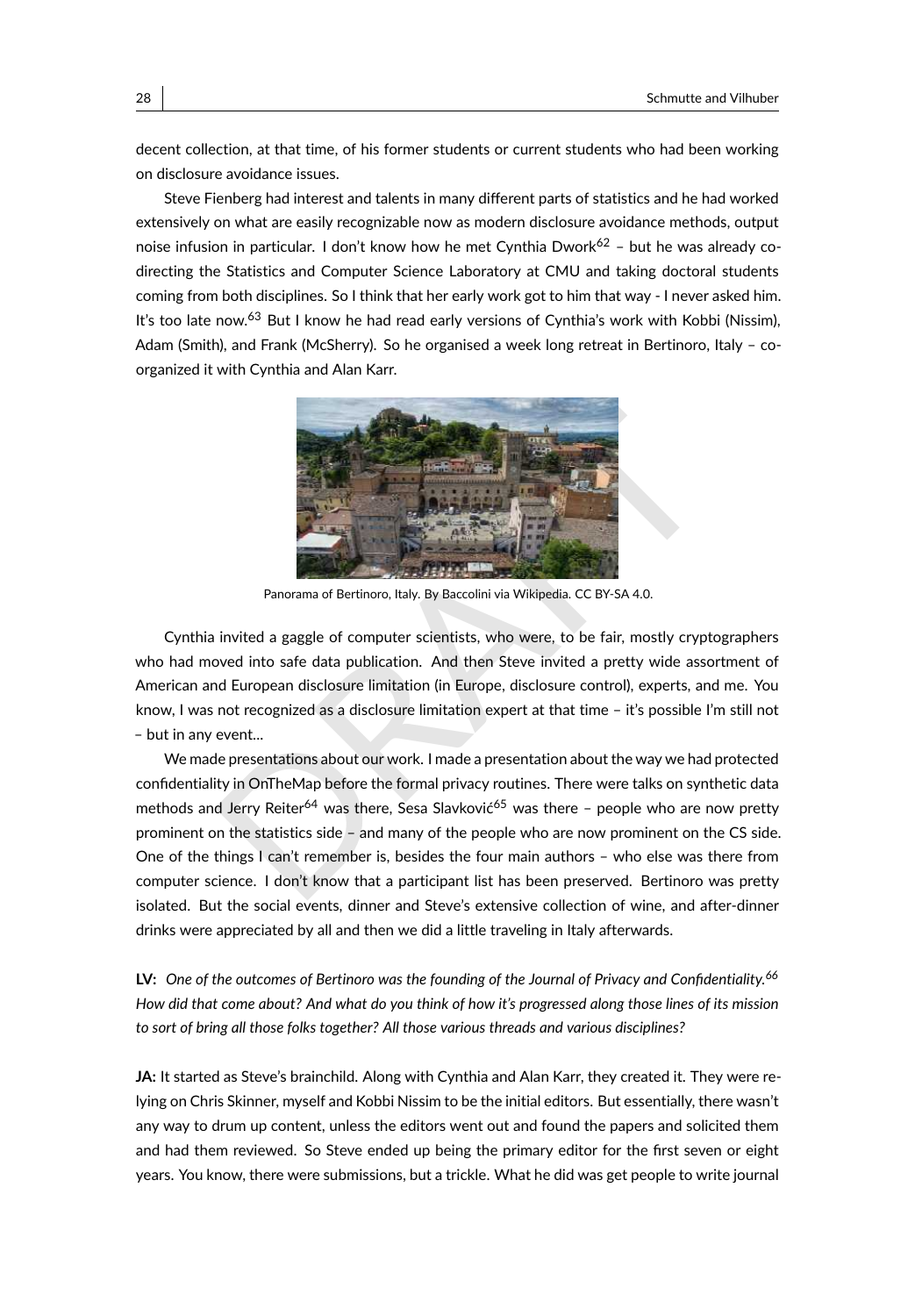decent collection, at that time, of his former students or current students who had been working on disclosure avoidance issues.

Steve Fienberg had interest and talents in many different parts of statistics and he had worked extensively on what are easily recognizable now as modern disclosure avoidance methods, output noise infusion in particular. I don't know how he met Cynthia Dwork[62] – but he was already co-directing the Statistics and Computer Science Laboratory at CMU and taking doctoral students coming from both disciplines. So I think that her early work got to him that way - I never asked him. It's too late now.[63] But I know he had read early versions of Cynthia's work with Kobbi (Nissim), Adam (Smith), and Frank (McSherry). So he organised a week long retreat in Bertinoro, Italy – co-organized it with Cynthia and Alan Karr.

Panorama of Bertinoro, Italy. By Baccolini via Wikipedia. CC BY-SA 4.0.

Cynthia invited a gaggle of computer scientists, who were, to be fair, mostly cryptographers who had moved into safe data publication. And then Steve invited a pretty wide assortment of American and European disclosure limitation (in Europe, disclosure control), experts, and me. You know, I was not recognized as a disclosure limitation expert at that time – it's possible I'm still not – but in any event...

We made presentations about our work. I made a presentation about the way we had protected confidentiality in OnTheMap before the formal privacy routines. There were talks on synthetic data methods and Jerry Reiter[64] was there, Sesa Slavković[65] was there – people who are now pretty prominent on the statistics side – and many of the people who are now prominent on the CS side. One of the things I can't remember is, besides the four main authors – who else was there from computer science. I don't know that a participant list has been preserved. Bertinoro was pretty isolated. But the social events, dinner and Steve's extensive collection of wine, and after-dinner drinks were appreciated by all and then we did a little traveling in Italy afterwards.

**LV:** *One of the outcomes of Bertinoro was the founding of the Journal of Privacy and Confidentiality.[66] How did that come about? And what do you think of how it's progressed along those lines of its mission to sort of bring all those folks together? All those various threads and various disciplines?*

**JA:** It started as Steve's brainchild. Along with Cynthia and Alan Karr, they created it. They were relying on Chris Skinner, myself and Kobbi Nissim to be the initial editors. But essentially, there wasn't any way to drum up content, unless the editors went out and found the papers and solicited them and had them reviewed. So Steve ended up being the primary editor for the first seven or eight years. You know, there were submissions, but a trickle. What he did was get people to write journal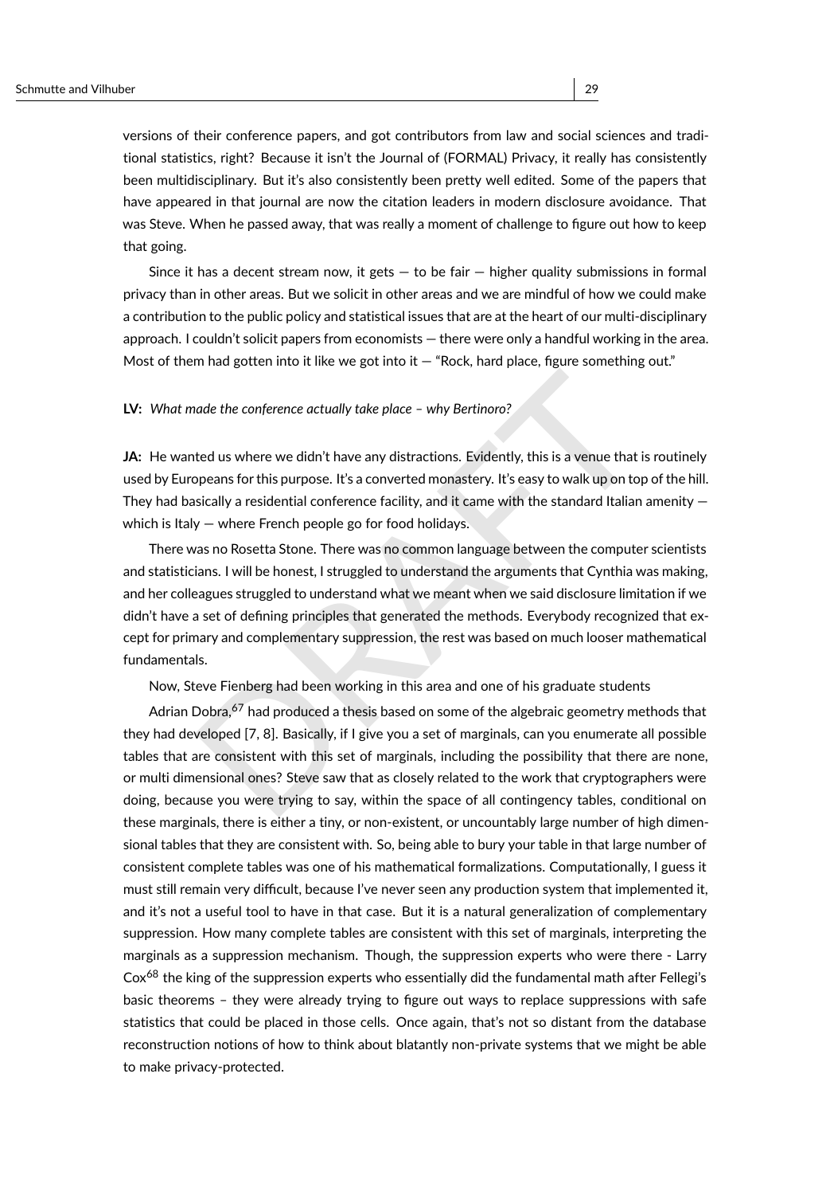versions of their conference papers, and got contributors from law and social sciences and traditional statistics, right? Because it isn't the Journal of (FORMAL) Privacy, it really has consistently been multidisciplinary. But it's also consistently been pretty well edited. Some of the papers that have appeared in that journal are now the citation leaders in modern disclosure avoidance. That was Steve. When he passed away, that was really a moment of challenge to figure out how to keep that going.

Since it has a decent stream now, it gets — to be fair — higher quality submissions in formal privacy than in other areas. But we solicit in other areas and we are mindful of how we could make a contribution to the public policy and statistical issues that are at the heart of our multi-disciplinary approach. I couldn't solicit papers from economists — there were only a handful working in the area. Most of them had gotten into it like we got into it — "Rock, hard place, figure something out."

**LV:** *What made the conference actually take place – why Bertinoro?*

**JA:** He wanted us where we didn't have any distractions. Evidently, this is a venue that is routinely used by Europeans for this purpose. It's a converted monastery. It's easy to walk up on top of the hill. They had basically a residential conference facility, and it came with the standard Italian amenity — which is Italy — where French people go for food holidays.

There was no Rosetta Stone. There was no common language between the computer scientists and statisticians. I will be honest, I struggled to understand the arguments that Cynthia was making, and her colleagues struggled to understand what we meant when we said disclosure limitation if we didn't have a set of defining principles that generated the methods. Everybody recognized that except for primary and complementary suppression, the rest was based on much looser mathematical fundamentals.

Now, Steve Fienberg had been working in this area and one of his graduate students

Adrian Dobra,[67] had produced a thesis based on some of the algebraic geometry methods that they had developed [7, 8]. Basically, if I give you a set of marginals, can you enumerate all possible tables that are consistent with this set of marginals, including the possibility that there are none, or multi dimensional ones? Steve saw that as closely related to the work that cryptographers were doing, because you were trying to say, within the space of all contingency tables, conditional on these marginals, there is either a tiny, or non-existent, or uncountably large number of high dimensional tables that they are consistent with. So, being able to bury your table in that large number of consistent complete tables was one of his mathematical formalizations. Computationally, I guess it must still remain very difficult, because I've never seen any production system that implemented it, and it's not a useful tool to have in that case. But it is a natural generalization of complementary suppression. How many complete tables are consistent with this set of marginals, interpreting the marginals as a suppression mechanism. Though, the suppression experts who were there - Larry Cox[68] the king of the suppression experts who essentially did the fundamental math after Fellegi's basic theorems – they were already trying to figure out ways to replace suppressions with safe statistics that could be placed in those cells. Once again, that's not so distant from the database reconstruction notions of how to think about blatantly non-private systems that we might be able to make privacy-protected.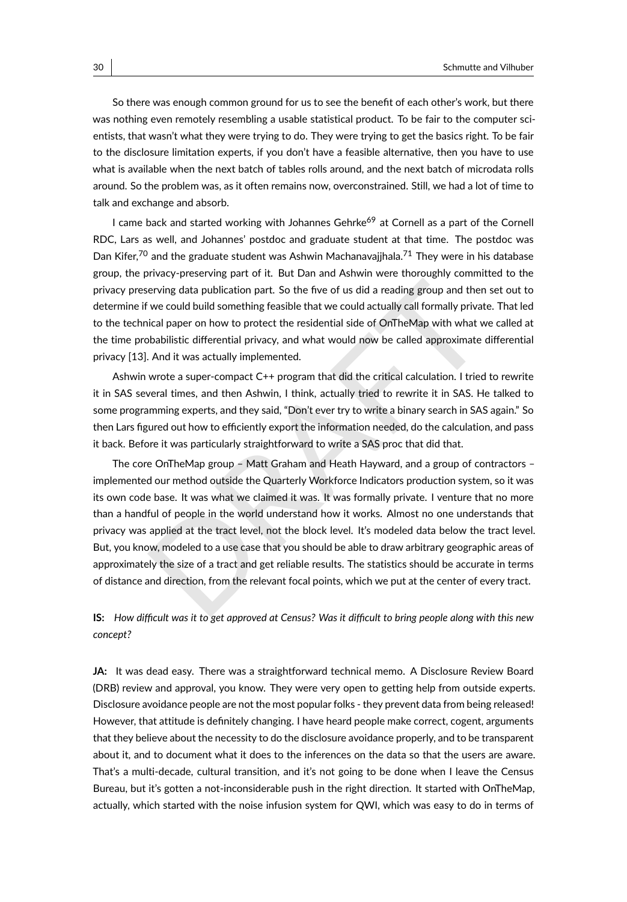So there was enough common ground for us to see the benefit of each other's work, but there was nothing even remotely resembling a usable statistical product. To be fair to the computer scientists, that wasn't what they were trying to do. They were trying to get the basics right. To be fair to the disclosure limitation experts, if you don't have a feasible alternative, then you have to use what is available when the next batch of tables rolls around, and the next batch of microdata rolls around. So the problem was, as it often remains now, overconstrained. Still, we had a lot of time to talk and exchange and absorb.

I came back and started working with Johannes Gehrke[69] at Cornell as a part of the Cornell RDC, Lars as well, and Johannes' postdoc and graduate student at that time. The postdoc was Dan Kifer,[70] and the graduate student was Ashwin Machanavajjhala.[71] They were in his database group, the privacy-preserving part of it. But Dan and Ashwin were thoroughly committed to the privacy preserving data publication part. So the five of us did a reading group and then set out to determine if we could build something feasible that we could actually call formally private. That led to the technical paper on how to protect the residential side of OnTheMap with what we called at the time probabilistic differential privacy, and what would now be called approximate differential privacy [13]. And it was actually implemented.

Ashwin wrote a super-compact C++ program that did the critical calculation. I tried to rewrite it in SAS several times, and then Ashwin, I think, actually tried to rewrite it in SAS. He talked to some programming experts, and they said, "Don't ever try to write a binary search in SAS again." So then Lars figured out how to efficiently export the information needed, do the calculation, and pass it back. Before it was particularly straightforward to write a SAS proc that did that.

The core OnTheMap group – Matt Graham and Heath Hayward, and a group of contractors – implemented our method outside the Quarterly Workforce Indicators production system, so it was its own code base. It was what we claimed it was. It was formally private. I venture that no more than a handful of people in the world understand how it works. Almost no one understands that privacy was applied at the tract level, not the block level. It's modeled data below the tract level. But, you know, modeled to a use case that you should be able to draw arbitrary geographic areas of approximately the size of a tract and get reliable results. The statistics should be accurate in terms of distance and direction, from the relevant focal points, which we put at the center of every tract.

**IS:** *How difficult was it to get approved at Census? Was it difficult to bring people along with this new concept?*

**JA:** It was dead easy. There was a straightforward technical memo. A Disclosure Review Board (DRB) review and approval, you know. They were very open to getting help from outside experts. Disclosure avoidance people are not the most popular folks - they prevent data from being released! However, that attitude is definitely changing. I have heard people make correct, cogent, arguments that they believe about the necessity to do the disclosure avoidance properly, and to be transparent about it, and to document what it does to the inferences on the data so that the users are aware. That's a multi-decade, cultural transition, and it's not going to be done when I leave the Census Bureau, but it's gotten a not-inconsiderable push in the right direction. It started with OnTheMap, actually, which started with the noise infusion system for QWI, which was easy to do in terms of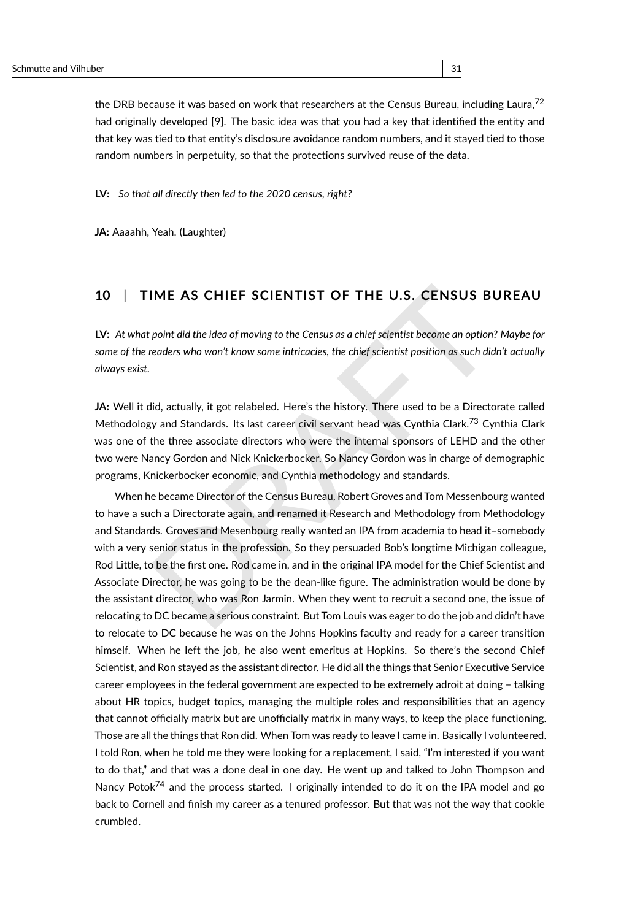the DRB because it was based on work that researchers at the Census Bureau, including Laura,[72] had originally developed [9]. The basic idea was that you had a key that identified the entity and that key was tied to that entity's disclosure avoidance random numbers, and it stayed tied to those random numbers in perpetuity, so that the protections survived reuse of the data.

**LV:** *So that all directly then led to the 2020 census, right?*

**JA:** Aaaahh, Yeah. (Laughter)

## 10 | TIME AS CHIEF SCIENTIST OF THE U.S. CENSUS BUREAU

**LV:** *At what point did the idea of moving to the Census as a chief scientist become an option? Maybe for some of the readers who won't know some intricacies, the chief scientist position as such didn't actually always exist.*

**JA:** Well it did, actually, it got relabeled. Here's the history. There used to be a Directorate called Methodology and Standards. Its last career civil servant head was Cynthia Clark.[73] Cynthia Clark was one of the three associate directors who were the internal sponsors of LEHD and the other two were Nancy Gordon and Nick Knickerbocker. So Nancy Gordon was in charge of demographic programs, Knickerbocker economic, and Cynthia methodology and standards.

When he became Director of the Census Bureau, Robert Groves and Tom Messenbourg wanted to have a such a Directorate again, and renamed it Research and Methodology from Methodology and Standards. Groves and Mesenbourg really wanted an IPA from academia to head it–somebody with a very senior status in the profession. So they persuaded Bob's longtime Michigan colleague, Rod Little, to be the first one. Rod came in, and in the original IPA model for the Chief Scientist and Associate Director, he was going to be the dean-like figure. The administration would be done by the assistant director, who was Ron Jarmin. When they went to recruit a second one, the issue of relocating to DC became a serious constraint. But Tom Louis was eager to do the job and didn't have to relocate to DC because he was on the Johns Hopkins faculty and ready for a career transition himself. When he left the job, he also went emeritus at Hopkins. So there's the second Chief Scientist, and Ron stayed as the assistant director. He did all the things that Senior Executive Service career employees in the federal government are expected to be extremely adroit at doing – talking about HR topics, budget topics, managing the multiple roles and responsibilities that an agency that cannot officially matrix but are unofficially matrix in many ways, to keep the place functioning. Those are all the things that Ron did. When Tom was ready to leave I came in. Basically I volunteered. I told Ron, when he told me they were looking for a replacement, I said, "I'm interested if you want to do that," and that was a done deal in one day. He went up and talked to John Thompson and Nancy Potok[74] and the process started. I originally intended to do it on the IPA model and go back to Cornell and finish my career as a tenured professor. But that was not the way that cookie crumbled.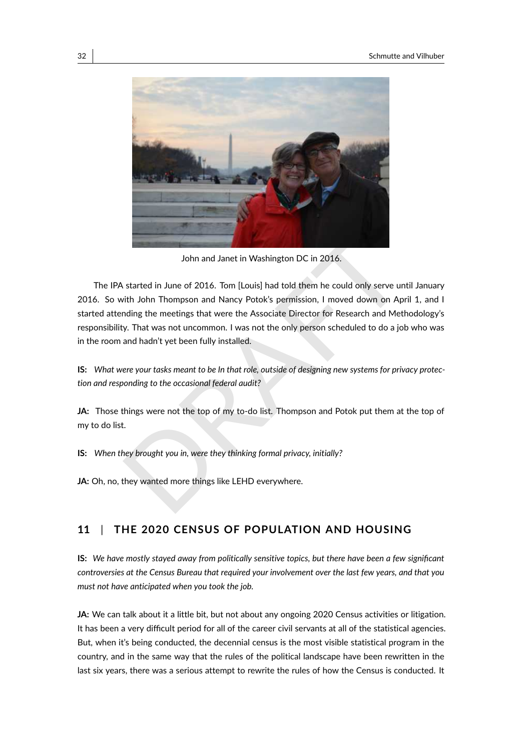John and Janet in Washington DC in 2016.

The IPA started in June of 2016. Tom [Louis] had told them he could only serve until January 2016. So with John Thompson and Nancy Potok's permission, I moved down on April 1, and I started attending the meetings that were the Associate Director for Research and Methodology's responsibility. That was not uncommon. I was not the only person scheduled to do a job who was in the room and hadn't yet been fully installed.

**IS:** *What were your tasks meant to be In that role, outside of designing new systems for privacy protection and responding to the occasional federal audit?*

**JA:** Those things were not the top of my to-do list. Thompson and Potok put them at the top of my to do list.

**IS:** *When they brought you in, were they thinking formal privacy, initially?*

**JA:** Oh, no, they wanted more things like LEHD everywhere.

## 11 | THE 2020 CENSUS OF POPULATION AND HOUSING

**IS:** *We have mostly stayed away from politically sensitive topics, but there have been a few significant controversies at the Census Bureau that required your involvement over the last few years, and that you must not have anticipated when you took the job.*

**JA:** We can talk about it a little bit, but not about any ongoing 2020 Census activities or litigation. It has been a very difficult period for all of the career civil servants at all of the statistical agencies. But, when it's being conducted, the decennial census is the most visible statistical program in the country, and in the same way that the rules of the political landscape have been rewritten in the last six years, there was a serious attempt to rewrite the rules of how the Census is conducted. It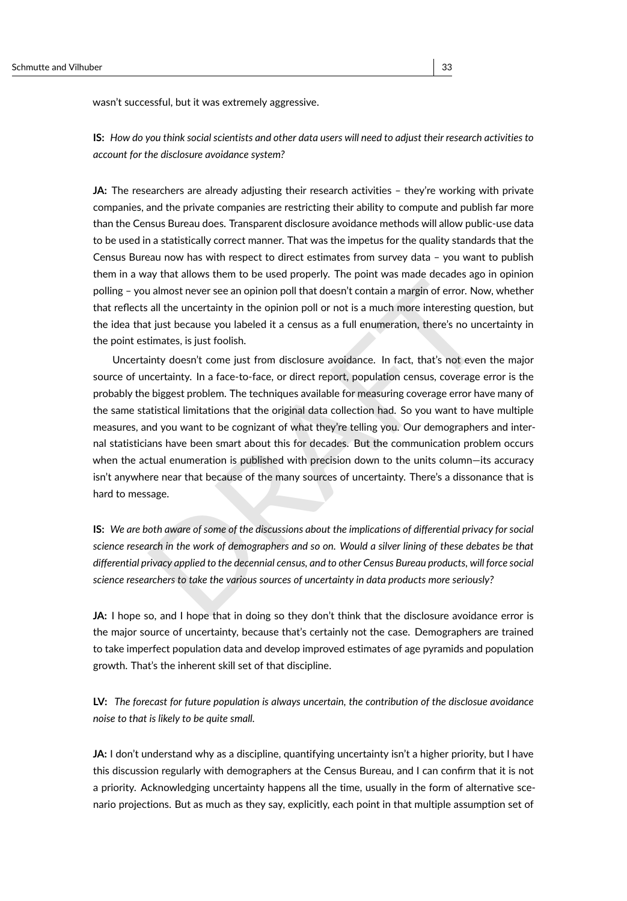wasn't successful, but it was extremely aggressive.

**IS:** *How do you think social scientists and other data users will need to adjust their research activities to account for the disclosure avoidance system?*

**JA:** The researchers are already adjusting their research activities – they're working with private companies, and the private companies are restricting their ability to compute and publish far more than the Census Bureau does. Transparent disclosure avoidance methods will allow public-use data to be used in a statistically correct manner. That was the impetus for the quality standards that the Census Bureau now has with respect to direct estimates from survey data – you want to publish them in a way that allows them to be used properly. The point was made decades ago in opinion polling – you almost never see an opinion poll that doesn't contain a margin of error. Now, whether that reflects all the uncertainty in the opinion poll or not is a much more interesting question, but the idea that just because you labeled it a census as a full enumeration, there's no uncertainty in the point estimates, is just foolish.

Uncertainty doesn't come just from disclosure avoidance. In fact, that's not even the major source of uncertainty. In a face-to-face, or direct report, population census, coverage error is the probably the biggest problem. The techniques available for measuring coverage error have many of the same statistical limitations that the original data collection had. So you want to have multiple measures, and you want to be cognizant of what they're telling you. Our demographers and internal statisticians have been smart about this for decades. But the communication problem occurs when the actual enumeration is published with precision down to the units column—its accuracy isn't anywhere near that because of the many sources of uncertainty. There's a dissonance that is hard to message.

**IS:** *We are both aware of some of the discussions about the implications of differential privacy for social science research in the work of demographers and so on. Would a silver lining of these debates be that differential privacy applied to the decennial census, and to other Census Bureau products, will force social science researchers to take the various sources of uncertainty in data products more seriously?*

**JA:** I hope so, and I hope that in doing so they don't think that the disclosure avoidance error is the major source of uncertainty, because that's certainly not the case. Demographers are trained to take imperfect population data and develop improved estimates of age pyramids and population growth. That's the inherent skill set of that discipline.

**LV:** *The forecast for future population is always uncertain, the contribution of the disclosue avoidance noise to that is likely to be quite small.*

**JA:** I don't understand why as a discipline, quantifying uncertainty isn't a higher priority, but I have this discussion regularly with demographers at the Census Bureau, and I can confirm that it is not a priority. Acknowledging uncertainty happens all the time, usually in the form of alternative scenario projections. But as much as they say, explicitly, each point in that multiple assumption set of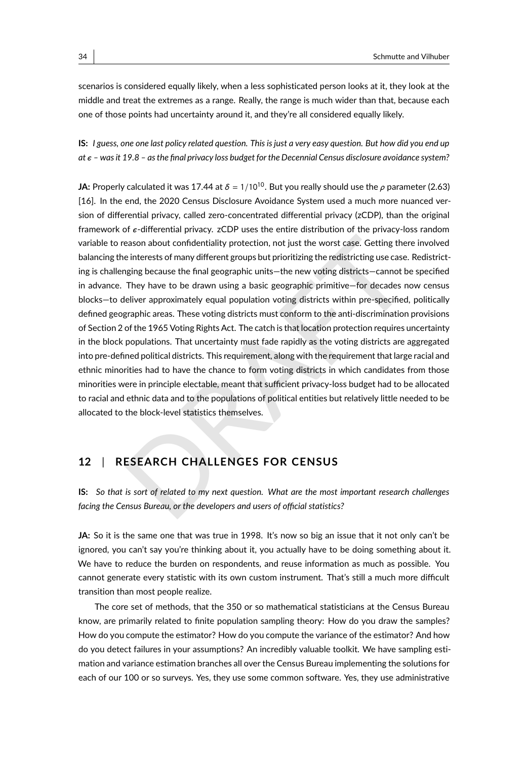scenarios is considered equally likely, when a less sophisticated person looks at it, they look at the middle and treat the extremes as a range. Really, the range is much wider than that, because each one of those points had uncertainty around it, and they're all considered equally likely.

**IS:** *I guess, one one last policy related question. This is just a very easy question. But how did you end up at $\epsilon$ – was it 19.8 – as the final privacy loss budget for the Decennial Census disclosure avoidance system?*

**JA:** Properly calculated it was 17.44 at $\delta = 1/10^{10}$. But you really should use the $\rho$ parameter (2.63) [16]. In the end, the 2020 Census Disclosure Avoidance System used a much more nuanced version of differential privacy, called zero-concentrated differential privacy (zCDP), than the original framework of $\epsilon$-differential privacy. zCDP uses the entire distribution of the privacy-loss random variable to reason about confidentiality protection, not just the worst case. Getting there involved balancing the interests of many different groups but prioritizing the redistricting use case. Redistricting is challenging because the final geographic units—the new voting districts—cannot be specified in advance. They have to be drawn using a basic geographic primitive—for decades now census blocks—to deliver approximately equal population voting districts within pre-specified, politically defined geographic areas. These voting districts must conform to the anti-discrimination provisions of Section 2 of the 1965 Voting Rights Act. The catch is that location protection requires uncertainty in the block populations. That uncertainty must fade rapidly as the voting districts are aggregated into pre-defined political districts. This requirement, along with the requirement that large racial and ethnic minorities had to have the chance to form voting districts in which candidates from those minorities were in principle electable, meant that sufficient privacy-loss budget had to be allocated to racial and ethnic data and to the populations of political entities but relatively little needed to be allocated to the block-level statistics themselves.

## 12 | RESEARCH CHALLENGES FOR CENSUS

**IS:** *So that is sort of related to my next question. What are the most important research challenges facing the Census Bureau, or the developers and users of official statistics?*

**JA:** So it is the same one that was true in 1998. It's now so big an issue that it not only can't be ignored, you can't say you're thinking about it, you actually have to be doing something about it. We have to reduce the burden on respondents, and reuse information as much as possible. You cannot generate every statistic with its own custom instrument. That's still a much more difficult transition than most people realize.

The core set of methods, that the 350 or so mathematical statisticians at the Census Bureau know, are primarily related to finite population sampling theory: How do you draw the samples? How do you compute the estimator? How do you compute the variance of the estimator? And how do you detect failures in your assumptions? An incredibly valuable toolkit. We have sampling estimation and variance estimation branches all over the Census Bureau implementing the solutions for each of our 100 or so surveys. Yes, they use some common software. Yes, they use administrative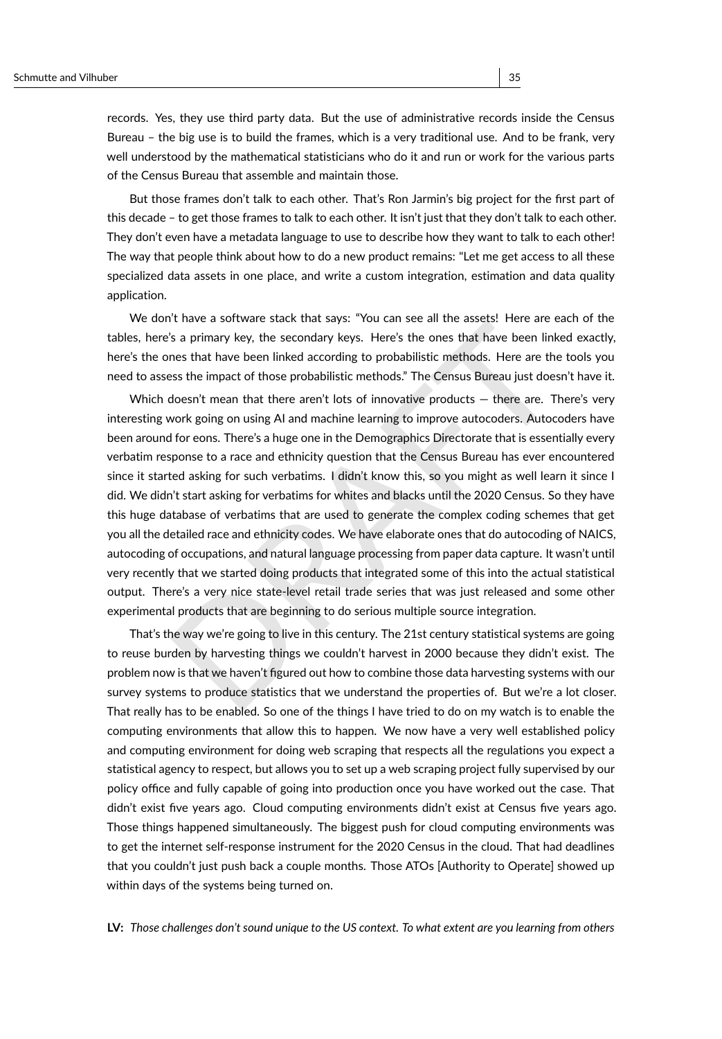records. Yes, they use third party data. But the use of administrative records inside the Census Bureau – the big use is to build the frames, which is a very traditional use. And to be frank, very well understood by the mathematical statisticians who do it and run or work for the various parts of the Census Bureau that assemble and maintain those.

But those frames don't talk to each other. That's Ron Jarmin's big project for the first part of this decade – to get those frames to talk to each other. It isn't just that they don't talk to each other. They don't even have a metadata language to use to describe how they want to talk to each other! The way that people think about how to do a new product remains: "Let me get access to all these specialized data assets in one place, and write a custom integration, estimation and data quality application.

We don't have a software stack that says: "You can see all the assets! Here are each of the tables, here's a primary key, the secondary keys. Here's the ones that have been linked exactly, here's the ones that have been linked according to probabilistic methods. Here are the tools you need to assess the impact of those probabilistic methods." The Census Bureau just doesn't have it.

Which doesn't mean that there aren't lots of innovative products — there are. There's very interesting work going on using AI and machine learning to improve autocoders. Autocoders have been around for eons. There's a huge one in the Demographics Directorate that is essentially every verbatim response to a race and ethnicity question that the Census Bureau has ever encountered since it started asking for such verbatims. I didn't know this, so you might as well learn it since I did. We didn't start asking for verbatims for whites and blacks until the 2020 Census. So they have this huge database of verbatims that are used to generate the complex coding schemes that get you all the detailed race and ethnicity codes. We have elaborate ones that do autocoding of NAICS, autocoding of occupations, and natural language processing from paper data capture. It wasn't until very recently that we started doing products that integrated some of this into the actual statistical output. There's a very nice state-level retail trade series that was just released and some other experimental products that are beginning to do serious multiple source integration.

That's the way we're going to live in this century. The 21st century statistical systems are going to reuse burden by harvesting things we couldn't harvest in 2000 because they didn't exist. The problem now is that we haven't figured out how to combine those data harvesting systems with our survey systems to produce statistics that we understand the properties of. But we're a lot closer. That really has to be enabled. So one of the things I have tried to do on my watch is to enable the computing environments that allow this to happen. We now have a very well established policy and computing environment for doing web scraping that respects all the regulations you expect a statistical agency to respect, but allows you to set up a web scraping project fully supervised by our policy office and fully capable of going into production once you have worked out the case. That didn't exist five years ago. Cloud computing environments didn't exist at Census five years ago. Those things happened simultaneously. The biggest push for cloud computing environments was to get the internet self-response instrument for the 2020 Census in the cloud. That had deadlines that you couldn't just push back a couple months. Those ATOs [Authority to Operate] showed up within days of the systems being turned on.

**LV:** *Those challenges don't sound unique to the US context. To what extent are you learning from others*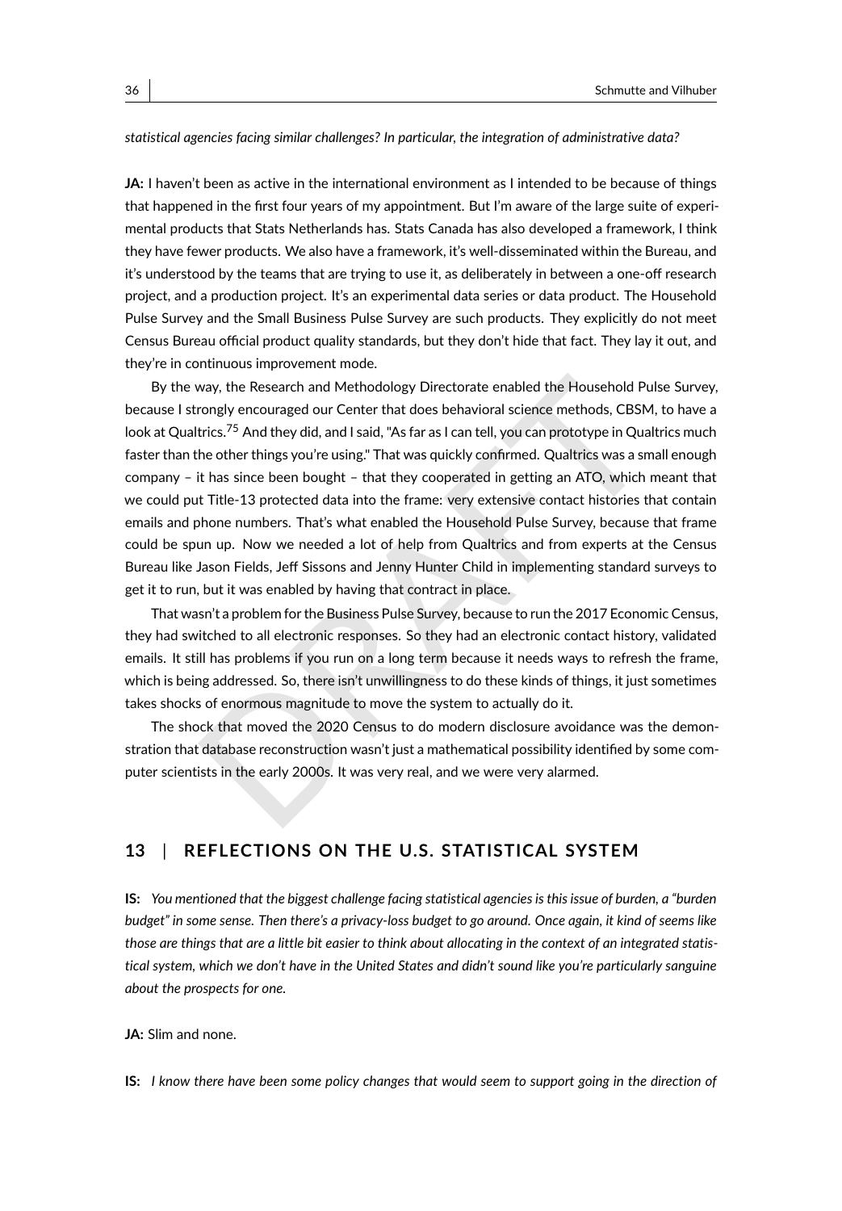*statistical agencies facing similar challenges? In particular, the integration of administrative data?*

**JA:** I haven't been as active in the international environment as I intended to be because of things that happened in the first four years of my appointment. But I'm aware of the large suite of experimental products that Stats Netherlands has. Stats Canada has also developed a framework, I think they have fewer products. We also have a framework, it's well-disseminated within the Bureau, and it's understood by the teams that are trying to use it, as deliberately in between a one-off research project, and a production project. It's an experimental data series or data product. The Household Pulse Survey and the Small Business Pulse Survey are such products. They explicitly do not meet Census Bureau official product quality standards, but they don't hide that fact. They lay it out, and they're in continuous improvement mode.

By the way, the Research and Methodology Directorate enabled the Household Pulse Survey, because I strongly encouraged our Center that does behavioral science methods, CBSM, to have a look at Qualtrics.[75] And they did, and I said, "As far as I can tell, you can prototype in Qualtrics much faster than the other things you're using." That was quickly confirmed. Qualtrics was a small enough company – it has since been bought – that they cooperated in getting an ATO, which meant that we could put Title-13 protected data into the frame: very extensive contact histories that contain emails and phone numbers. That's what enabled the Household Pulse Survey, because that frame could be spun up. Now we needed a lot of help from Qualtrics and from experts at the Census Bureau like Jason Fields, Jeff Sissons and Jenny Hunter Child in implementing standard surveys to get it to run, but it was enabled by having that contract in place.

That wasn't a problem for the Business Pulse Survey, because to run the 2017 Economic Census, they had switched to all electronic responses. So they had an electronic contact history, validated emails. It still has problems if you run on a long term because it needs ways to refresh the frame, which is being addressed. So, there isn't unwillingness to do these kinds of things, it just sometimes takes shocks of enormous magnitude to move the system to actually do it.

The shock that moved the 2020 Census to do modern disclosure avoidance was the demonstration that database reconstruction wasn't just a mathematical possibility identified by some computer scientists in the early 2000s. It was very real, and we were very alarmed.

## 13 | REFLECTIONS ON THE U.S. STATISTICAL SYSTEM

**IS:** *You mentioned that the biggest challenge facing statistical agencies is this issue of burden, a "burden budget" in some sense. Then there's a privacy-loss budget to go around. Once again, it kind of seems like those are things that are a little bit easier to think about allocating in the context of an integrated statistical system, which we don't have in the United States and didn't sound like you're particularly sanguine about the prospects for one.*

**JA:** Slim and none.

**IS:** *I know there have been some policy changes that would seem to support going in the direction of*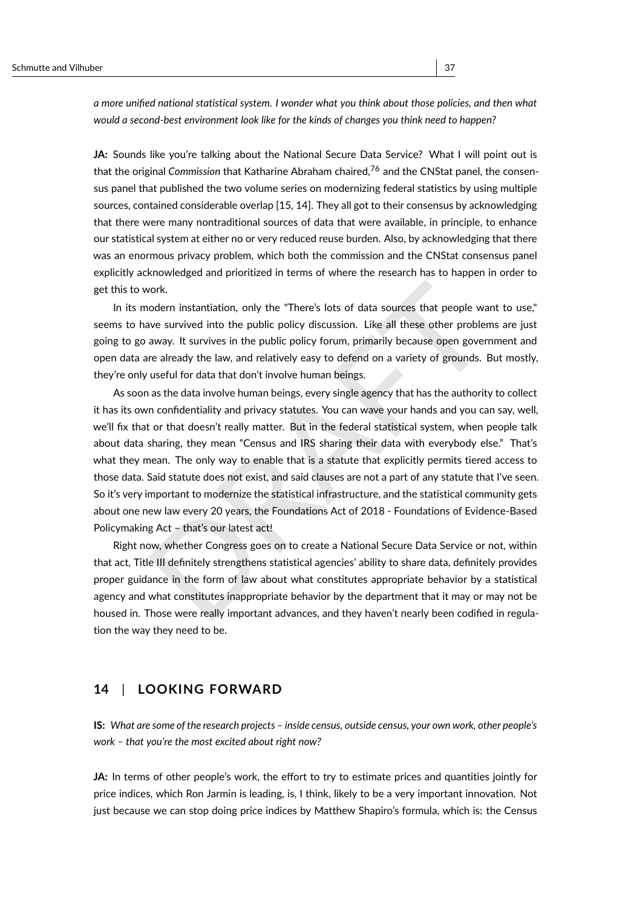*a more unified national statistical system. I wonder what you think about those policies, and then what would a second-best environment look like for the kinds of changes you think need to happen?*

**JA:** Sounds like you're talking about the National Secure Data Service? What I will point out is that the original *Commission* that Katharine Abraham chaired,[76] and the CNStat panel, the consensus panel that published the two volume series on modernizing federal statistics by using multiple sources, contained considerable overlap [15, 14]. They all got to their consensus by acknowledging that there were many nontraditional sources of data that were available, in principle, to enhance our statistical system at either no or very reduced reuse burden. Also, by acknowledging that there was an enormous privacy problem, which both the commission and the CNStat consensus panel explicitly acknowledged and prioritized in terms of where the research has to happen in order to get this to work.

In its modern instantiation, only the "There's lots of data sources that people want to use," seems to have survived into the public policy discussion. Like all these other problems are just going to go away. It survives in the public policy forum, primarily because open government and open data are already the law, and relatively easy to defend on a variety of grounds. But mostly, they're only useful for data that don't involve human beings.

As soon as the data involve human beings, every single agency that has the authority to collect it has its own confidentiality and privacy statutes. You can wave your hands and you can say, well, we'll fix that or that doesn't really matter. But in the federal statistical system, when people talk about data sharing, they mean "Census and IRS sharing their data with everybody else." That's what they mean. The only way to enable that is a statute that explicitly permits tiered access to those data. Said statute does not exist, and said clauses are not a part of any statute that I've seen. So it's very important to modernize the statistical infrastructure, and the statistical community gets about one new law every 20 years, the Foundations Act of 2018 - Foundations of Evidence-Based Policymaking Act – that's our latest act!

Right now, whether Congress goes on to create a National Secure Data Service or not, within that act, Title III definitely strengthens statistical agencies' ability to share data, definitely provides proper guidance in the form of law about what constitutes appropriate behavior by a statistical agency and what constitutes inappropriate behavior by the department that it may or may not be housed in. Those were really important advances, and they haven't nearly been codified in regulation the way they need to be.

## 14 | LOOKING FORWARD

**IS:** *What are some of the research projects – inside census, outside census, your own work, other people's work – that you're the most excited about right now?*

**JA:** In terms of other people's work, the effort to try to estimate prices and quantities jointly for price indices, which Ron Jarmin is leading, is, I think, likely to be a very important innovation. Not just because we can stop doing price indices by Matthew Shapiro's formula, which is: the Census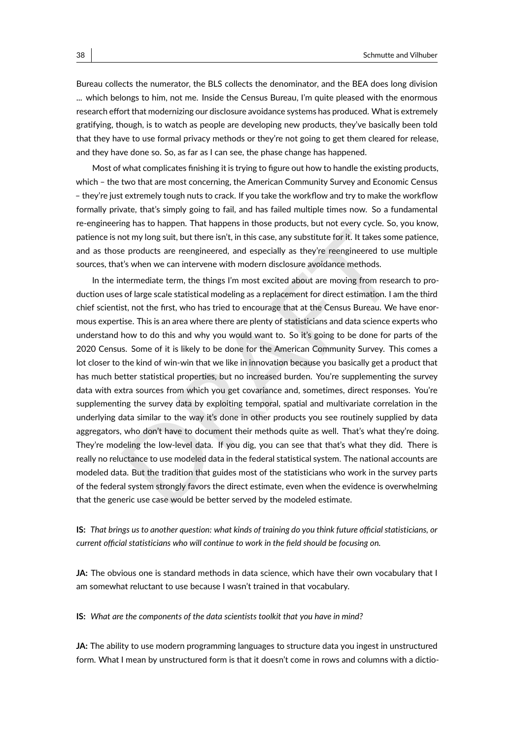Bureau collects the numerator, the BLS collects the denominator, and the BEA does long division ... which belongs to him, not me. Inside the Census Bureau, I'm quite pleased with the enormous research effort that modernizing our disclosure avoidance systems has produced. What is extremely gratifying, though, is to watch as people are developing new products, they've basically been told that they have to use formal privacy methods or they're not going to get them cleared for release, and they have done so. So, as far as I can see, the phase change has happened.

Most of what complicates finishing it is trying to figure out how to handle the existing products, which – the two that are most concerning, the American Community Survey and Economic Census – they're just extremely tough nuts to crack. If you take the workflow and try to make the workflow formally private, that's simply going to fail, and has failed multiple times now. So a fundamental re-engineering has to happen. That happens in those products, but not every cycle. So, you know, patience is not my long suit, but there isn't, in this case, any substitute for it. It takes some patience, and as those products are reengineered, and especially as they're reengineered to use multiple sources, that's when we can intervene with modern disclosure avoidance methods.

In the intermediate term, the things I'm most excited about are moving from research to production uses of large scale statistical modeling as a replacement for direct estimation. I am the third chief scientist, not the first, who has tried to encourage that at the Census Bureau. We have enormous expertise. This is an area where there are plenty of statisticians and data science experts who understand how to do this and why you would want to. So it's going to be done for parts of the 2020 Census. Some of it is likely to be done for the American Community Survey. This comes a lot closer to the kind of win-win that we like in innovation because you basically get a product that has much better statistical properties, but no increased burden. You're supplementing the survey data with extra sources from which you get covariance and, sometimes, direct responses. You're supplementing the survey data by exploiting temporal, spatial and multivariate correlation in the underlying data similar to the way it's done in other products you see routinely supplied by data aggregators, who don't have to document their methods quite as well. That's what they're doing. They're modeling the low-level data. If you dig, you can see that that's what they did. There is really no reluctance to use modeled data in the federal statistical system. The national accounts are modeled data. But the tradition that guides most of the statisticians who work in the survey parts of the federal system strongly favors the direct estimate, even when the evidence is overwhelming that the generic use case would be better served by the modeled estimate.

**IS:** *That brings us to another question: what kinds of training do you think future official statisticians, or current official statisticians who will continue to work in the field should be focusing on.*

**JA:** The obvious one is standard methods in data science, which have their own vocabulary that I am somewhat reluctant to use because I wasn't trained in that vocabulary.

**IS:** *What are the components of the data scientists toolkit that you have in mind?*

**JA:** The ability to use modern programming languages to structure data you ingest in unstructured form. What I mean by unstructured form is that it doesn't come in rows and columns with a dictio-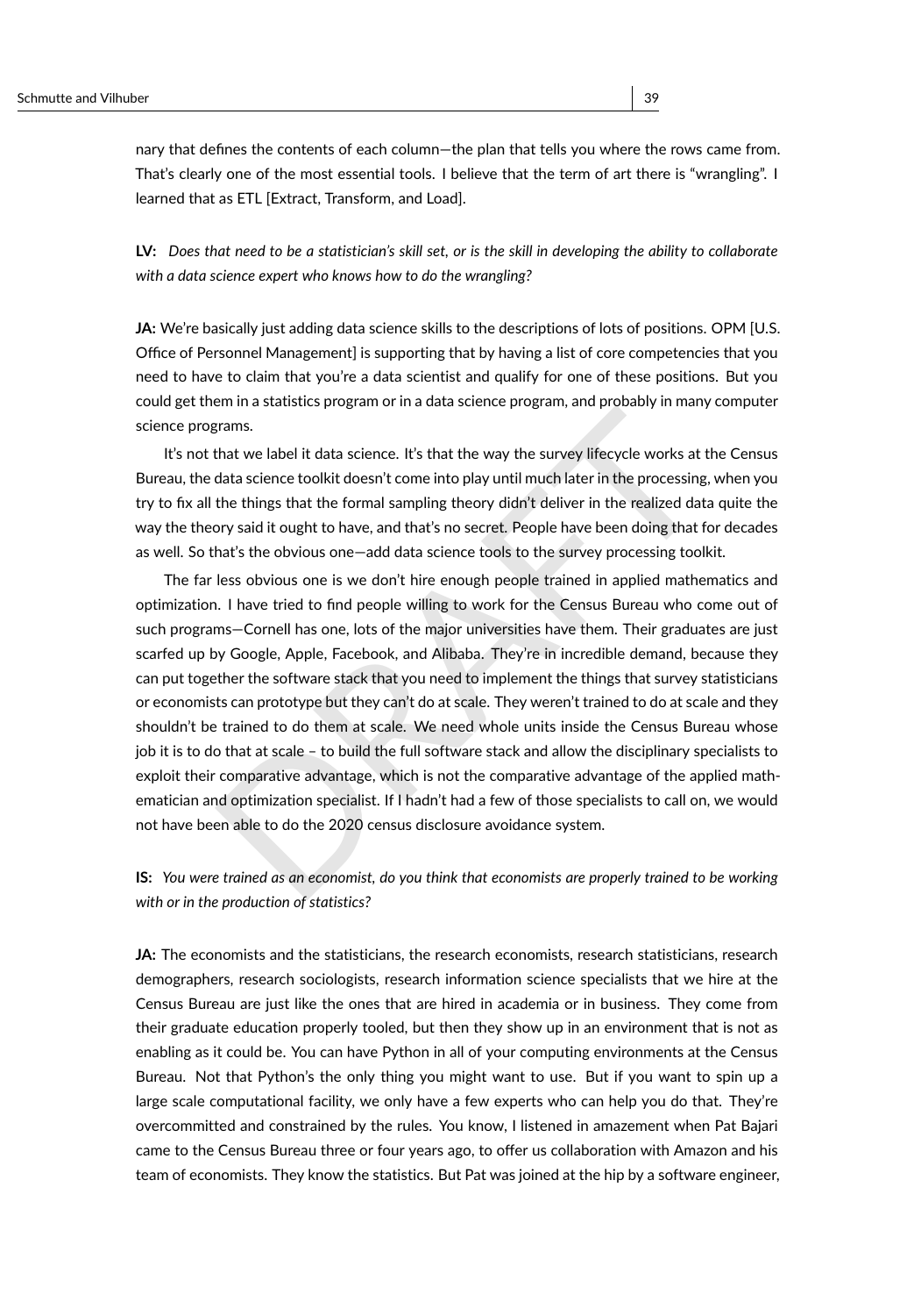nary that defines the contents of each column—the plan that tells you where the rows came from. That's clearly one of the most essential tools. I believe that the term of art there is "wrangling". I learned that as ETL [Extract, Transform, and Load].

**LV:** *Does that need to be a statistician's skill set, or is the skill in developing the ability to collaborate with a data science expert who knows how to do the wrangling?*

**JA:** We're basically just adding data science skills to the descriptions of lots of positions. OPM [U.S. Office of Personnel Management] is supporting that by having a list of core competencies that you need to have to claim that you're a data scientist and qualify for one of these positions. But you could get them in a statistics program or in a data science program, and probably in many computer science programs.

It's not that we label it data science. It's that the way the survey lifecycle works at the Census Bureau, the data science toolkit doesn't come into play until much later in the processing, when you try to fix all the things that the formal sampling theory didn't deliver in the realized data quite the way the theory said it ought to have, and that's no secret. People have been doing that for decades as well. So that's the obvious one—add data science tools to the survey processing toolkit.

The far less obvious one is we don't hire enough people trained in applied mathematics and optimization. I have tried to find people willing to work for the Census Bureau who come out of such programs—Cornell has one, lots of the major universities have them. Their graduates are just scarfed up by Google, Apple, Facebook, and Alibaba. They're in incredible demand, because they can put together the software stack that you need to implement the things that survey statisticians or economists can prototype but they can't do at scale. They weren't trained to do at scale and they shouldn't be trained to do them at scale. We need whole units inside the Census Bureau whose job it is to do that at scale – to build the full software stack and allow the disciplinary specialists to exploit their comparative advantage, which is not the comparative advantage of the applied mathematician and optimization specialist. If I hadn't had a few of those specialists to call on, we would not have been able to do the 2020 census disclosure avoidance system.

**IS:** *You were trained as an economist, do you think that economists are properly trained to be working with or in the production of statistics?*

**JA:** The economists and the statisticians, the research economists, research statisticians, research demographers, research sociologists, research information science specialists that we hire at the Census Bureau are just like the ones that are hired in academia or in business. They come from their graduate education properly tooled, but then they show up in an environment that is not as enabling as it could be. You can have Python in all of your computing environments at the Census Bureau. Not that Python's the only thing you might want to use. But if you want to spin up a large scale computational facility, we only have a few experts who can help you do that. They're overcommitted and constrained by the rules. You know, I listened in amazement when Pat Bajari came to the Census Bureau three or four years ago, to offer us collaboration with Amazon and his team of economists. They know the statistics. But Pat was joined at the hip by a software engineer,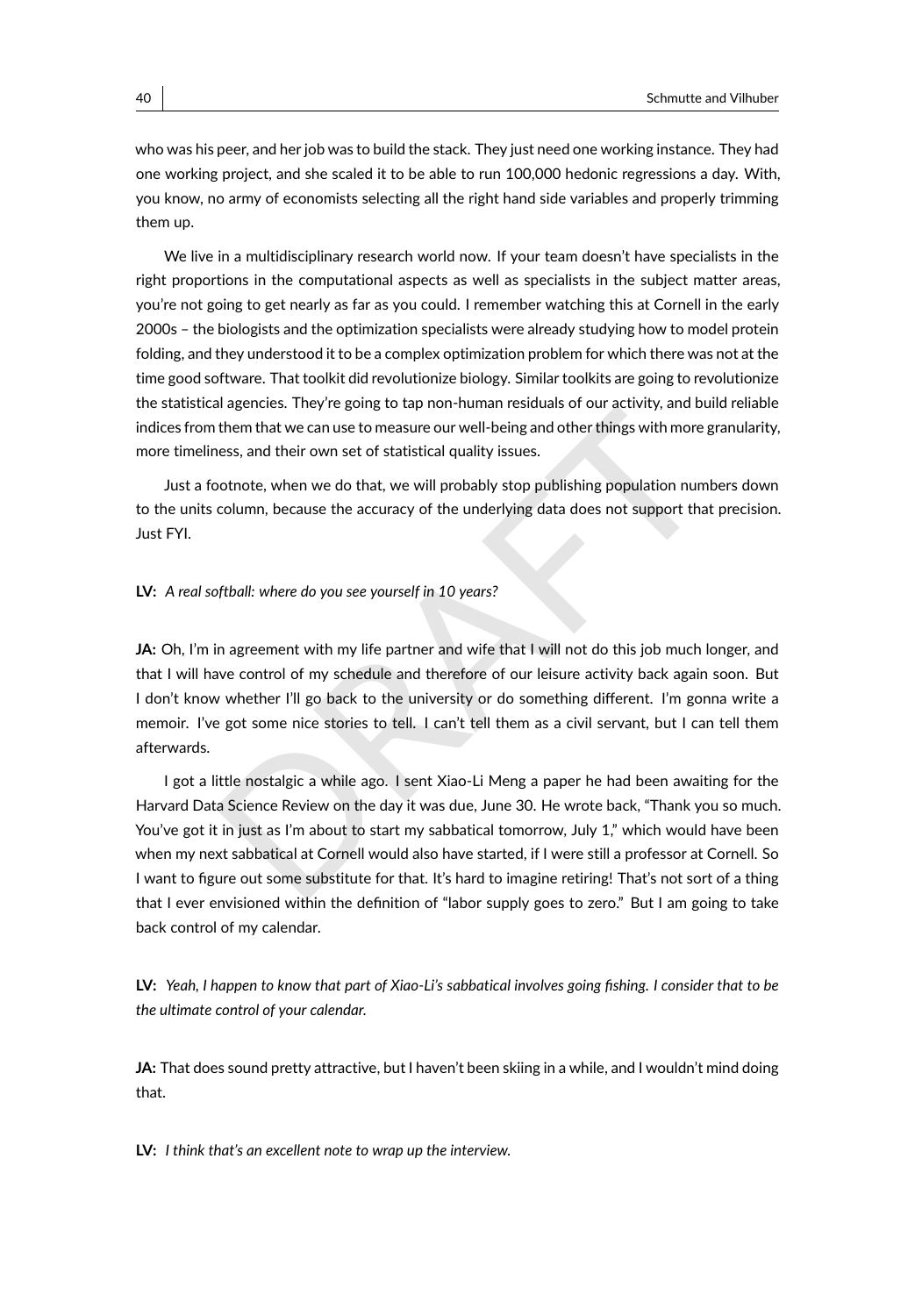who was his peer, and her job was to build the stack. They just need one working instance. They had one working project, and she scaled it to be able to run 100,000 hedonic regressions a day. With, you know, no army of economists selecting all the right hand side variables and properly trimming them up.

We live in a multidisciplinary research world now. If your team doesn't have specialists in the right proportions in the computational aspects as well as specialists in the subject matter areas, you're not going to get nearly as far as you could. I remember watching this at Cornell in the early 2000s – the biologists and the optimization specialists were already studying how to model protein folding, and they understood it to be a complex optimization problem for which there was not at the time good software. That toolkit did revolutionize biology. Similar toolkits are going to revolutionize the statistical agencies. They're going to tap non-human residuals of our activity, and build reliable indices from them that we can use to measure our well-being and other things with more granularity, more timeliness, and their own set of statistical quality issues.

Just a footnote, when we do that, we will probably stop publishing population numbers down to the units column, because the accuracy of the underlying data does not support that precision. Just FYI.

**LV:** *A real softball: where do you see yourself in 10 years?*

**JA:** Oh, I'm in agreement with my life partner and wife that I will not do this job much longer, and that I will have control of my schedule and therefore of our leisure activity back again soon. But I don't know whether I'll go back to the university or do something different. I'm gonna write a memoir. I've got some nice stories to tell. I can't tell them as a civil servant, but I can tell them afterwards.

I got a little nostalgic a while ago. I sent Xiao-Li Meng a paper he had been awaiting for the Harvard Data Science Review on the day it was due, June 30. He wrote back, "Thank you so much. You've got it in just as I'm about to start my sabbatical tomorrow, July 1," which would have been when my next sabbatical at Cornell would also have started, if I were still a professor at Cornell. So I want to figure out some substitute for that. It's hard to imagine retiring! That's not sort of a thing that I ever envisioned within the definition of "labor supply goes to zero." But I am going to take back control of my calendar.

**LV:** *Yeah, I happen to know that part of Xiao-Li's sabbatical involves going fishing. I consider that to be the ultimate control of your calendar.*

**JA:** That does sound pretty attractive, but I haven't been skiing in a while, and I wouldn't mind doing that.

**LV:** *I think that's an excellent note to wrap up the interview.*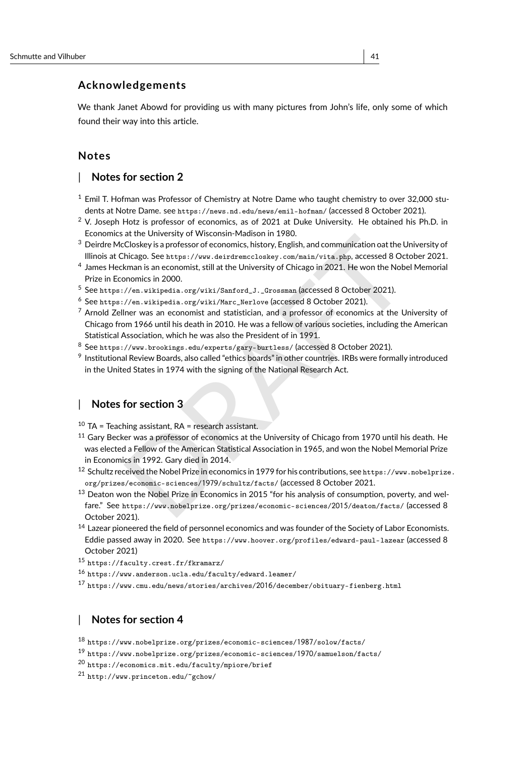## Acknowledgements

We thank Janet Abowd for providing us with many pictures from John's life, only some of which found their way into this article.

## Notes

### | Notes for section 2

[1] Emil T. Hofman was Professor of Chemistry at Notre Dame who taught chemistry to over 32,000 students at Notre Dame. see https://news.nd.edu/news/emil-hofman/ (accessed 8 October 2021).

[2] V. Joseph Hotz is professor of economics, as of 2021 at Duke University. He obtained his Ph.D. in Economics at the University of Wisconsin-Madison in 1980.

[3] Deirdre McCloskey is a professor of economics, history, English, and communication oat the University of Illinois at Chicago. See https://www.deirdremccloskey.com/main/vita.php, accessed 8 October 2021.

[4] James Heckman is an economist, still at the University of Chicago in 2021. He won the Nobel Memorial Prize in Economics in 2000.

[5] See https://en.wikipedia.org/wiki/Sanford_J._Grossman (accessed 8 October 2021).

[6] See https://en.wikipedia.org/wiki/Marc_Nerlove (accessed 8 October 2021).

[7] Arnold Zellner was an economist and statistician, and a professor of economics at the University of Chicago from 1966 until his death in 2010. He was a fellow of various societies, including the American Statistical Association, which he was also the President of in 1991.

[8] See https://www.brookings.edu/experts/gary-burtless/ (accessed 8 October 2021).

[9] Institutional Review Boards, also called "ethics boards" in other countries. IRBs were formally introduced in the United States in 1974 with the signing of the National Research Act.

### | Notes for section 3

[10] TA = Teaching assistant, RA = research assistant.

[11] Gary Becker was a professor of economics at the University of Chicago from 1970 until his death. He was elected a Fellow of the American Statistical Association in 1965, and won the Nobel Memorial Prize in Economics in 1992. Gary died in 2014.

[12] Schultz received the Nobel Prize in economics in 1979 for his contributions, see https://www.nobelprize.org/prizes/economic-sciences/1979/schultz/facts/ (accessed 8 October 2021.

[13] Deaton won the Nobel Prize in Economics in 2015 "for his analysis of consumption, poverty, and welfare." See https://www.nobelprize.org/prizes/economic-sciences/2015/deaton/facts/ (accessed 8 October 2021).

[14] Lazear pioneered the field of personnel economics and was founder of the Society of Labor Economists. Eddie passed away in 2020. See https://www.hoover.org/profiles/edward-paul-lazear (accessed 8 October 2021)

[15] https://faculty.crest.fr/fkramarz/

[16] https://www.anderson.ucla.edu/faculty/edward.leamer/

[17] https://www.cmu.edu/news/stories/archives/2016/december/obituary-fienberg.html

### | Notes for section 4

[18] https://www.nobelprize.org/prizes/economic-sciences/1987/solow/facts/

[19] https://www.nobelprize.org/prizes/economic-sciences/1970/samuelson/facts/

[20] https://economics.mit.edu/faculty/mpiore/brief

[21] http://www.princeton.edu/~gchow/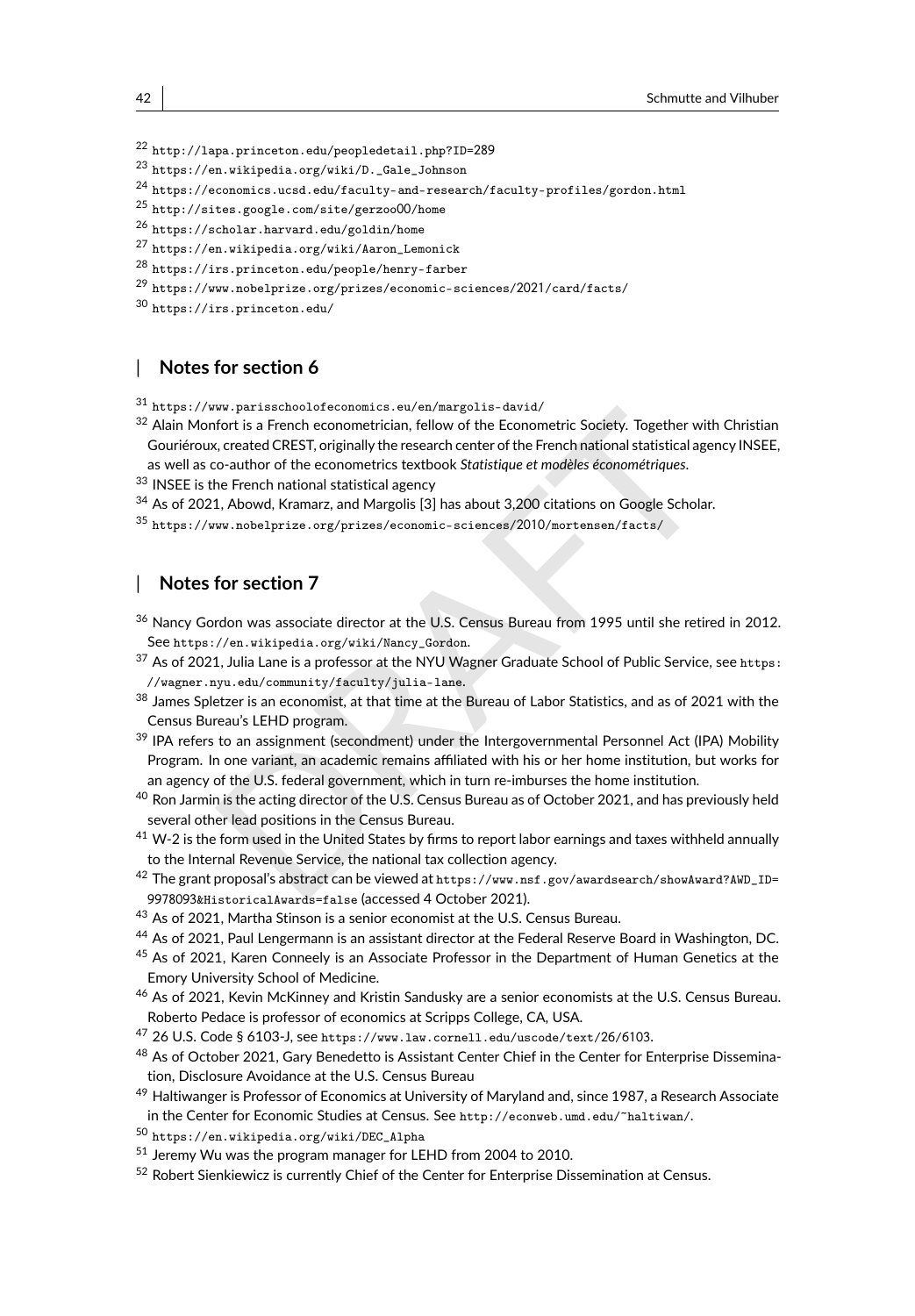[22] http://lapa.princeton.edu/peopledetail.php?ID=289

[23] https://en.wikipedia.org/wiki/D._Gale_Johnson

[24] https://economics.ucsd.edu/faculty-and-research/faculty-profiles/gordon.html

[25] http://sites.google.com/site/gerzoo00/home

[26] https://scholar.harvard.edu/goldin/home

[27] https://en.wikipedia.org/wiki/Aaron_Lemonick

[28] https://irs.princeton.edu/people/henry-farber

[29] https://www.nobelprize.org/prizes/economic-sciences/2021/card/facts/

[30] https://irs.princeton.edu/

## Notes for section 6

[31] https://www.parisschoolofeconomics.eu/en/margolis-david/

[32] Alain Monfort is a French econometrician, fellow of the Econometric Society. Together with Christian Gouriéroux, created CREST, originally the research center of the French national statistical agency INSEE, as well as co-author of the econometrics textbook *Statistique et modèles économétriques*.

[33] INSEE is the French national statistical agency

[34] As of 2021, Abowd, Kramarz, and Margolis [3] has about 3,200 citations on Google Scholar.

[35] https://www.nobelprize.org/prizes/economic-sciences/2010/mortensen/facts/

## Notes for section 7

[36] Nancy Gordon was associate director at the U.S. Census Bureau from 1995 until she retired in 2012. See https://en.wikipedia.org/wiki/Nancy_Gordon.

[37] As of 2021, Julia Lane is a professor at the NYU Wagner Graduate School of Public Service, see https://wagner.nyu.edu/community/faculty/julia-lane.

[38] James Spletzer is an economist, at that time at the Bureau of Labor Statistics, and as of 2021 with the Census Bureau's LEHD program.

[39] IPA refers to an assignment (secondment) under the Intergovernmental Personnel Act (IPA) Mobility Program. In one variant, an academic remains affiliated with his or her home institution, but works for an agency of the U.S. federal government, which in turn re-imburses the home institution.

[40] Ron Jarmin is the acting director of the U.S. Census Bureau as of October 2021, and has previously held several other lead positions in the Census Bureau.

[41] W-2 is the form used in the United States by firms to report labor earnings and taxes withheld annually to the Internal Revenue Service, the national tax collection agency.

[42] The grant proposal's abstract can be viewed at https://www.nsf.gov/awardsearch/showAward?AWD_ID=9978093&HistoricalAwards=false (accessed 4 October 2021).

[43] As of 2021, Martha Stinson is a senior economist at the U.S. Census Bureau.

[44] As of 2021, Paul Lengermann is an assistant director at the Federal Reserve Board in Washington, DC.

[45] As of 2021, Karen Conneely is an Associate Professor in the Department of Human Genetics at the Emory University School of Medicine.

[46] As of 2021, Kevin McKinney and Kristin Sandusky are a senior economists at the U.S. Census Bureau. Roberto Pedace is professor of economics at Scripps College, CA, USA.

[47] 26 U.S. Code § 6103-J, see https://www.law.cornell.edu/uscode/text/26/6103.

[48] As of October 2021, Gary Benedetto is Assistant Center Chief in the Center for Enterprise Dissemination, Disclosure Avoidance at the U.S. Census Bureau

[49] Haltiwanger is Professor of Economics at University of Maryland and, since 1987, a Research Associate in the Center for Economic Studies at Census. See http://econweb.umd.edu/~haltiwan/.

[50] https://en.wikipedia.org/wiki/DEC_Alpha

[51] Jeremy Wu was the program manager for LEHD from 2004 to 2010.

[52] Robert Sienkiewicz is currently Chief of the Center for Enterprise Dissemination at Census.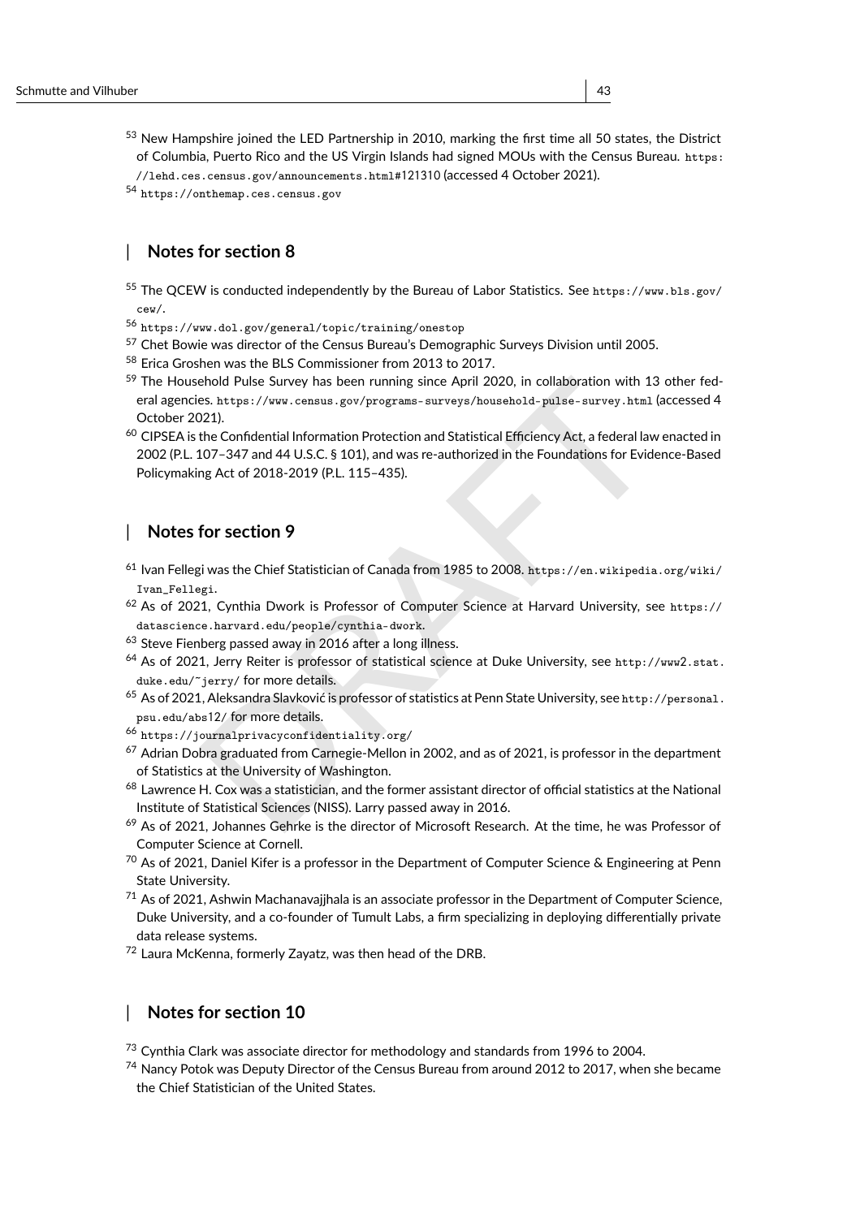[53] New Hampshire joined the LED Partnership in 2010, marking the first time all 50 states, the District of Columbia, Puerto Rico and the US Virgin Islands had signed MOUs with the Census Bureau. https://lehd.ces.census.gov/announcements.html#121310 (accessed 4 October 2021).

[54] https://onthemap.ces.census.gov

## Notes for section 8

[55] The QCEW is conducted independently by the Bureau of Labor Statistics. See https://www.bls.gov/cew/.

[56] https://www.dol.gov/general/topic/training/onestop

[57] Chet Bowie was director of the Census Bureau's Demographic Surveys Division until 2005.

[58] Erica Groshen was the BLS Commissioner from 2013 to 2017.

[59] The Household Pulse Survey has been running since April 2020, in collaboration with 13 other federal agencies. https://www.census.gov/programs-surveys/household-pulse-survey.html (accessed 4 October 2021).

[60] CIPSEA is the Confidential Information Protection and Statistical Efficiency Act, a federal law enacted in 2002 (P.L. 107–347 and 44 U.S.C. § 101), and was re-authorized in the Foundations for Evidence-Based Policymaking Act of 2018-2019 (P.L. 115–435).

## Notes for section 9

[61] Ivan Fellegi was the Chief Statistician of Canada from 1985 to 2008. https://en.wikipedia.org/wiki/Ivan_Fellegi.

[62] As of 2021, Cynthia Dwork is Professor of Computer Science at Harvard University, see https://datascience.harvard.edu/people/cynthia-dwork.

[63] Steve Fienberg passed away in 2016 after a long illness.

[64] As of 2021, Jerry Reiter is professor of statistical science at Duke University, see http://www2.stat.duke.edu/~jerry/ for more details.

[65] As of 2021, Aleksandra Slavković is professor of statistics at Penn State University, see http://personal.psu.edu/abs12/ for more details.

[66] https://journalprivacyconfidentiality.org/

[67] Adrian Dobra graduated from Carnegie-Mellon in 2002, and as of 2021, is professor in the department of Statistics at the University of Washington.

[68] Lawrence H. Cox was a statistician, and the former assistant director of official statistics at the National Institute of Statistical Sciences (NISS). Larry passed away in 2016.

[69] As of 2021, Johannes Gehrke is the director of Microsoft Research. At the time, he was Professor of Computer Science at Cornell.

[70] As of 2021, Daniel Kifer is a professor in the Department of Computer Science & Engineering at Penn State University.

[71] As of 2021, Ashwin Machanavajjhala is an associate professor in the Department of Computer Science, Duke University, and a co-founder of Tumult Labs, a firm specializing in deploying differentially private data release systems.

[72] Laura McKenna, formerly Zayatz, was then head of the DRB.

## Notes for section 10

[73] Cynthia Clark was associate director for methodology and standards from 1996 to 2004.

[74] Nancy Potok was Deputy Director of the Census Bureau from around 2012 to 2017, when she became the Chief Statistician of the United States.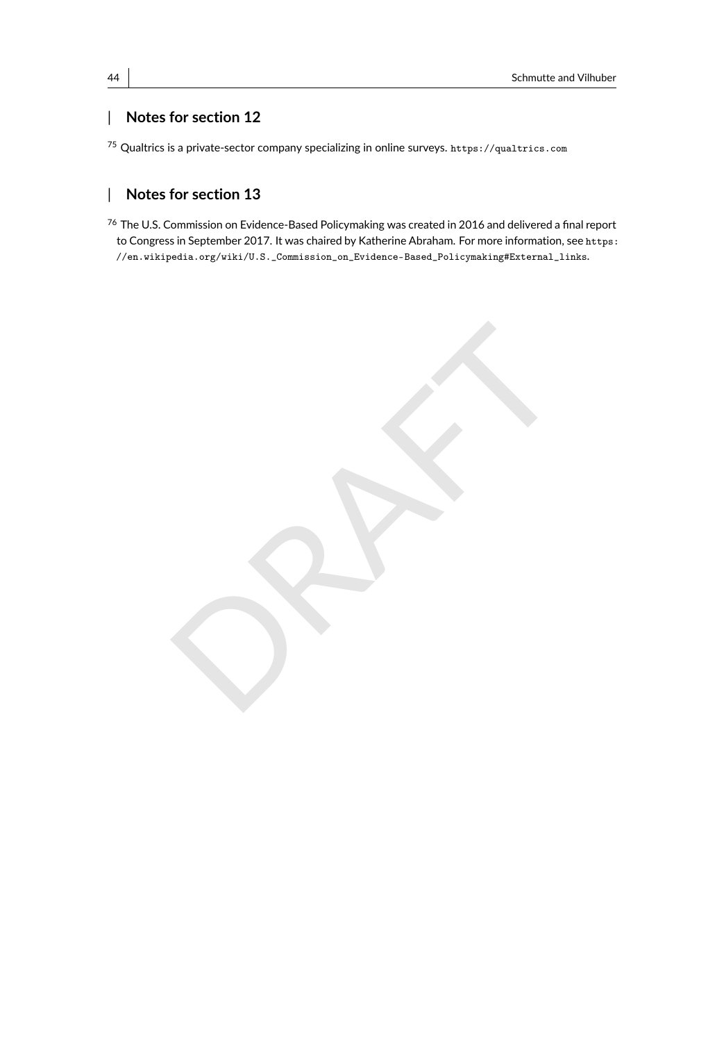## Notes for section 12

[75] Qualtrics is a private-sector company specializing in online surveys. https://qualtrics.com

## Notes for section 13

[76] The U.S. Commission on Evidence-Based Policymaking was created in 2016 and delivered a final report to Congress in September 2017. It was chaired by Katherine Abraham. For more information, see https://en.wikipedia.org/wiki/U.S._Commission_on_Evidence-Based_Policymaking#External_links.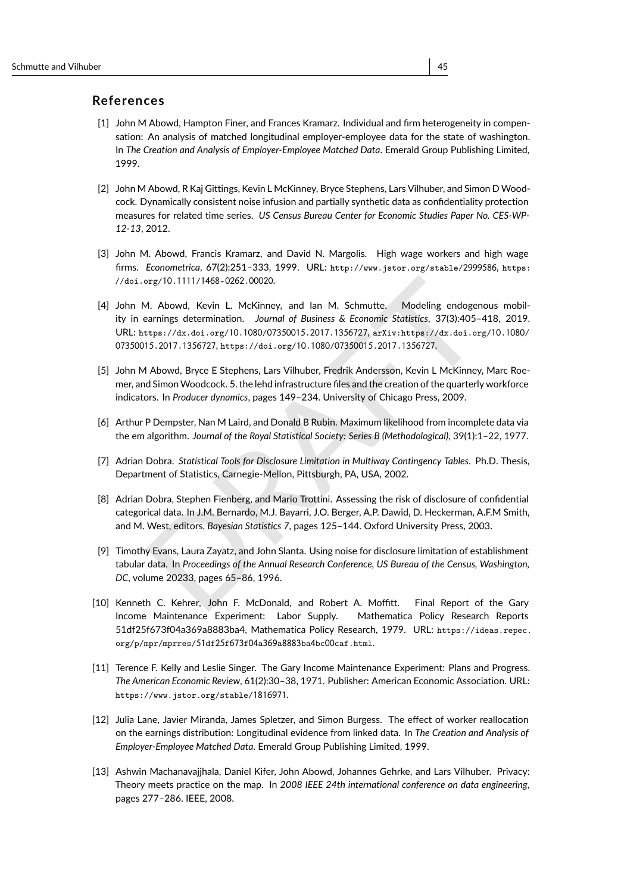## References

[1] John M Abowd, Hampton Finer, and Frances Kramarz. Individual and firm heterogeneity in compensation: An analysis of matched longitudinal employer-employee data for the state of washington. In *The Creation and Analysis of Employer-Employee Matched Data*. Emerald Group Publishing Limited, 1999.

[2] John M Abowd, R Kaj Gittings, Kevin L McKinney, Bryce Stephens, Lars Vilhuber, and Simon D Woodcock. Dynamically consistent noise infusion and partially synthetic data as confidentiality protection measures for related time series. *US Census Bureau Center for Economic Studies Paper No. CES-WP-12-13*, 2012.

[3] John M. Abowd, Francis Kramarz, and David N. Margolis. High wage workers and high wage firms. *Econometrica*, 67(2):251–333, 1999. URL: http://www.jstor.org/stable/2999586, https://doi.org/10.1111/1468-0262.00020.

[4] John M. Abowd, Kevin L. McKinney, and Ian M. Schmutte. Modeling endogenous mobility in earnings determination. *Journal of Business & Economic Statistics*, 37(3):405–418, 2019. URL: https://dx.doi.org/10.1080/07350015.2017.1356727, arXiv:https://dx.doi.org/10.1080/07350015.2017.1356727, https://doi.org/10.1080/07350015.2017.1356727.

[5] John M Abowd, Bryce E Stephens, Lars Vilhuber, Fredrik Andersson, Kevin L McKinney, Marc Roemer, and Simon Woodcock. 5. the lehd infrastructure files and the creation of the quarterly workforce indicators. In *Producer dynamics*, pages 149–234. University of Chicago Press, 2009.

[6] Arthur P Dempster, Nan M Laird, and Donald B Rubin. Maximum likelihood from incomplete data via the em algorithm. *Journal of the Royal Statistical Society: Series B (Methodological)*, 39(1):1–22, 1977.

[7] Adrian Dobra. *Statistical Tools for Disclosure Limitation in Multiway Contingency Tables*. Ph.D. Thesis, Department of Statistics, Carnegie-Mellon, Pittsburgh, PA, USA, 2002.

[8] Adrian Dobra, Stephen Fienberg, and Mario Trottini. Assessing the risk of disclosure of confidential categorical data. In J.M. Bernardo, M.J. Bayarri, J.O. Berger, A.P. Dawid, D. Heckerman, A.F.M Smith, and M. West, editors, *Bayesian Statistics 7*, pages 125–144. Oxford University Press, 2003.

[9] Timothy Evans, Laura Zayatz, and John Slanta. Using noise for disclosure limitation of establishment tabular data. In *Proceedings of the Annual Research Conference, US Bureau of the Census, Washington, DC*, volume 20233, pages 65–86, 1996.

[10] Kenneth C. Kehrer, John F. McDonald, and Robert A. Moffitt. Final Report of the Gary Income Maintenance Experiment: Labor Supply. Mathematica Policy Research Reports 51df25f673f04a369a8883ba4, Mathematica Policy Research, 1979. URL: https://ideas.repec.org/p/mpr/mprres/51df25f673f04a369a8883ba4bc00caf.html.

[11] Terence F. Kelly and Leslie Singer. The Gary Income Maintenance Experiment: Plans and Progress. *The American Economic Review*, 61(2):30–38, 1971. Publisher: American Economic Association. URL: https://www.jstor.org/stable/1816971.

[12] Julia Lane, Javier Miranda, James Spletzer, and Simon Burgess. The effect of worker reallocation on the earnings distribution: Longitudinal evidence from linked data. In *The Creation and Analysis of Employer-Employee Matched Data*. Emerald Group Publishing Limited, 1999.

[13] Ashwin Machanavajjhala, Daniel Kifer, John Abowd, Johannes Gehrke, and Lars Vilhuber. Privacy: Theory meets practice on the map. In *2008 IEEE 24th international conference on data engineering*, pages 277–286. IEEE, 2008.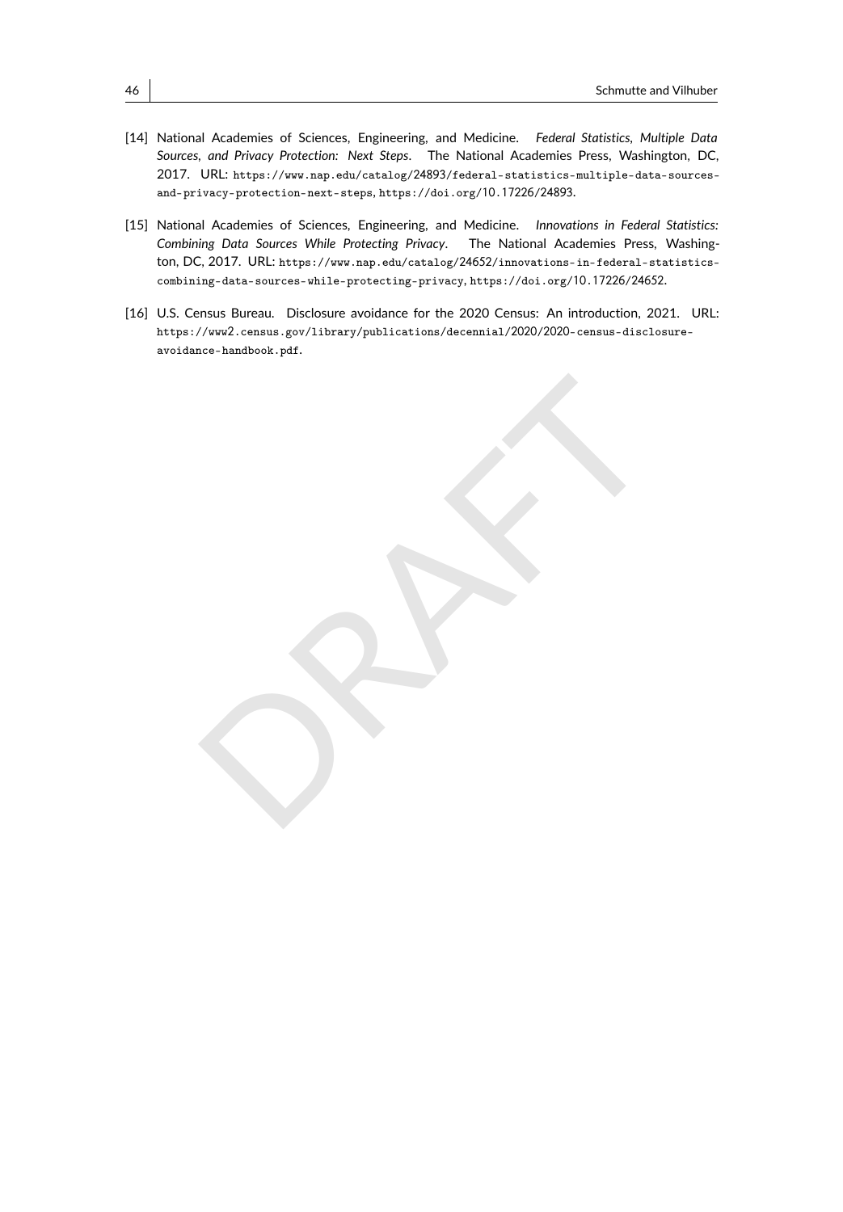[14] National Academies of Sciences, Engineering, and Medicine. *Federal Statistics, Multiple Data Sources, and Privacy Protection: Next Steps*. The National Academies Press, Washington, DC, 2017. URL: https://www.nap.edu/catalog/24893/federal-statistics-multiple-data-sources-and-privacy-protection-next-steps, https://doi.org/10.17226/24893.

[15] National Academies of Sciences, Engineering, and Medicine. *Innovations in Federal Statistics: Combining Data Sources While Protecting Privacy*. The National Academies Press, Washington, DC, 2017. URL: https://www.nap.edu/catalog/24652/innovations-in-federal-statistics-combining-data-sources-while-protecting-privacy, https://doi.org/10.17226/24652.

[16] U.S. Census Bureau. Disclosure avoidance for the 2020 Census: An introduction, 2021. URL: https://www2.census.gov/library/publications/decennial/2020/2020-census-disclosure-avoidance-handbook.pdf.